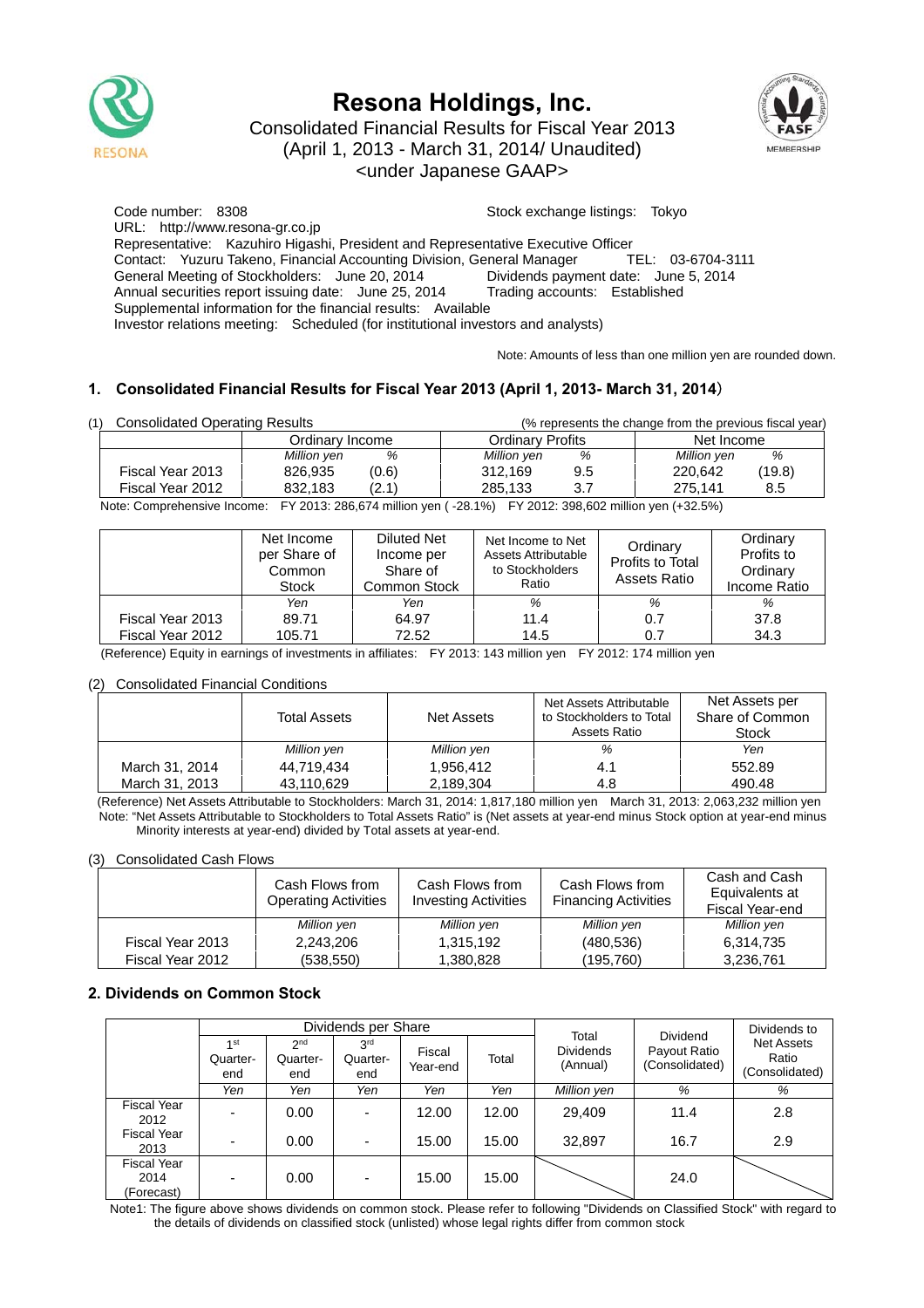# Resona Holdings, Inc.

Consolidated Financial Results for Fiscal Year 2013
(April 1, 2013 - March 31, 2014/ Unaudited)
<under Japanese GAAP>

Code number: 8308 Stock exchange listings: Tokyo
URL: http://www.resona-gr.co.jp
Representative: Kazuhiro Higashi, President and Representative Executive Officer
Contact: Yuzuru Takeno, Financial Accounting Division, General Manager TEL: 03-6704-3111
General Meeting of Stockholders: June 20, 2014 Dividends payment date: June 5, 2014
Annual securities report issuing date: June 25, 2014 Trading accounts: Established
Supplemental information for the financial results: Available
Investor relations meeting: Scheduled (for institutional investors and analysts)

Note: Amounts of less than one million yen are rounded down.

## 1. Consolidated Financial Results for Fiscal Year 2013 (April 1, 2013- March 31, 2014)

(1) Consolidated Operating Results (% represents the change from the previous fiscal year)

| | Ordinary Income | | Ordinary Profits | | Net Income | |
|---|---|---|---|---|---|---|
| | *Million yen* | *%* | *Million yen* | *%* | *Million yen* | *%* |
| Fiscal Year 2013 | 826,935 | (0.6) | 312,169 | 9.5 | 220,642 | (19.8) |
| Fiscal Year 2012 | 832,183 | (2.1) | 285,133 | 3.7 | 275,141 | 8.5 |

Note: Comprehensive Income: FY 2013: 286,674 million yen ( -28.1%) FY 2012: 398,602 million yen (+32.5%)

| | Net Income per Share of Common Stock | Diluted Net Income per Share of Common Stock | Net Income to Net Assets Attributable to Stockholders Ratio | Ordinary Profits to Total Assets Ratio | Ordinary Profits to Ordinary Income Ratio |
|---|---|---|---|---|---|
| | *Yen* | *Yen* | *%* | *%* | *%* |
| Fiscal Year 2013 | 89.71 | 64.97 | 11.4 | 0.7 | 37.8 |
| Fiscal Year 2012 | 105.71 | 72.52 | 14.5 | 0.7 | 34.3 |

(Reference) Equity in earnings of investments in affiliates: FY 2013: 143 million yen FY 2012: 174 million yen

(2) Consolidated Financial Conditions

| | Total Assets | Net Assets | Net Assets Attributable to Stockholders to Total Assets Ratio | Net Assets per Share of Common Stock |
|---|---|---|---|---|
| | *Million yen* | *Million yen* | *%* | *Yen* |
| March 31, 2014 | 44,719,434 | 1,956,412 | 4.1 | 552.89 |
| March 31, 2013 | 43,110,629 | 2,189,304 | 4.8 | 490.48 |

(Reference) Net Assets Attributable to Stockholders: March 31, 2014: 1,817,180 million yen March 31, 2013: 2,063,232 million yen
Note: "Net Assets Attributable to Stockholders to Total Assets Ratio" is (Net assets at year-end minus Stock option at year-end minus Minority interests at year-end) divided by Total assets at year-end.

(3) Consolidated Cash Flows

| | Cash Flows from Operating Activities | Cash Flows from Investing Activities | Cash Flows from Financing Activities | Cash and Cash Equivalents at Fiscal Year-end |
|---|---|---|---|---|
| | *Million yen* | *Million yen* | *Million yen* | *Million yen* |
| Fiscal Year 2013 | 2,243,206 | 1,315,192 | (480,536) | 6,314,735 |
| Fiscal Year 2012 | (538,550) | 1,380,828 | (195,760) | 3,236,761 |

## 2. Dividends on Common Stock

| | Dividends per Share | | | | | Total Dividends (Annual) | Dividend Payout Ratio (Consolidated) | Dividends to Net Assets Ratio (Consolidated) |
|---|---|---|---|---|---|---|---|---|
| | 1st Quarter-end | 2nd Quarter-end | 3rd Quarter-end | Fiscal Year-end | Total | | | |
| | *Yen* | *Yen* | *Yen* | *Yen* | *Yen* | *Million yen* | *%* | *%* |
| Fiscal Year 2012 | - | 0.00 | - | 12.00 | 12.00 | 29,409 | 11.4 | 2.8 |
| Fiscal Year 2013 | - | 0.00 | - | 15.00 | 15.00 | 32,897 | 16.7 | 2.9 |
| Fiscal Year 2014 (Forecast) | - | 0.00 | - | 15.00 | 15.00 | | 24.0 | |

Note1: The figure above shows dividends on common stock. Please refer to following "Dividends on Classified Stock" with regard to the details of dividends on classified stock (unlisted) whose legal rights differ from common stock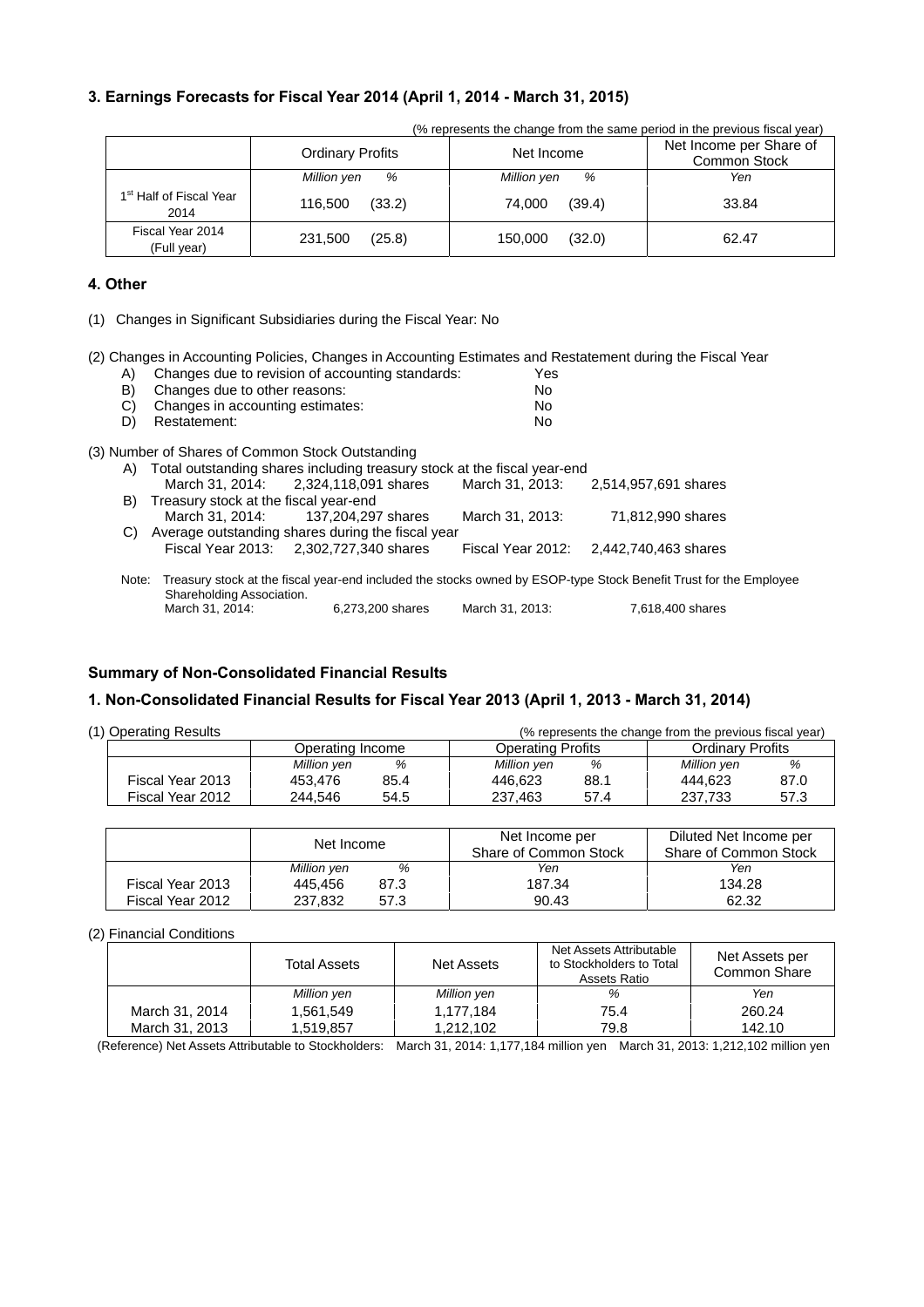### 3. Earnings Forecasts for Fiscal Year 2014 (April 1, 2014 - March 31, 2015)

(% represents the change from the same period in the previous fiscal year)

| | Ordinary Profits | | Net Income | | Net Income per Share of Common Stock |
|---|---|---|---|---|---|
| | *Million yen* | *%* | *Million yen* | *%* | *Yen* |
| 1st Half of Fiscal Year 2014 | 116,500 | (33.2) | 74,000 | (39.4) | 33.84 |
| Fiscal Year 2014 (Full year) | 231,500 | (25.8) | 150,000 | (32.0) | 62.47 |

### 4. Other

(1) Changes in Significant Subsidiaries during the Fiscal Year: No

(2) Changes in Accounting Policies, Changes in Accounting Estimates and Restatement during the Fiscal Year

A) Changes due to revision of accounting standards: Yes
B) Changes due to other reasons: No
C) Changes in accounting estimates: No
D) Restatement: No

(3) Number of Shares of Common Stock Outstanding

A) Total outstanding shares including treasury stock at the fiscal year-end
March 31, 2014: 2,324,118,091 shares March 31, 2013: 2,514,957,691 shares

B) Treasury stock at the fiscal year-end
March 31, 2014: 137,204,297 shares March 31, 2013: 71,812,990 shares

C) Average outstanding shares during the fiscal year
Fiscal Year 2013: 2,302,727,340 shares Fiscal Year 2012: 2,442,740,463 shares

Note: Treasury stock at the fiscal year-end included the stocks owned by ESOP-type Stock Benefit Trust for the Employee Shareholding Association.
March 31, 2014: 6,273,200 shares March 31, 2013: 7,618,400 shares

### Summary of Non-Consolidated Financial Results

### 1. Non-Consolidated Financial Results for Fiscal Year 2013 (April 1, 2013 - March 31, 2014)

(1) Operating Results (% represents the change from the previous fiscal year)

| | Operating Income | | Operating Profits | | Ordinary Profits | |
|---|---|---|---|---|---|---|
| | *Million yen* | *%* | *Million yen* | *%* | *Million yen* | *%* |
| Fiscal Year 2013 | 453,476 | 85.4 | 446,623 | 88.1 | 444,623 | 87.0 |
| Fiscal Year 2012 | 244,546 | 54.5 | 237,463 | 57.4 | 237,733 | 57.3 |

| | Net Income | | Net Income per Share of Common Stock | Diluted Net Income per Share of Common Stock |
|---|---|---|---|---|
| | *Million yen* | *%* | *Yen* | *Yen* |
| Fiscal Year 2013 | 445,456 | 87.3 | 187.34 | 134.28 |
| Fiscal Year 2012 | 237,832 | 57.3 | 90.43 | 62.32 |

(2) Financial Conditions

| | Total Assets | Net Assets | Net Assets Attributable to Stockholders to Total Assets Ratio | Net Assets per Common Share |
|---|---|---|---|---|
| | *Million yen* | *Million yen* | *%* | *Yen* |
| March 31, 2014 | 1,561,549 | 1,177,184 | 75.4 | 260.24 |
| March 31, 2013 | 1,519,857 | 1,212,102 | 79.8 | 142.10 |

(Reference) Net Assets Attributable to Stockholders: March 31, 2014: 1,177,184 million yen March 31, 2013: 1,212,102 million yen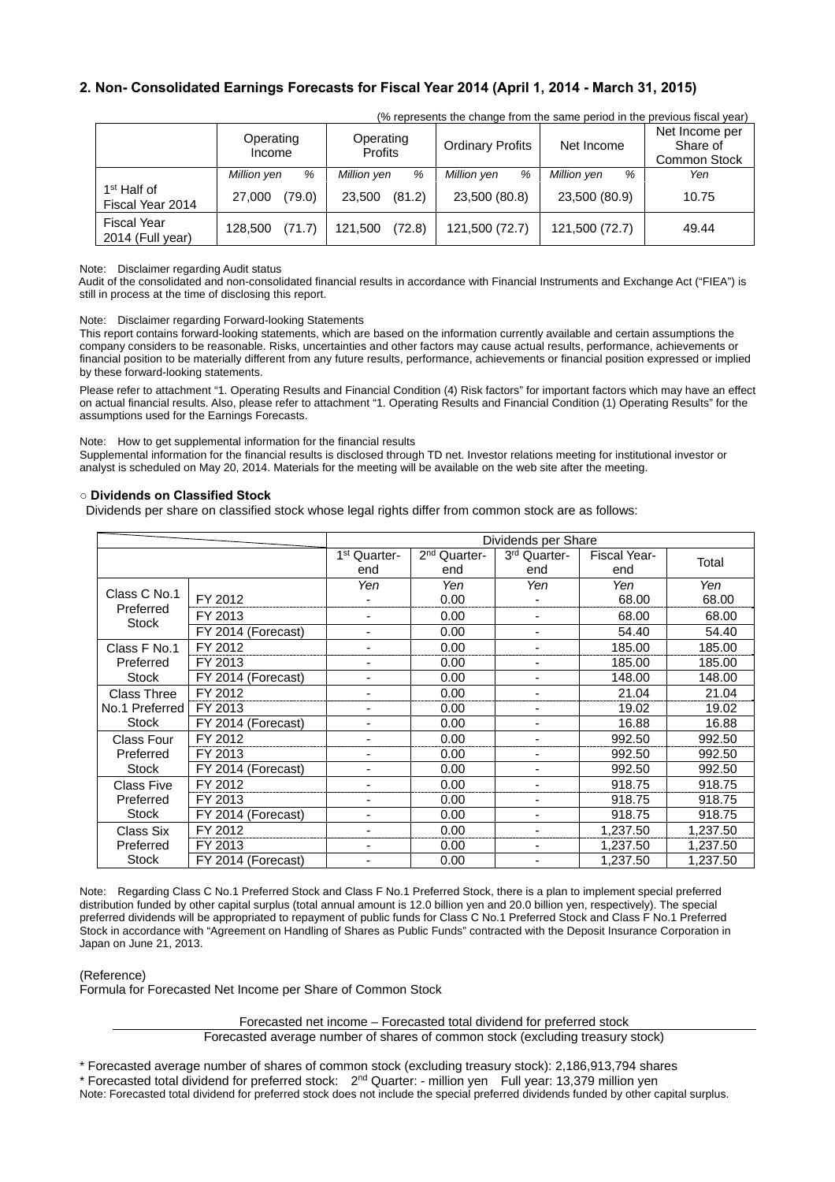## 2. Non- Consolidated Earnings Forecasts for Fiscal Year 2014 (April 1, 2014 - March 31, 2015)

(% represents the change from the same period in the previous fiscal year)

| | Operating Income | | Operating Profits | | Ordinary Profits | Net Income | Net Income per Share of Common Stock |
|---|---|---|---|---|---|---|---|
| | *Million yen* | *%* | *Million yen* | *%* | *Million yen %* | *Million yen %* | *Yen* |
| 1st Half of Fiscal Year 2014 | 27,000 | (79.0) | 23,500 | (81.2) | 23,500 (80.8) | 23,500 (80.9) | 10.75 |
| Fiscal Year 2014 (Full year) | 128,500 | (71.7) | 121,500 | (72.8) | 121,500 (72.7) | 121,500 (72.7) | 49.44 |

Note: Disclaimer regarding Audit status

Audit of the consolidated and non-consolidated financial results in accordance with Financial Instruments and Exchange Act ("FIEA") is still in process at the time of disclosing this report.

Note: Disclaimer regarding Forward-looking Statements

This report contains forward-looking statements, which are based on the information currently available and certain assumptions the company considers to be reasonable. Risks, uncertainties and other factors may cause actual results, performance, achievements or financial position to be materially different from any future results, performance, achievements or financial position expressed or implied by these forward-looking statements.

Please refer to attachment "1. Operating Results and Financial Condition (4) Risk factors" for important factors which may have an effect on actual financial results. Also, please refer to attachment "1. Operating Results and Financial Condition (1) Operating Results" for the assumptions used for the Earnings Forecasts.

Note: How to get supplemental information for the financial results

Supplemental information for the financial results is disclosed through TD net. Investor relations meeting for institutional investor or analyst is scheduled on May 20, 2014. Materials for the meeting will be available on the web site after the meeting.

### ○ Dividends on Classified Stock

Dividends per share on classified stock whose legal rights differ from common stock are as follows:

| | | Dividends per Share | | | | |
|---|---|---|---|---|---|---|
| | | 1st Quarter-end | 2nd Quarter-end | 3rd Quarter-end | Fiscal Year-end | Total |
| | | Yen | Yen | Yen | Yen | Yen |
| Class C No.1 Preferred Stock | FY 2012 | - | 0.00 | - | 68.00 | 68.00 |
| | FY 2013 | - | 0.00 | - | 68.00 | 68.00 |
| | FY 2014 (Forecast) | - | 0.00 | - | 54.40 | 54.40 |
| Class F No.1 Preferred Stock | FY 2012 | - | 0.00 | - | 185.00 | 185.00 |
| | FY 2013 | - | 0.00 | - | 185.00 | 185.00 |
| | FY 2014 (Forecast) | - | 0.00 | - | 148.00 | 148.00 |
| Class Three No.1 Preferred Stock | FY 2012 | - | 0.00 | - | 21.04 | 21.04 |
| | FY 2013 | - | 0.00 | - | 19.02 | 19.02 |
| | FY 2014 (Forecast) | - | 0.00 | - | 16.88 | 16.88 |
| Class Four Preferred Stock | FY 2012 | - | 0.00 | - | 992.50 | 992.50 |
| | FY 2013 | - | 0.00 | - | 992.50 | 992.50 |
| | FY 2014 (Forecast) | - | 0.00 | - | 992.50 | 992.50 |
| Class Five Preferred Stock | FY 2012 | - | 0.00 | - | 918.75 | 918.75 |
| | FY 2013 | - | 0.00 | - | 918.75 | 918.75 |
| | FY 2014 (Forecast) | - | 0.00 | - | 918.75 | 918.75 |
| Class Six Preferred Stock | FY 2012 | - | 0.00 | - | 1,237.50 | 1,237.50 |
| | FY 2013 | - | 0.00 | - | 1,237.50 | 1,237.50 |
| | FY 2014 (Forecast) | - | 0.00 | - | 1,237.50 | 1,237.50 |

Note: Regarding Class C No.1 Preferred Stock and Class F No.1 Preferred Stock, there is a plan to implement special preferred distribution funded by other capital surplus (total annual amount is 12.0 billion yen and 20.0 billion yen, respectively). The special preferred dividends will be appropriated to repayment of public funds for Class C No.1 Preferred Stock and Class F No.1 Preferred Stock in accordance with "Agreement on Handling of Shares as Public Funds" contracted with the Deposit Insurance Corporation in Japan on June 21, 2013.

(Reference)

Formula for Forecasted Net Income per Share of Common Stock

$$\frac{\text{Forecasted net income} - \text{Forecasted total dividend for preferred stock}}{\text{Forecasted average number of shares of common stock (excluding treasury stock)}}$$

* Forecasted average number of shares of common stock (excluding treasury stock): 2,186,913,794 shares
* Forecasted total dividend for preferred stock: 2nd Quarter: - million yen Full year: 13,379 million yen

Note: Forecasted total dividend for preferred stock does not include the special preferred dividends funded by other capital surplus.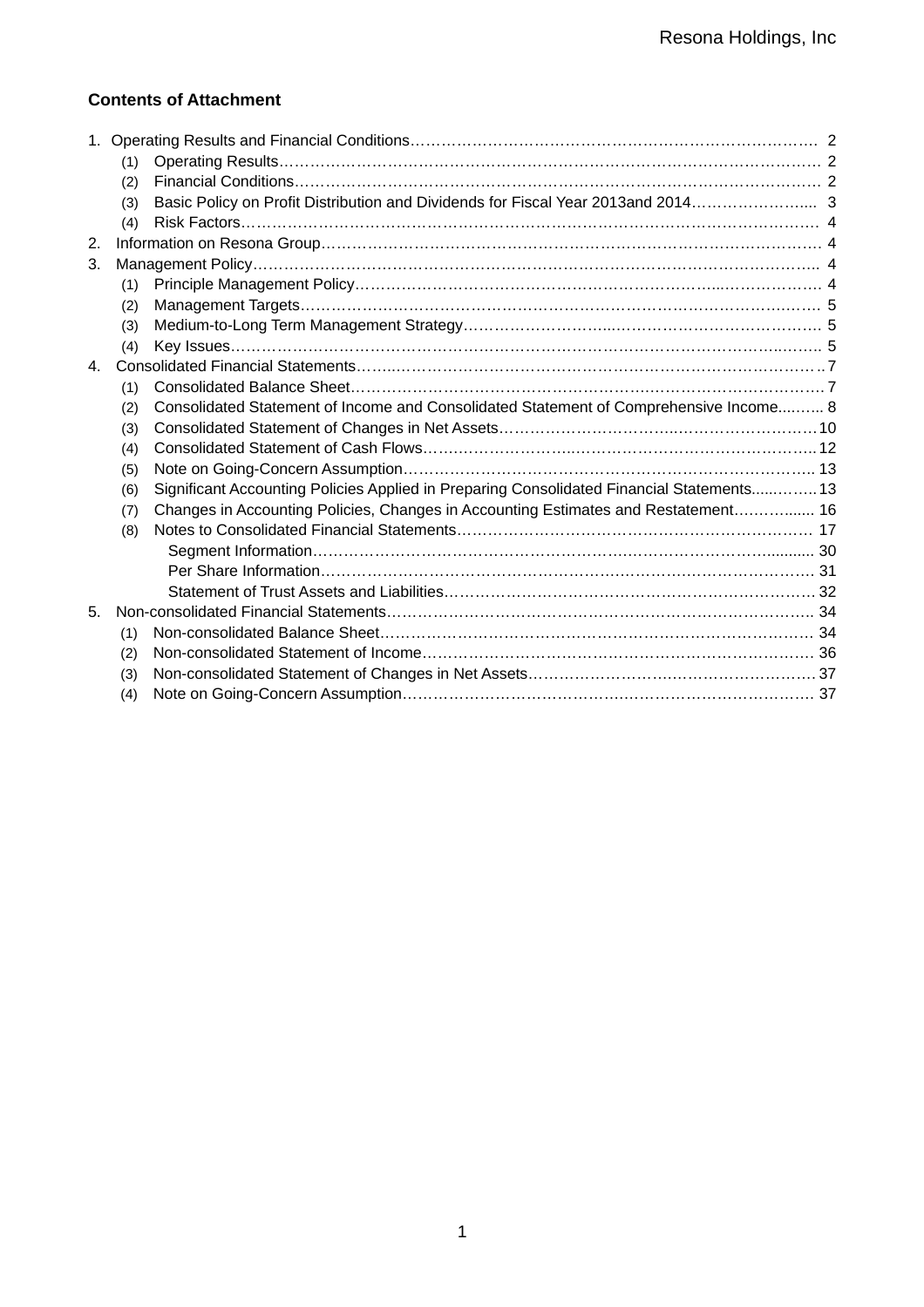## Contents of Attachment

1. Operating Results and Financial Conditions …… 2
   - (1) Operating Results …… 2
   - (2) Financial Conditions …… 2
   - (3) Basic Policy on Profit Distribution and Dividends for Fiscal Year 2013and 2014 …… 3
   - (4) Risk Factors …… 4
2. Information on Resona Group …… 4
3. Management Policy …… 4
   - (1) Principle Management Policy …… 4
   - (2) Management Targets …… 5
   - (3) Medium-to-Long Term Management Strategy …… 5
   - (4) Key Issues …… 5
4. Consolidated Financial Statements …… 7
   - (1) Consolidated Balance Sheet …… 7
   - (2) Consolidated Statement of Income and Consolidated Statement of Comprehensive Income …… 8
   - (3) Consolidated Statement of Changes in Net Assets …… 10
   - (4) Consolidated Statement of Cash Flows …… 12
   - (5) Note on Going-Concern Assumption …… 13
   - (6) Significant Accounting Policies Applied in Preparing Consolidated Financial Statements …… 13
   - (7) Changes in Accounting Policies, Changes in Accounting Estimates and Restatement …… 16
   - (8) Notes to Consolidated Financial Statements …… 17
     - Segment Information …… 30
     - Per Share Information …… 31
     - Statement of Trust Assets and Liabilities …… 32
5. Non-consolidated Financial Statements …… 34
   - (1) Non-consolidated Balance Sheet …… 34
   - (2) Non-consolidated Statement of Income …… 36
   - (3) Non-consolidated Statement of Changes in Net Assets …… 37
   - (4) Note on Going-Concern Assumption …… 37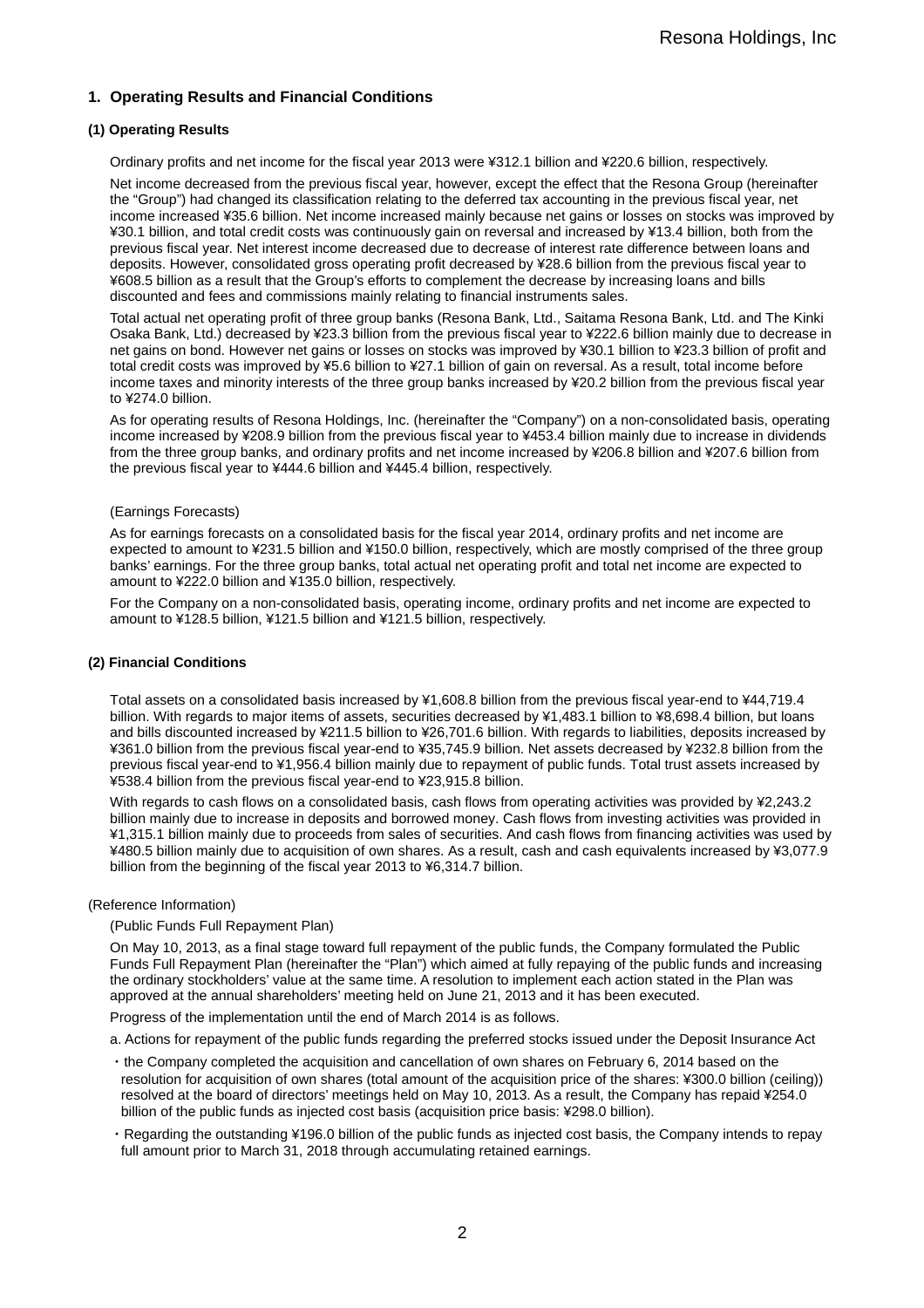## 1. Operating Results and Financial Conditions

### (1) Operating Results

Ordinary profits and net income for the fiscal year 2013 were ¥312.1 billion and ¥220.6 billion, respectively.

Net income decreased from the previous fiscal year, however, except the effect that the Resona Group (hereinafter the "Group") had changed its classification relating to the deferred tax accounting in the previous fiscal year, net income increased ¥35.6 billion. Net income increased mainly because net gains or losses on stocks was improved by ¥30.1 billion, and total credit costs was continuously gain on reversal and increased by ¥13.4 billion, both from the previous fiscal year. Net interest income decreased due to decrease of interest rate difference between loans and deposits. However, consolidated gross operating profit decreased by ¥28.6 billion from the previous fiscal year to ¥608.5 billion as a result that the Group's efforts to complement the decrease by increasing loans and bills discounted and fees and commissions mainly relating to financial instruments sales.

Total actual net operating profit of three group banks (Resona Bank, Ltd., Saitama Resona Bank, Ltd. and The Kinki Osaka Bank, Ltd.) decreased by ¥23.3 billion from the previous fiscal year to ¥222.6 billion mainly due to decrease in net gains on bond. However net gains or losses on stocks was improved by ¥30.1 billion to ¥23.3 billion of profit and total credit costs was improved by ¥5.6 billion to ¥27.1 billion of gain on reversal. As a result, total income before income taxes and minority interests of the three group banks increased by ¥20.2 billion from the previous fiscal year to ¥274.0 billion.

As for operating results of Resona Holdings, Inc. (hereinafter the "Company") on a non-consolidated basis, operating income increased by ¥208.9 billion from the previous fiscal year to ¥453.4 billion mainly due to increase in dividends from the three group banks, and ordinary profits and net income increased by ¥206.8 billion and ¥207.6 billion from the previous fiscal year to ¥444.6 billion and ¥445.4 billion, respectively.

(Earnings Forecasts)

As for earnings forecasts on a consolidated basis for the fiscal year 2014, ordinary profits and net income are expected to amount to ¥231.5 billion and ¥150.0 billion, respectively, which are mostly comprised of the three group banks' earnings. For the three group banks, total actual net operating profit and total net income are expected to amount to ¥222.0 billion and ¥135.0 billion, respectively.

For the Company on a non-consolidated basis, operating income, ordinary profits and net income are expected to amount to ¥128.5 billion, ¥121.5 billion and ¥121.5 billion, respectively.

### (2) Financial Conditions

Total assets on a consolidated basis increased by ¥1,608.8 billion from the previous fiscal year-end to ¥44,719.4 billion. With regards to major items of assets, securities decreased by ¥1,483.1 billion to ¥8,698.4 billion, but loans and bills discounted increased by ¥211.5 billion to ¥26,701.6 billion. With regards to liabilities, deposits increased by ¥361.0 billion from the previous fiscal year-end to ¥35,745.9 billion. Net assets decreased by ¥232.8 billion from the previous fiscal year-end to ¥1,956.4 billion mainly due to repayment of public funds. Total trust assets increased by ¥538.4 billion from the previous fiscal year-end to ¥23,915.8 billion.

With regards to cash flows on a consolidated basis, cash flows from operating activities was provided by ¥2,243.2 billion mainly due to increase in deposits and borrowed money. Cash flows from investing activities was provided in ¥1,315.1 billion mainly due to proceeds from sales of securities. And cash flows from financing activities was used by ¥480.5 billion mainly due to acquisition of own shares. As a result, cash and cash equivalents increased by ¥3,077.9 billion from the beginning of the fiscal year 2013 to ¥6,314.7 billion.

(Reference Information)

(Public Funds Full Repayment Plan)

On May 10, 2013, as a final stage toward full repayment of the public funds, the Company formulated the Public Funds Full Repayment Plan (hereinafter the "Plan") which aimed at fully repaying of the public funds and increasing the ordinary stockholders' value at the same time. A resolution to implement each action stated in the Plan was approved at the annual shareholders' meeting held on June 21, 2013 and it has been executed.

Progress of the implementation until the end of March 2014 is as follows.

a. Actions for repayment of the public funds regarding the preferred stocks issued under the Deposit Insurance Act

- the Company completed the acquisition and cancellation of own shares on February 6, 2014 based on the resolution for acquisition of own shares (total amount of the acquisition price of the shares: ¥300.0 billion (ceiling)) resolved at the board of directors' meetings held on May 10, 2013. As a result, the Company has repaid ¥254.0 billion of the public funds as injected cost basis (acquisition price basis: ¥298.0 billion).
- Regarding the outstanding ¥196.0 billion of the public funds as injected cost basis, the Company intends to repay full amount prior to March 31, 2018 through accumulating retained earnings.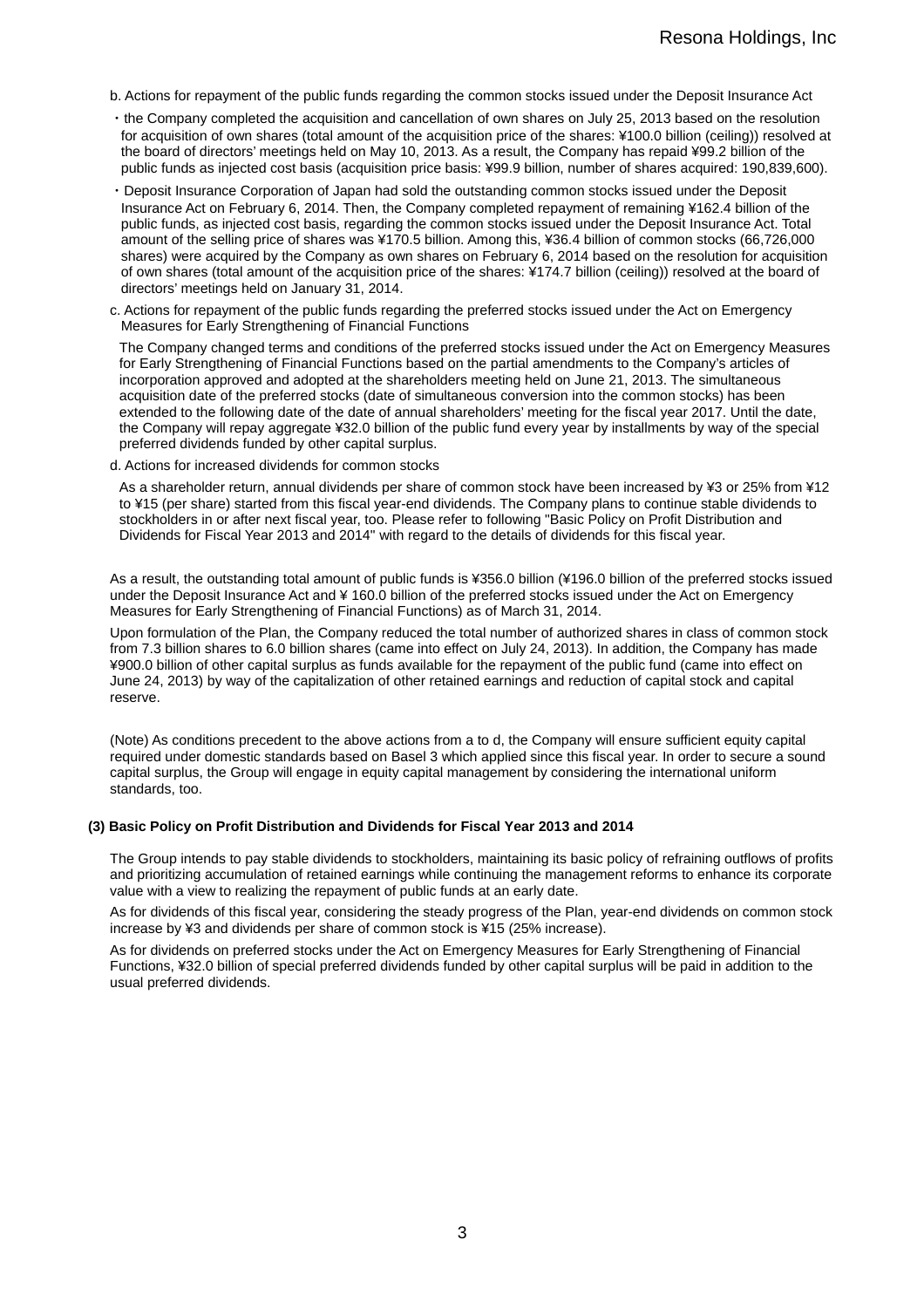b. Actions for repayment of the public funds regarding the common stocks issued under the Deposit Insurance Act

・the Company completed the acquisition and cancellation of own shares on July 25, 2013 based on the resolution for acquisition of own shares (total amount of the acquisition price of the shares: ¥100.0 billion (ceiling)) resolved at the board of directors' meetings held on May 10, 2013. As a result, the Company has repaid ¥99.2 billion of the public funds as injected cost basis (acquisition price basis: ¥99.9 billion, number of shares acquired: 190,839,600).

・Deposit Insurance Corporation of Japan had sold the outstanding common stocks issued under the Deposit Insurance Act on February 6, 2014. Then, the Company completed repayment of remaining ¥162.4 billion of the public funds, as injected cost basis, regarding the common stocks issued under the Deposit Insurance Act. Total amount of the selling price of shares was ¥170.5 billion. Among this, ¥36.4 billion of common stocks (66,726,000 shares) were acquired by the Company as own shares on February 6, 2014 based on the resolution for acquisition of own shares (total amount of the acquisition price of the shares: ¥174.7 billion (ceiling)) resolved at the board of directors' meetings held on January 31, 2014.

c. Actions for repayment of the public funds regarding the preferred stocks issued under the Act on Emergency Measures for Early Strengthening of Financial Functions

The Company changed terms and conditions of the preferred stocks issued under the Act on Emergency Measures for Early Strengthening of Financial Functions based on the partial amendments to the Company's articles of incorporation approved and adopted at the shareholders meeting held on June 21, 2013. The simultaneous acquisition date of the preferred stocks (date of simultaneous conversion into the common stocks) has been extended to the following date of the date of annual shareholders' meeting for the fiscal year 2017. Until the date, the Company will repay aggregate ¥32.0 billion of the public fund every year by installments by way of the special preferred dividends funded by other capital surplus.

d. Actions for increased dividends for common stocks

As a shareholder return, annual dividends per share of common stock have been increased by ¥3 or 25% from ¥12 to ¥15 (per share) started from this fiscal year-end dividends. The Company plans to continue stable dividends to stockholders in or after next fiscal year, too. Please refer to following "Basic Policy on Profit Distribution and Dividends for Fiscal Year 2013 and 2014" with regard to the details of dividends for this fiscal year.

As a result, the outstanding total amount of public funds is ¥356.0 billion (¥196.0 billion of the preferred stocks issued under the Deposit Insurance Act and ¥ 160.0 billion of the preferred stocks issued under the Act on Emergency Measures for Early Strengthening of Financial Functions) as of March 31, 2014.

Upon formulation of the Plan, the Company reduced the total number of authorized shares in class of common stock from 7.3 billion shares to 6.0 billion shares (came into effect on July 24, 2013). In addition, the Company has made ¥900.0 billion of other capital surplus as funds available for the repayment of the public fund (came into effect on June 24, 2013) by way of the capitalization of other retained earnings and reduction of capital stock and capital reserve.

(Note) As conditions precedent to the above actions from a to d, the Company will ensure sufficient equity capital required under domestic standards based on Basel 3 which applied since this fiscal year. In order to secure a sound capital surplus, the Group will engage in equity capital management by considering the international uniform standards, too.

### (3) Basic Policy on Profit Distribution and Dividends for Fiscal Year 2013 and 2014

The Group intends to pay stable dividends to stockholders, maintaining its basic policy of refraining outflows of profits and prioritizing accumulation of retained earnings while continuing the management reforms to enhance its corporate value with a view to realizing the repayment of public funds at an early date.

As for dividends of this fiscal year, considering the steady progress of the Plan, year-end dividends on common stock increase by ¥3 and dividends per share of common stock is ¥15 (25% increase).

As for dividends on preferred stocks under the Act on Emergency Measures for Early Strengthening of Financial Functions, ¥32.0 billion of special preferred dividends funded by other capital surplus will be paid in addition to the usual preferred dividends.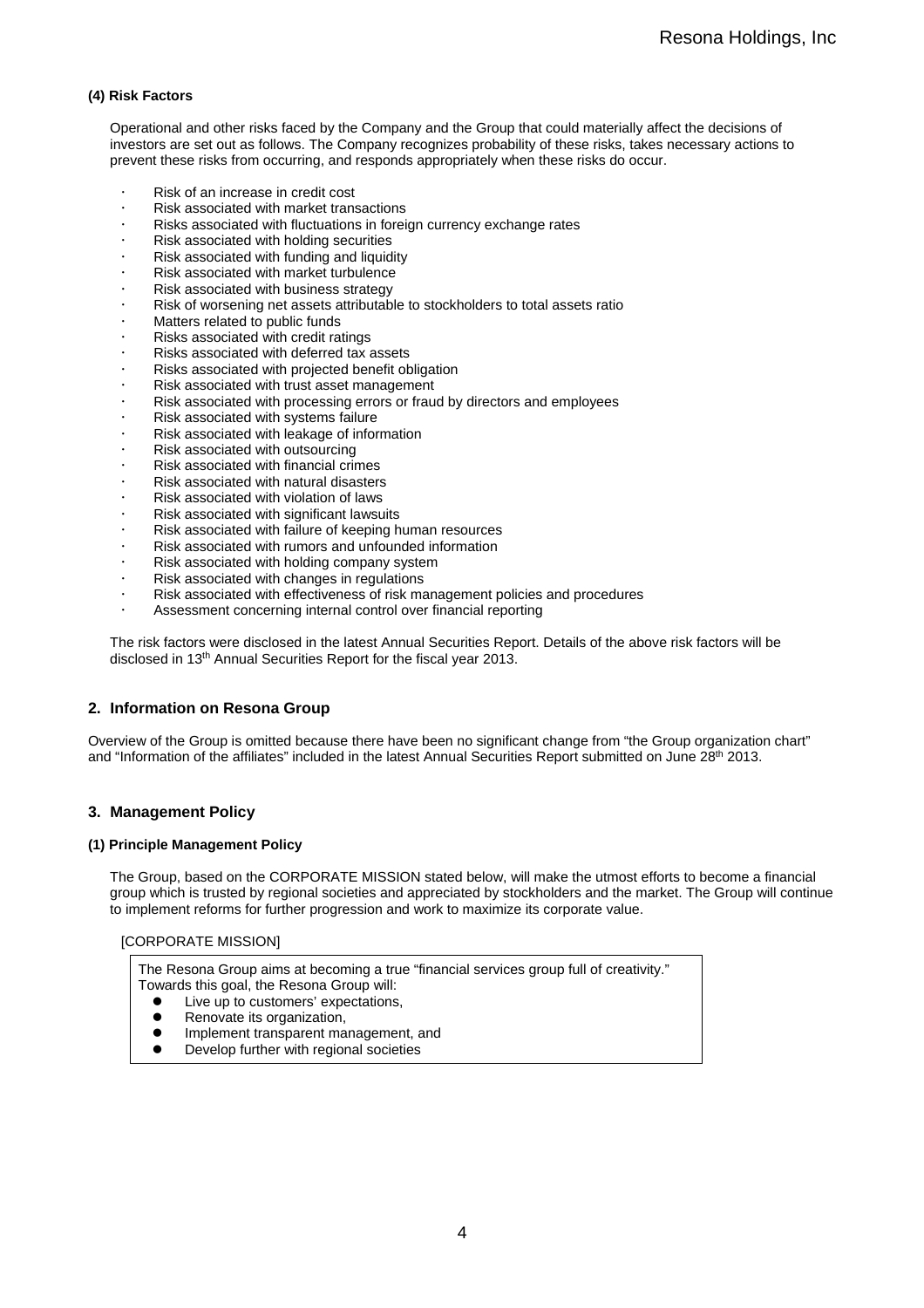#### (4) Risk Factors

Operational and other risks faced by the Company and the Group that could materially affect the decisions of investors are set out as follows. The Company recognizes probability of these risks, takes necessary actions to prevent these risks from occurring, and responds appropriately when these risks do occur.

- Risk of an increase in credit cost
- Risk associated with market transactions
- Risks associated with fluctuations in foreign currency exchange rates
- Risk associated with holding securities
- Risk associated with funding and liquidity
- Risk associated with market turbulence
- Risk associated with business strategy
- Risk of worsening net assets attributable to stockholders to total assets ratio
- Matters related to public funds
- Risks associated with credit ratings
- Risks associated with deferred tax assets
- Risks associated with projected benefit obligation
- Risk associated with trust asset management
- Risk associated with processing errors or fraud by directors and employees
- Risk associated with systems failure
- Risk associated with leakage of information
- Risk associated with outsourcing
- Risk associated with financial crimes
- Risk associated with natural disasters
- Risk associated with violation of laws
- Risk associated with significant lawsuits
- Risk associated with failure of keeping human resources
- Risk associated with rumors and unfounded information
- Risk associated with holding company system
- Risk associated with changes in regulations
- Risk associated with effectiveness of risk management policies and procedures
- Assessment concerning internal control over financial reporting

The risk factors were disclosed in the latest Annual Securities Report. Details of the above risk factors will be disclosed in 13th Annual Securities Report for the fiscal year 2013.

## 2. Information on Resona Group

Overview of the Group is omitted because there have been no significant change from "the Group organization chart" and "Information of the affiliates" included in the latest Annual Securities Report submitted on June 28th 2013.

## 3. Management Policy

#### (1) Principle Management Policy

The Group, based on the CORPORATE MISSION stated below, will make the utmost efforts to become a financial group which is trusted by regional societies and appreciated by stockholders and the market. The Group will continue to implement reforms for further progression and work to maximize its corporate value.

[CORPORATE MISSION]

The Resona Group aims at becoming a true "financial services group full of creativity."
Towards this goal, the Resona Group will:

- Live up to customers' expectations,
- Renovate its organization,
- Implement transparent management, and
- Develop further with regional societies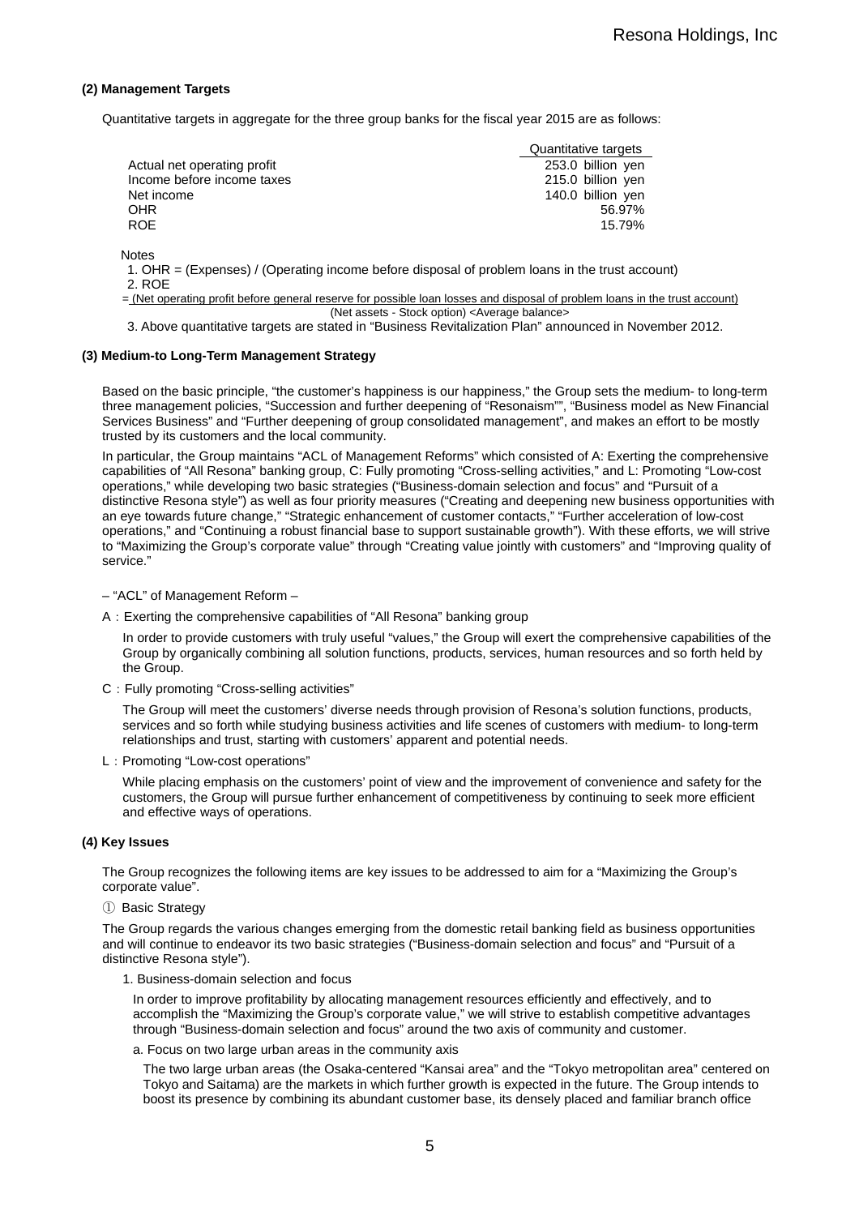**(2) Management Targets**

Quantitative targets in aggregate for the three group banks for the fiscal year 2015 are as follows:

| | Quantitative targets |
|---|---|
| Actual net operating profit | 253.0 billion yen |
| Income before income taxes | 215.0 billion yen |
| Net income | 140.0 billion yen |
| OHR | 56.97% |
| ROE | 15.79% |

Notes

1. OHR = (Expenses) / (Operating income before disposal of problem loans in the trust account)
2. ROE

$$= \frac{\text{(Net operating profit before general reserve for possible loan losses and disposal of problem loans in the trust account)}}{\text{(Net assets - Stock option) <Average balance>}}$$

3. Above quantitative targets are stated in "Business Revitalization Plan" announced in November 2012.

**(3) Medium-to Long-Term Management Strategy**

Based on the basic principle, "the customer's happiness is our happiness," the Group sets the medium- to long-term three management policies, "Succession and further deepening of "Resonaism"", "Business model as New Financial Services Business" and "Further deepening of group consolidated management", and makes an effort to be mostly trusted by its customers and the local community.

In particular, the Group maintains "ACL of Management Reforms" which consisted of A: Exerting the comprehensive capabilities of "All Resona" banking group, C: Fully promoting "Cross-selling activities," and L: Promoting "Low-cost operations," while developing two basic strategies ("Business-domain selection and focus" and "Pursuit of a distinctive Resona style") as well as four priority measures ("Creating and deepening new business opportunities with an eye towards future change," "Strategic enhancement of customer contacts," "Further acceleration of low-cost operations," and "Continuing a robust financial base to support sustainable growth"). With these efforts, we will strive to "Maximizing the Group's corporate value" through "Creating value jointly with customers" and "Improving quality of service."

– "ACL" of Management Reform –

A：Exerting the comprehensive capabilities of "All Resona" banking group

In order to provide customers with truly useful "values," the Group will exert the comprehensive capabilities of the Group by organically combining all solution functions, products, services, human resources and so forth held by the Group.

C：Fully promoting "Cross-selling activities"

The Group will meet the customers' diverse needs through provision of Resona's solution functions, products, services and so forth while studying business activities and life scenes of customers with medium- to long-term relationships and trust, starting with customers' apparent and potential needs.

L：Promoting "Low-cost operations"

While placing emphasis on the customers' point of view and the improvement of convenience and safety for the customers, the Group will pursue further enhancement of competitiveness by continuing to seek more efficient and effective ways of operations.

**(4) Key Issues**

The Group recognizes the following items are key issues to be addressed to aim for a "Maximizing the Group's corporate value".

① Basic Strategy

The Group regards the various changes emerging from the domestic retail banking field as business opportunities and will continue to endeavor its two basic strategies ("Business-domain selection and focus" and "Pursuit of a distinctive Resona style").

1. Business-domain selection and focus

In order to improve profitability by allocating management resources efficiently and effectively, and to accomplish the "Maximizing the Group's corporate value," we will strive to establish competitive advantages through "Business-domain selection and focus" around the two axis of community and customer.

a. Focus on two large urban areas in the community axis

The two large urban areas (the Osaka-centered "Kansai area" and the "Tokyo metropolitan area" centered on Tokyo and Saitama) are the markets in which further growth is expected in the future. The Group intends to boost its presence by combining its abundant customer base, its densely placed and familiar branch office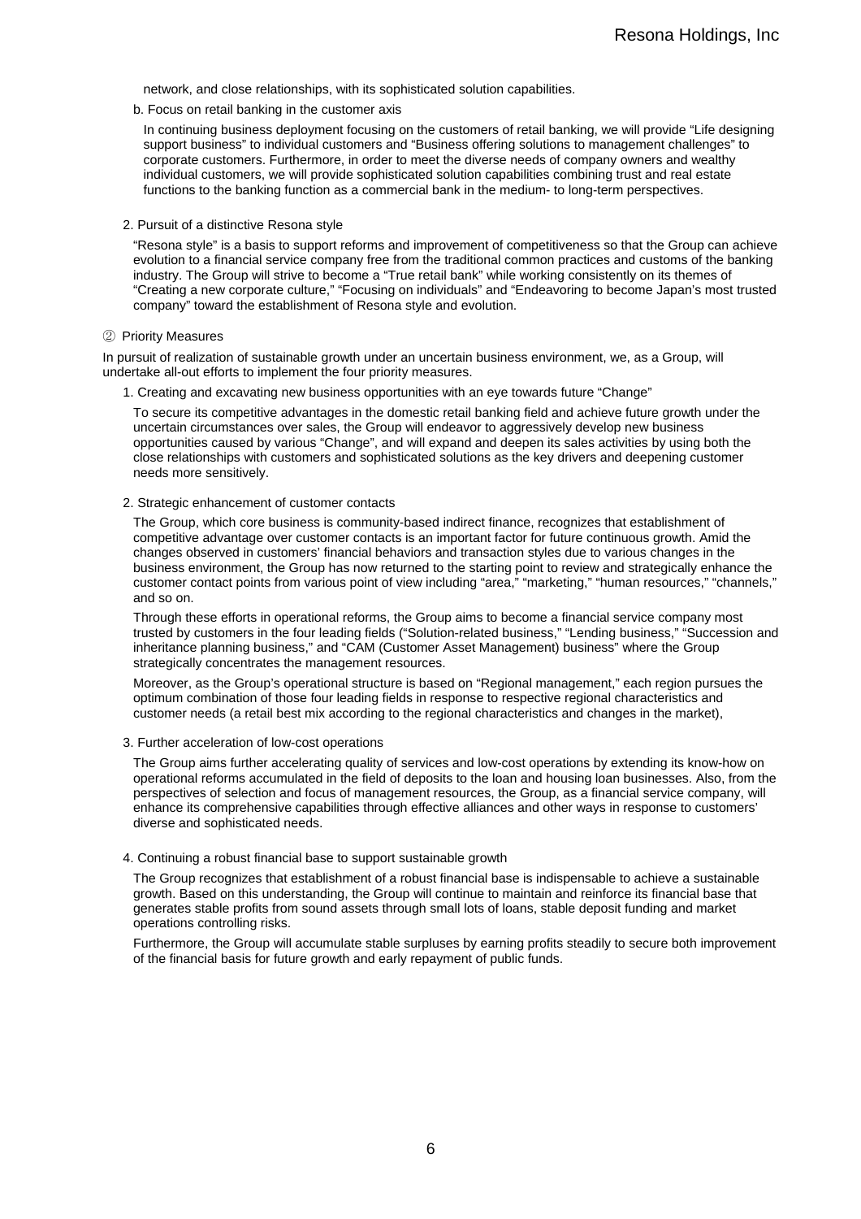network, and close relationships, with its sophisticated solution capabilities.

b. Focus on retail banking in the customer axis

In continuing business deployment focusing on the customers of retail banking, we will provide "Life designing support business" to individual customers and "Business offering solutions to management challenges" to corporate customers. Furthermore, in order to meet the diverse needs of company owners and wealthy individual customers, we will provide sophisticated solution capabilities combining trust and real estate functions to the banking function as a commercial bank in the medium- to long-term perspectives.

2. Pursuit of a distinctive Resona style

"Resona style" is a basis to support reforms and improvement of competitiveness so that the Group can achieve evolution to a financial service company free from the traditional common practices and customs of the banking industry. The Group will strive to become a "True retail bank" while working consistently on its themes of "Creating a new corporate culture," "Focusing on individuals" and "Endeavoring to become Japan's most trusted company" toward the establishment of Resona style and evolution.

② Priority Measures

In pursuit of realization of sustainable growth under an uncertain business environment, we, as a Group, will undertake all-out efforts to implement the four priority measures.

1. Creating and excavating new business opportunities with an eye towards future "Change"

To secure its competitive advantages in the domestic retail banking field and achieve future growth under the uncertain circumstances over sales, the Group will endeavor to aggressively develop new business opportunities caused by various "Change", and will expand and deepen its sales activities by using both the close relationships with customers and sophisticated solutions as the key drivers and deepening customer needs more sensitively.

2. Strategic enhancement of customer contacts

The Group, which core business is community-based indirect finance, recognizes that establishment of competitive advantage over customer contacts is an important factor for future continuous growth. Amid the changes observed in customers' financial behaviors and transaction styles due to various changes in the business environment, the Group has now returned to the starting point to review and strategically enhance the customer contact points from various point of view including "area," "marketing," "human resources," "channels," and so on.

Through these efforts in operational reforms, the Group aims to become a financial service company most trusted by customers in the four leading fields ("Solution-related business," "Lending business," "Succession and inheritance planning business," and "CAM (Customer Asset Management) business" where the Group strategically concentrates the management resources.

Moreover, as the Group's operational structure is based on "Regional management," each region pursues the optimum combination of those four leading fields in response to respective regional characteristics and customer needs (a retail best mix according to the regional characteristics and changes in the market),

3. Further acceleration of low-cost operations

The Group aims further accelerating quality of services and low-cost operations by extending its know-how on operational reforms accumulated in the field of deposits to the loan and housing loan businesses. Also, from the perspectives of selection and focus of management resources, the Group, as a financial service company, will enhance its comprehensive capabilities through effective alliances and other ways in response to customers' diverse and sophisticated needs.

4. Continuing a robust financial base to support sustainable growth

The Group recognizes that establishment of a robust financial base is indispensable to achieve a sustainable growth. Based on this understanding, the Group will continue to maintain and reinforce its financial base that generates stable profits from sound assets through small lots of loans, stable deposit funding and market operations controlling risks.

Furthermore, the Group will accumulate stable surpluses by earning profits steadily to secure both improvement of the financial basis for future growth and early repayment of public funds.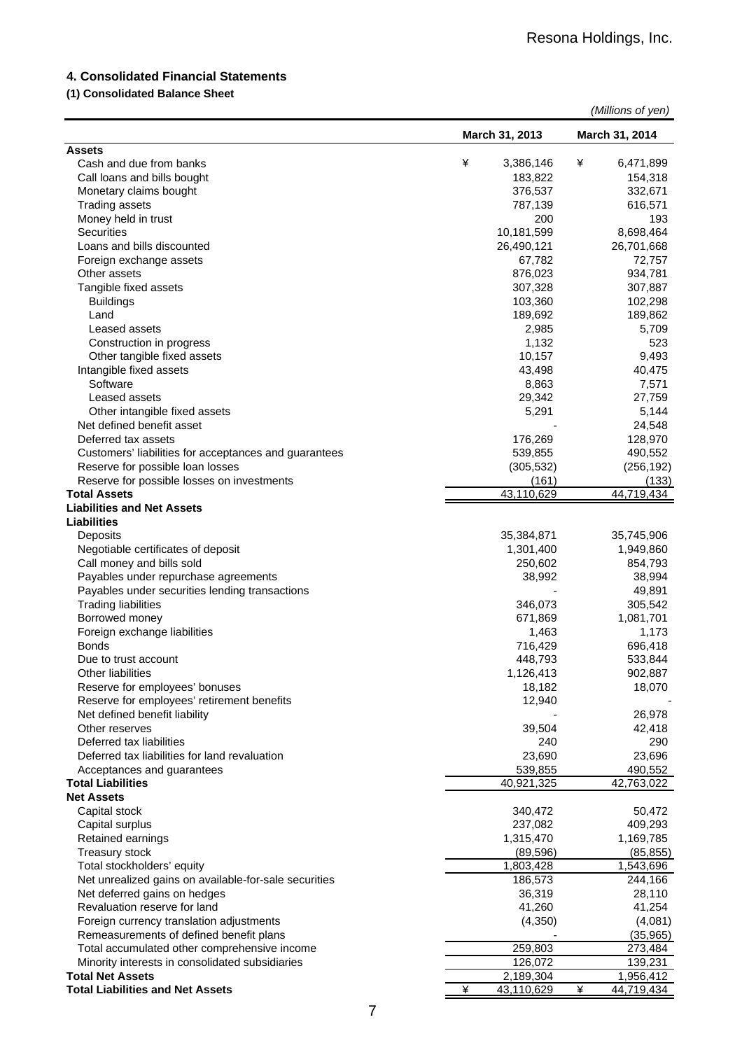## 4. Consolidated Financial Statements

### (1) Consolidated Balance Sheet

*(Millions of yen)*

| | March 31, 2013 | March 31, 2014 |
|---|---|---|
| **Assets** | | |
| Cash and due from banks | ¥ 3,386,146 | ¥ 6,471,899 |
| Call loans and bills bought | 183,822 | 154,318 |
| Monetary claims bought | 376,537 | 332,671 |
| Trading assets | 787,139 | 616,571 |
| Money held in trust | 200 | 193 |
| Securities | 10,181,599 | 8,698,464 |
| Loans and bills discounted | 26,490,121 | 26,701,668 |
| Foreign exchange assets | 67,782 | 72,757 |
| Other assets | 876,023 | 934,781 |
| Tangible fixed assets | 307,328 | 307,887 |
| Buildings | 103,360 | 102,298 |
| Land | 189,692 | 189,862 |
| Leased assets | 2,985 | 5,709 |
| Construction in progress | 1,132 | 523 |
| Other tangible fixed assets | 10,157 | 9,493 |
| Intangible fixed assets | 43,498 | 40,475 |
| Software | 8,863 | 7,571 |
| Leased assets | 29,342 | 27,759 |
| Other intangible fixed assets | 5,291 | 5,144 |
| Net defined benefit asset | - | 24,548 |
| Deferred tax assets | 176,269 | 128,970 |
| Customers' liabilities for acceptances and guarantees | 539,855 | 490,552 |
| Reserve for possible loan losses | (305,532) | (256,192) |
| Reserve for possible losses on investments | (161) | (133) |
| **Total Assets** | 43,110,629 | 44,719,434 |
| **Liabilities and Net Assets** | | |
| **Liabilities** | | |
| Deposits | 35,384,871 | 35,745,906 |
| Negotiable certificates of deposit | 1,301,400 | 1,949,860 |
| Call money and bills sold | 250,602 | 854,793 |
| Payables under repurchase agreements | 38,992 | 38,994 |
| Payables under securities lending transactions | - | 49,891 |
| Trading liabilities | 346,073 | 305,542 |
| Borrowed money | 671,869 | 1,081,701 |
| Foreign exchange liabilities | 1,463 | 1,173 |
| Bonds | 716,429 | 696,418 |
| Due to trust account | 448,793 | 533,844 |
| Other liabilities | 1,126,413 | 902,887 |
| Reserve for employees' bonuses | 18,182 | 18,070 |
| Reserve for employees' retirement benefits | 12,940 | - |
| Net defined benefit liability | - | 26,978 |
| Other reserves | 39,504 | 42,418 |
| Deferred tax liabilities | 240 | 290 |
| Deferred tax liabilities for land revaluation | 23,690 | 23,696 |
| Acceptances and guarantees | 539,855 | 490,552 |
| **Total Liabilities** | 40,921,325 | 42,763,022 |
| **Net Assets** | | |
| Capital stock | 340,472 | 50,472 |
| Capital surplus | 237,082 | 409,293 |
| Retained earnings | 1,315,470 | 1,169,785 |
| Treasury stock | (89,596) | (85,855) |
| Total stockholders' equity | 1,803,428 | 1,543,696 |
| Net unrealized gains on available-for-sale securities | 186,573 | 244,166 |
| Net deferred gains on hedges | 36,319 | 28,110 |
| Revaluation reserve for land | 41,260 | 41,254 |
| Foreign currency translation adjustments | (4,350) | (4,081) |
| Remeasurements of defined benefit plans | - | (35,965) |
| Total accumulated other comprehensive income | 259,803 | 273,484 |
| Minority interests in consolidated subsidiaries | 126,072 | 139,231 |
| **Total Net Assets** | 2,189,304 | 1,956,412 |
| **Total Liabilities and Net Assets** | ¥ 43,110,629 | ¥ 44,719,434 |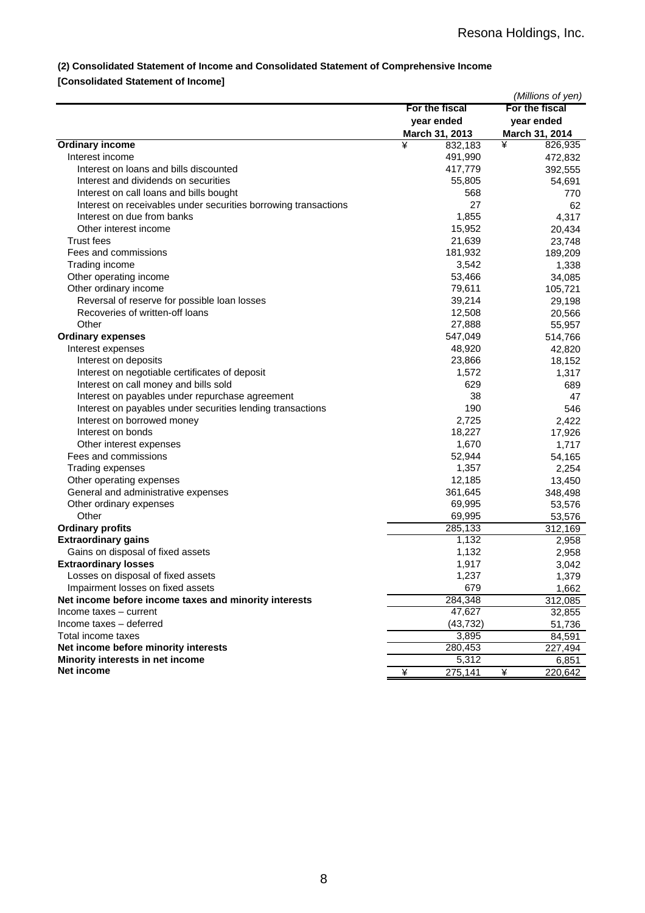### (2) Consolidated Statement of Income and Consolidated Statement of Comprehensive Income

**[Consolidated Statement of Income]**

*(Millions of yen)*

| | For the fiscal year ended March 31, 2013 | For the fiscal year ended March 31, 2014 |
|---|---|---|
| **Ordinary income** | ¥ 832,183 | ¥ 826,935 |
| Interest income | 491,990 | 472,832 |
| Interest on loans and bills discounted | 417,779 | 392,555 |
| Interest and dividends on securities | 55,805 | 54,691 |
| Interest on call loans and bills bought | 568 | 770 |
| Interest on receivables under securities borrowing transactions | 27 | 62 |
| Interest on due from banks | 1,855 | 4,317 |
| Other interest income | 15,952 | 20,434 |
| Trust fees | 21,639 | 23,748 |
| Fees and commissions | 181,932 | 189,209 |
| Trading income | 3,542 | 1,338 |
| Other operating income | 53,466 | 34,085 |
| Other ordinary income | 79,611 | 105,721 |
| Reversal of reserve for possible loan losses | 39,214 | 29,198 |
| Recoveries of written-off loans | 12,508 | 20,566 |
| Other | 27,888 | 55,957 |
| **Ordinary expenses** | 547,049 | 514,766 |
| Interest expenses | 48,920 | 42,820 |
| Interest on deposits | 23,866 | 18,152 |
| Interest on negotiable certificates of deposit | 1,572 | 1,317 |
| Interest on call money and bills sold | 629 | 689 |
| Interest on payables under repurchase agreement | 38 | 47 |
| Interest on payables under securities lending transactions | 190 | 546 |
| Interest on borrowed money | 2,725 | 2,422 |
| Interest on bonds | 18,227 | 17,926 |
| Other interest expenses | 1,670 | 1,717 |
| Fees and commissions | 52,944 | 54,165 |
| Trading expenses | 1,357 | 2,254 |
| Other operating expenses | 12,185 | 13,450 |
| General and administrative expenses | 361,645 | 348,498 |
| Other ordinary expenses | 69,995 | 53,576 |
| Other | 69,995 | 53,576 |
| **Ordinary profits** | 285,133 | 312,169 |
| **Extraordinary gains** | 1,132 | 2,958 |
| Gains on disposal of fixed assets | 1,132 | 2,958 |
| **Extraordinary losses** | 1,917 | 3,042 |
| Losses on disposal of fixed assets | 1,237 | 1,379 |
| Impairment losses on fixed assets | 679 | 1,662 |
| **Net income before income taxes and minority interests** | 284,348 | 312,085 |
| Income taxes – current | 47,627 | 32,855 |
| Income taxes – deferred | (43,732) | 51,736 |
| Total income taxes | 3,895 | 84,591 |
| **Net income before minority interests** | 280,453 | 227,494 |
| **Minority interests in net income** | 5,312 | 6,851 |
| **Net income** | ¥ 275,141 | ¥ 220,642 |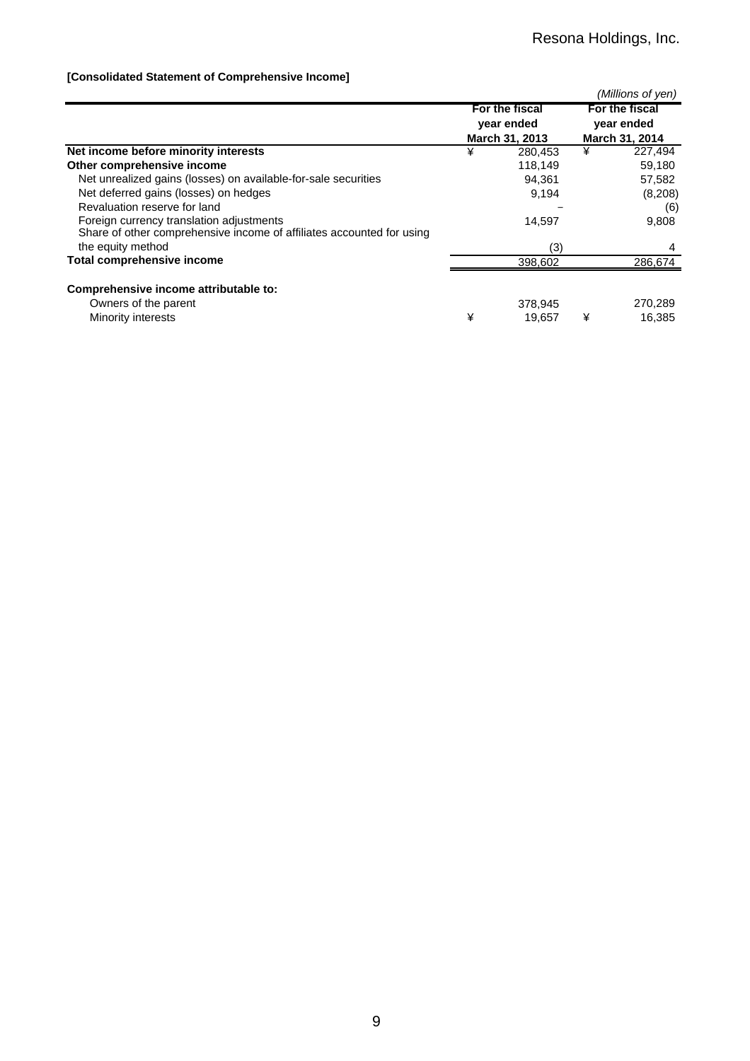**[Consolidated Statement of Comprehensive Income]**

*(Millions of yen)*

| | For the fiscal year ended March 31, 2013 | For the fiscal year ended March 31, 2014 |
|---|---|---|
| **Net income before minority interests** | ¥ 280,453 | ¥ 227,494 |
| **Other comprehensive income** | 118,149 | 59,180 |
| Net unrealized gains (losses) on available-for-sale securities | 94,361 | 57,582 |
| Net deferred gains (losses) on hedges | 9,194 | (8,208) |
| Revaluation reserve for land | − | (6) |
| Foreign currency translation adjustments | 14,597 | 9,808 |
| Share of other comprehensive income of affiliates accounted for using the equity method | (3) | 4 |
| **Total comprehensive income** | 398,602 | 286,674 |
| | | |
| **Comprehensive income attributable to:** | | |
| Owners of the parent | 378,945 | 270,289 |
| Minority interests | ¥ 19,657 | ¥ 16,385 |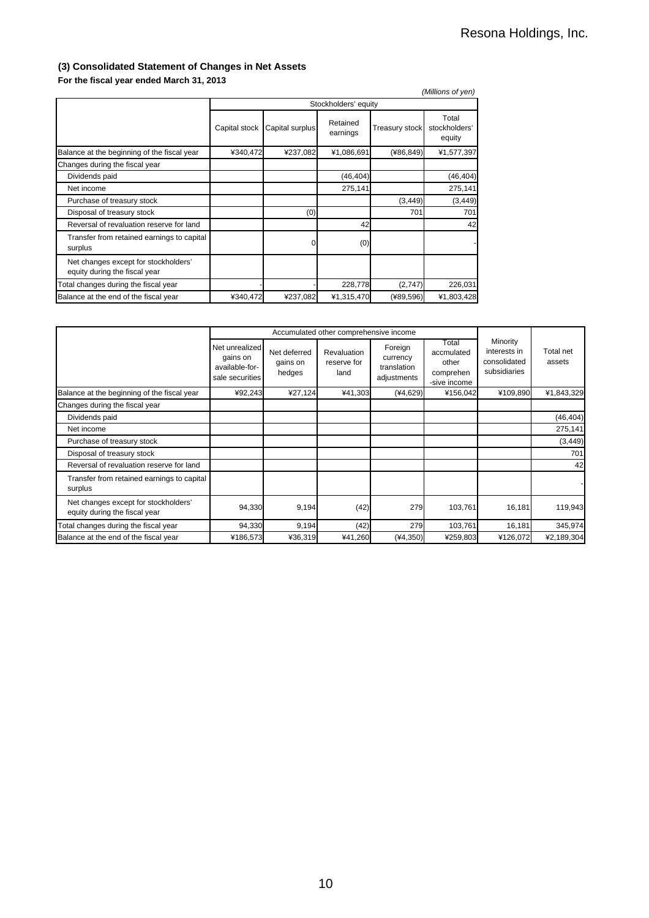### (3) Consolidated Statement of Changes in Net Assets

**For the fiscal year ended March 31, 2013**

*(Millions of yen)*

| | Stockholders' equity | | | | |
|---|---|---|---|---|---|
| | Capital stock | Capital surplus | Retained earnings | Treasury stock | Total stockholders' equity |
| Balance at the beginning of the fiscal year | ¥340,472 | ¥237,082 | ¥1,086,691 | (¥86,849) | ¥1,577,397 |
| Changes during the fiscal year | | | | | |
| Dividends paid | | | (46,404) | | (46,404) |
| Net income | | | 275,141 | | 275,141 |
| Purchase of treasury stock | | | | (3,449) | (3,449) |
| Disposal of treasury stock | | (0) | | 701 | 701 |
| Reversal of revaluation reserve for land | | | 42 | | 42 |
| Transfer from retained earnings to capital surplus | | 0 | (0) | | - |
| Net changes except for stockholders' equity during the fiscal year | | | | | |
| Total changes during the fiscal year | - | - | 228,778 | (2,747) | 226,031 |
| Balance at the end of the fiscal year | ¥340,472 | ¥237,082 | ¥1,315,470 | (¥89,596) | ¥1,803,428 |

| | Accumulated other comprehensive income | | | | | Minority interests in consolidated subsidiaries | Total net assets |
|---|---|---|---|---|---|---|---|
| | Net unrealized gains on available-for-sale securities | Net deferred gains on hedges | Revaluation reserve for land | Foreign currency translation adjustments | Total accmulated other comprehen -sive income | | |
| Balance at the beginning of the fiscal year | ¥92,243 | ¥27,124 | ¥41,303 | (¥4,629) | ¥156,042 | ¥109,890 | ¥1,843,329 |
| Changes during the fiscal year | | | | | | | |
| Dividends paid | | | | | | | (46,404) |
| Net income | | | | | | | 275,141 |
| Purchase of treasury stock | | | | | | | (3,449) |
| Disposal of treasury stock | | | | | | | 701 |
| Reversal of revaluation reserve for land | | | | | | | 42 |
| Transfer from retained earnings to capital surplus | | | | | | | - |
| Net changes except for stockholders' equity during the fiscal year | 94,330 | 9,194 | (42) | 279 | 103,761 | 16,181 | 119,943 |
| Total changes during the fiscal year | 94,330 | 9,194 | (42) | 279 | 103,761 | 16,181 | 345,974 |
| Balance at the end of the fiscal year | ¥186,573 | ¥36,319 | ¥41,260 | (¥4,350) | ¥259,803 | ¥126,072 | ¥2,189,304 |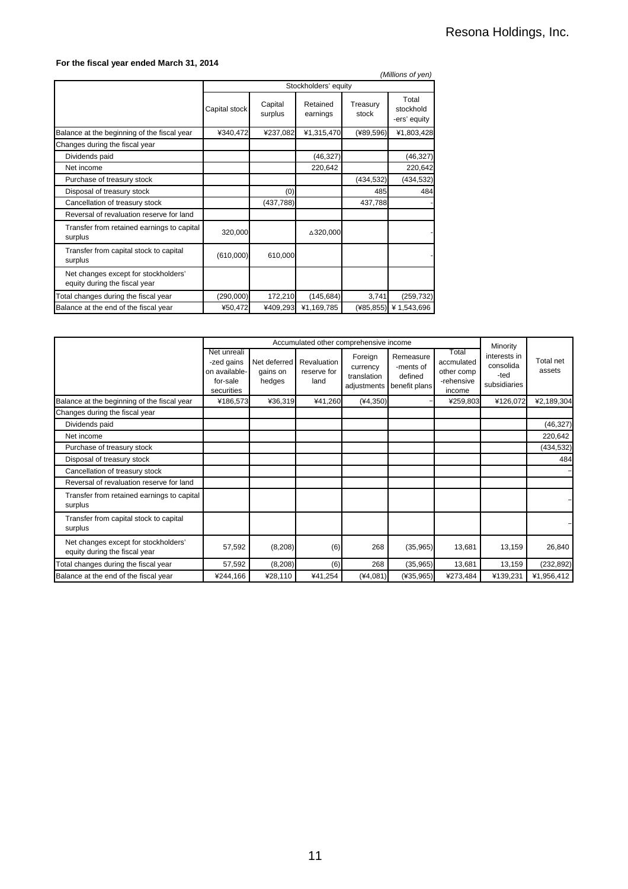**For the fiscal year ended March 31, 2014**

*(Millions of yen)*

| | Stockholders' equity | | | | |
|---|---|---|---|---|---|
| | Capital stock | Capital surplus | Retained earnings | Treasury stock | Total stockholders' equity |
| Balance at the beginning of the fiscal year | ¥340,472 | ¥237,082 | ¥1,315,470 | (¥89,596) | ¥1,803,428 |
| Changes during the fiscal year | | | | | |
| Dividends paid | | | (46,327) | | (46,327) |
| Net income | | | 220,642 | | 220,642 |
| Purchase of treasury stock | | | | (434,532) | (434,532) |
| Disposal of treasury stock | | (0) | | 485 | 484 |
| Cancellation of treasury stock | | (437,788) | | 437,788 | - |
| Reversal of revaluation reserve for land | | | | | |
| Transfer from retained earnings to capital surplus | 320,000 | | △320,000 | | - |
| Transfer from capital stock to capital surplus | (610,000) | 610,000 | | | - |
| Net changes except for stockholders' equity during the fiscal year | | | | | |
| Total changes during the fiscal year | (290,000) | 172,210 | (145,684) | 3,741 | (259,732) |
| Balance at the end of the fiscal year | ¥50,472 | ¥409,293 | ¥1,169,785 | (¥85,855) | ¥ 1,543,696 |

| | Accumulated other comprehensive income | | | | | | Minority interests in consolidated subsidiaries | Total net assets |
|---|---|---|---|---|---|---|---|---|
| | Net unrealized gains on available-for-sale securities | Net deferred gains on hedges | Revaluation reserve for land | Foreign currency translation adjustments | Remeasurements of defined benefit plans | Total accmulated other comprehensive income | | |
| Balance at the beginning of the fiscal year | ¥186,573 | ¥36,319 | ¥41,260 | (¥4,350) | − | ¥259,803 | ¥126,072 | ¥2,189,304 |
| Changes during the fiscal year | | | | | | | | |
| Dividends paid | | | | | | | | (46,327) |
| Net income | | | | | | | | 220,642 |
| Purchase of treasury stock | | | | | | | | (434,532) |
| Disposal of treasury stock | | | | | | | | 484 |
| Cancellation of treasury stock | | | | | | | | − |
| Reversal of revaluation reserve for land | | | | | | | | |
| Transfer from retained earnings to capital surplus | | | | | | | | − |
| Transfer from capital stock to capital surplus | | | | | | | | − |
| Net changes except for stockholders' equity during the fiscal year | 57,592 | (8,208) | (6) | 268 | (35,965) | 13,681 | 13,159 | 26,840 |
| Total changes during the fiscal year | 57,592 | (8,208) | (6) | 268 | (35,965) | 13,681 | 13,159 | (232,892) |
| Balance at the end of the fiscal year | ¥244,166 | ¥28,110 | ¥41,254 | (¥4,081) | (¥35,965) | ¥273,484 | ¥139,231 | ¥1,956,412 |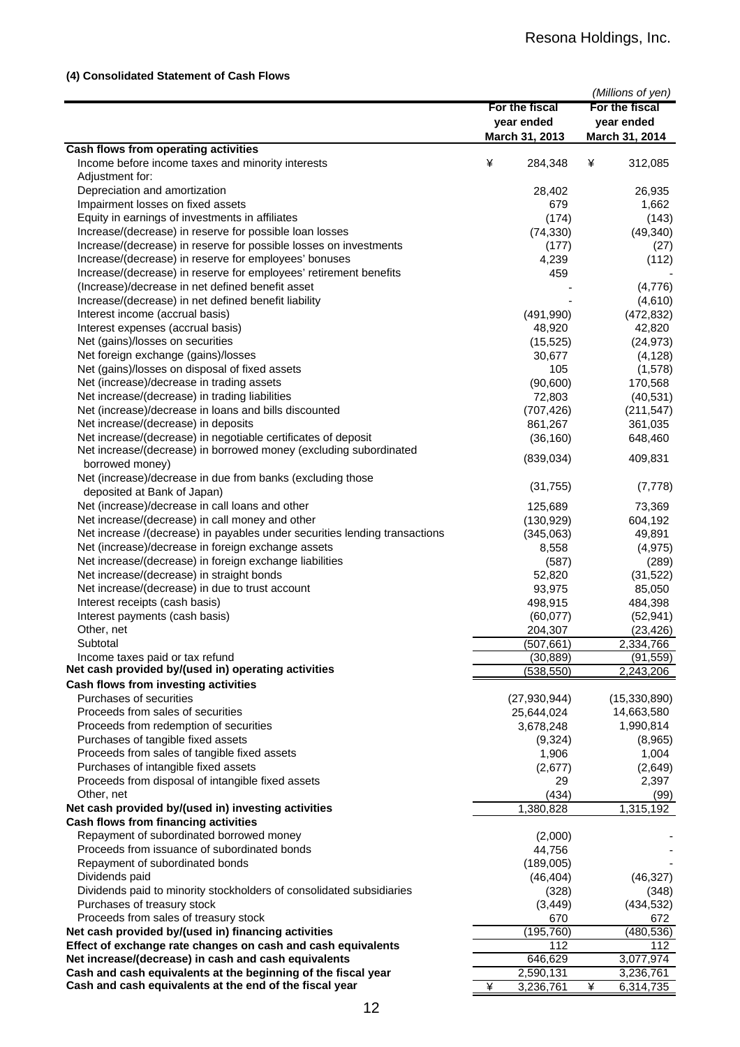### (4) Consolidated Statement of Cash Flows

*(Millions of yen)*

| | For the fiscal year ended March 31, 2013 | For the fiscal year ended March 31, 2014 |
|---|---|---|
| **Cash flows from operating activities** | | |
| Income before income taxes and minority interests | ¥ 284,348 | ¥ 312,085 |
| Adjustment for: | | |
| Depreciation and amortization | 28,402 | 26,935 |
| Impairment losses on fixed assets | 679 | 1,662 |
| Equity in earnings of investments in affiliates | (174) | (143) |
| Increase/(decrease) in reserve for possible loan losses | (74,330) | (49,340) |
| Increase/(decrease) in reserve for possible losses on investments | (177) | (27) |
| Increase/(decrease) in reserve for employees' bonuses | 4,239 | (112) |
| Increase/(decrease) in reserve for employees' retirement benefits | 459 | - |
| (Increase)/decrease in net defined benefit asset | - | (4,776) |
| Increase/(decrease) in net defined benefit liability | - | (4,610) |
| Interest income (accrual basis) | (491,990) | (472,832) |
| Interest expenses (accrual basis) | 48,920 | 42,820 |
| Net (gains)/losses on securities | (15,525) | (24,973) |
| Net foreign exchange (gains)/losses | 30,677 | (4,128) |
| Net (gains)/losses on disposal of fixed assets | 105 | (1,578) |
| Net (increase)/decrease in trading assets | (90,600) | 170,568 |
| Net increase/(decrease) in trading liabilities | 72,803 | (40,531) |
| Net (increase)/decrease in loans and bills discounted | (707,426) | (211,547) |
| Net increase/(decrease) in deposits | 861,267 | 361,035 |
| Net increase/(decrease) in negotiable certificates of deposit | (36,160) | 648,460 |
| Net increase/(decrease) in borrowed money (excluding subordinated borrowed money) | (839,034) | 409,831 |
| Net (increase)/decrease in due from banks (excluding those deposited at Bank of Japan) | (31,755) | (7,778) |
| Net (increase)/decrease in call loans and other | 125,689 | 73,369 |
| Net increase/(decrease) in call money and other | (130,929) | 604,192 |
| Net increase /(decrease) in payables under securities lending transactions | (345,063) | 49,891 |
| Net (increase)/decrease in foreign exchange assets | 8,558 | (4,975) |
| Net increase/(decrease) in foreign exchange liabilities | (587) | (289) |
| Net increase/(decrease) in straight bonds | 52,820 | (31,522) |
| Net increase/(decrease) in due to trust account | 93,975 | 85,050 |
| Interest receipts (cash basis) | 498,915 | 484,398 |
| Interest payments (cash basis) | (60,077) | (52,941) |
| Other, net | 204,307 | (23,426) |
| Subtotal | (507,661) | 2,334,766 |
| Income taxes paid or tax refund | (30,889) | (91,559) |
| **Net cash provided by/(used in) operating activities** | (538,550) | 2,243,206 |
| **Cash flows from investing activities** | | |
| Purchases of securities | (27,930,944) | (15,330,890) |
| Proceeds from sales of securities | 25,644,024 | 14,663,580 |
| Proceeds from redemption of securities | 3,678,248 | 1,990,814 |
| Purchases of tangible fixed assets | (9,324) | (8,965) |
| Proceeds from sales of tangible fixed assets | 1,906 | 1,004 |
| Purchases of intangible fixed assets | (2,677) | (2,649) |
| Proceeds from disposal of intangible fixed assets | 29 | 2,397 |
| Other, net | (434) | (99) |
| **Net cash provided by/(used in) investing activities** | 1,380,828 | 1,315,192 |
| **Cash flows from financing activities** | | |
| Repayment of subordinated borrowed money | (2,000) | - |
| Proceeds from issuance of subordinated bonds | 44,756 | - |
| Repayment of subordinated bonds | (189,005) | - |
| Dividends paid | (46,404) | (46,327) |
| Dividends paid to minority stockholders of consolidated subsidiaries | (328) | (348) |
| Purchases of treasury stock | (3,449) | (434,532) |
| Proceeds from sales of treasury stock | 670 | 672 |
| **Net cash provided by/(used in) financing activities** | (195,760) | (480,536) |
| **Effect of exchange rate changes on cash and cash equivalents** | 112 | 112 |
| **Net increase/(decrease) in cash and cash equivalents** | 646,629 | 3,077,974 |
| **Cash and cash equivalents at the beginning of the fiscal year** | 2,590,131 | 3,236,761 |
| **Cash and cash equivalents at the end of the fiscal year** | ¥ 3,236,761 | ¥ 6,314,735 |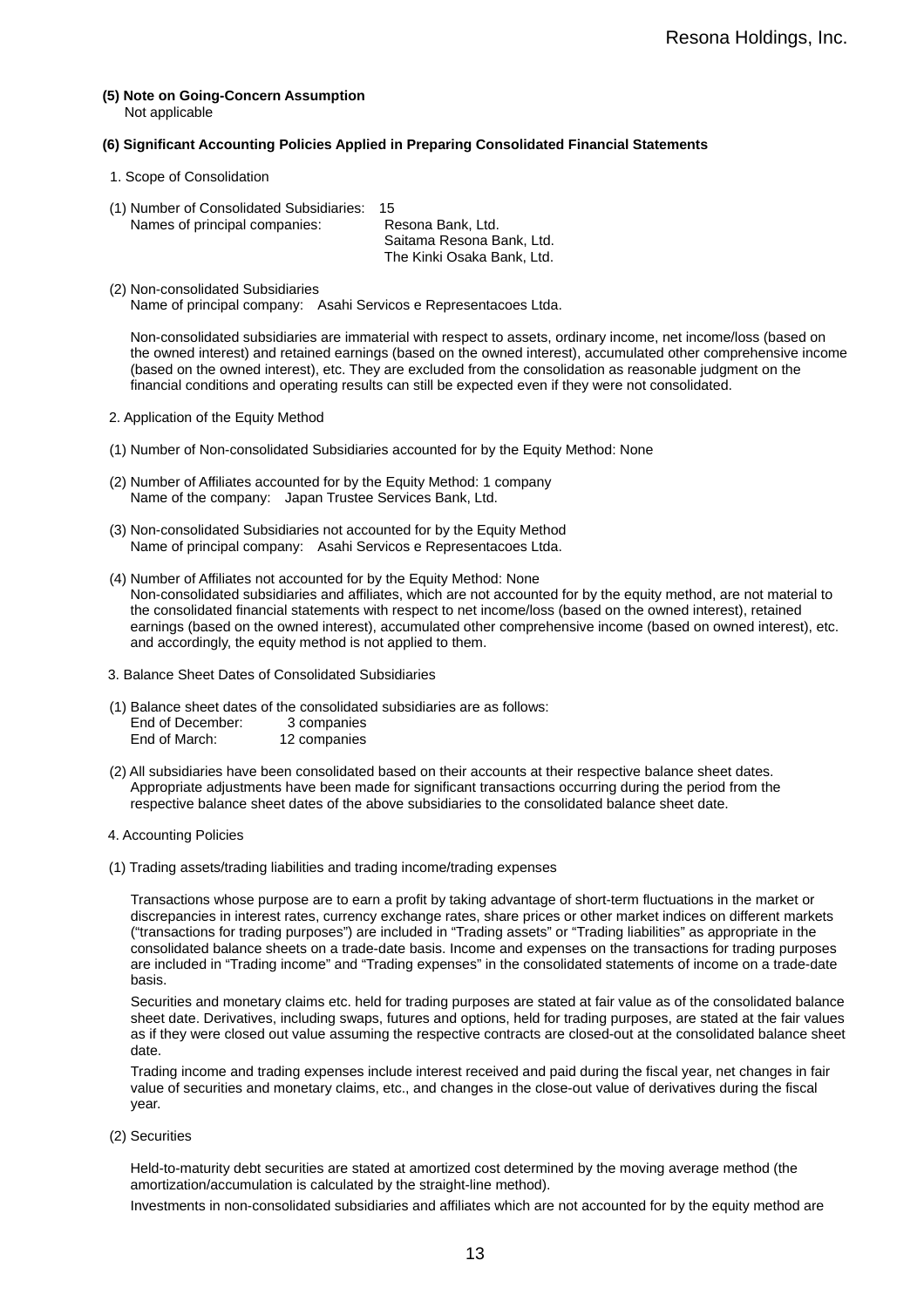**(5) Note on Going-Concern Assumption**

Not applicable

**(6) Significant Accounting Policies Applied in Preparing Consolidated Financial Statements**

1. Scope of Consolidation

(1) Number of Consolidated Subsidiaries: 15

Names of principal companies: Resona Bank, Ltd.
Saitama Resona Bank, Ltd.
The Kinki Osaka Bank, Ltd.

(2) Non-consolidated Subsidiaries

Name of principal company: Asahi Servicos e Representacoes Ltda.

Non-consolidated subsidiaries are immaterial with respect to assets, ordinary income, net income/loss (based on the owned interest) and retained earnings (based on the owned interest), accumulated other comprehensive income (based on the owned interest), etc. They are excluded from the consolidation as reasonable judgment on the financial conditions and operating results can still be expected even if they were not consolidated.

2. Application of the Equity Method

(1) Number of Non-consolidated Subsidiaries accounted for by the Equity Method: None

(2) Number of Affiliates accounted for by the Equity Method: 1 company

Name of the company: Japan Trustee Services Bank, Ltd.

(3) Non-consolidated Subsidiaries not accounted for by the Equity Method

Name of principal company: Asahi Servicos e Representacoes Ltda.

(4) Number of Affiliates not accounted for by the Equity Method: None

Non-consolidated subsidiaries and affiliates, which are not accounted for by the equity method, are not material to the consolidated financial statements with respect to net income/loss (based on the owned interest), retained earnings (based on the owned interest), accumulated other comprehensive income (based on owned interest), etc. and accordingly, the equity method is not applied to them.

3. Balance Sheet Dates of Consolidated Subsidiaries

(1) Balance sheet dates of the consolidated subsidiaries are as follows:

End of December: 3 companies
End of March: 12 companies

(2) All subsidiaries have been consolidated based on their accounts at their respective balance sheet dates. Appropriate adjustments have been made for significant transactions occurring during the period from the respective balance sheet dates of the above subsidiaries to the consolidated balance sheet date.

4. Accounting Policies

(1) Trading assets/trading liabilities and trading income/trading expenses

Transactions whose purpose are to earn a profit by taking advantage of short-term fluctuations in the market or discrepancies in interest rates, currency exchange rates, share prices or other market indices on different markets ("transactions for trading purposes") are included in "Trading assets" or "Trading liabilities" as appropriate in the consolidated balance sheets on a trade-date basis. Income and expenses on the transactions for trading purposes are included in "Trading income" and "Trading expenses" in the consolidated statements of income on a trade-date basis.

Securities and monetary claims etc. held for trading purposes are stated at fair value as of the consolidated balance sheet date. Derivatives, including swaps, futures and options, held for trading purposes, are stated at the fair values as if they were closed out value assuming the respective contracts are closed-out at the consolidated balance sheet date.

Trading income and trading expenses include interest received and paid during the fiscal year, net changes in fair value of securities and monetary claims, etc., and changes in the close-out value of derivatives during the fiscal year.

(2) Securities

Held-to-maturity debt securities are stated at amortized cost determined by the moving average method (the amortization/accumulation is calculated by the straight-line method).

Investments in non-consolidated subsidiaries and affiliates which are not accounted for by the equity method are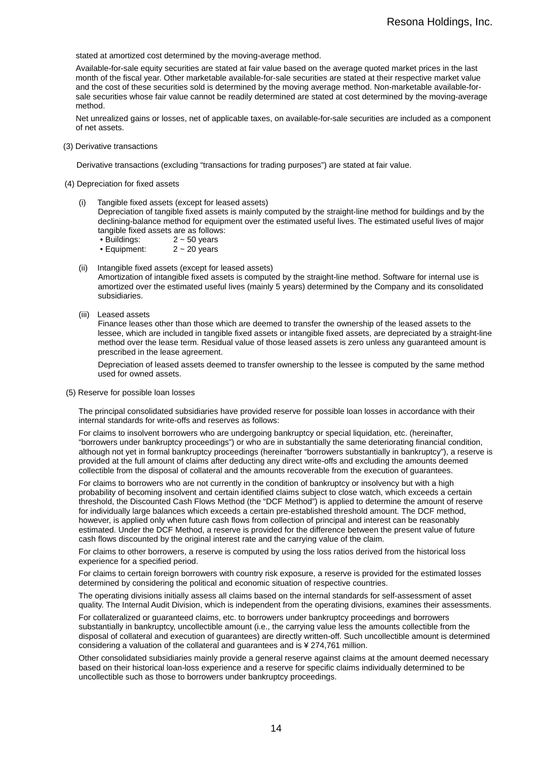stated at amortized cost determined by the moving-average method.

Available-for-sale equity securities are stated at fair value based on the average quoted market prices in the last month of the fiscal year. Other marketable available-for-sale securities are stated at their respective market value and the cost of these securities sold is determined by the moving average method. Non-marketable available-for-sale securities whose fair value cannot be readily determined are stated at cost determined by the moving-average method.

Net unrealized gains or losses, net of applicable taxes, on available-for-sale securities are included as a component of net assets.

(3) Derivative transactions

Derivative transactions (excluding “transactions for trading purposes”) are stated at fair value.

(4) Depreciation for fixed assets

(i) Tangible fixed assets (except for leased assets)
Depreciation of tangible fixed assets is mainly computed by the straight-line method for buildings and by the declining-balance method for equipment over the estimated useful lives. The estimated useful lives of major tangible fixed assets are as follows:
- Buildings: 2 ~ 50 years
- Equipment: 2 ~ 20 years

(ii) Intangible fixed assets (except for leased assets)
Amortization of intangible fixed assets is computed by the straight-line method. Software for internal use is amortized over the estimated useful lives (mainly 5 years) determined by the Company and its consolidated subsidiaries.

(iii) Leased assets
Finance leases other than those which are deemed to transfer the ownership of the leased assets to the lessee, which are included in tangible fixed assets or intangible fixed assets, are depreciated by a straight-line method over the lease term. Residual value of those leased assets is zero unless any guaranteed amount is prescribed in the lease agreement.

Depreciation of leased assets deemed to transfer ownership to the lessee is computed by the same method used for owned assets.

(5) Reserve for possible loan losses

The principal consolidated subsidiaries have provided reserve for possible loan losses in accordance with their internal standards for write-offs and reserves as follows:

For claims to insolvent borrowers who are undergoing bankruptcy or special liquidation, etc. (hereinafter, “borrowers under bankruptcy proceedings”) or who are in substantially the same deteriorating financial condition, although not yet in formal bankruptcy proceedings (hereinafter “borrowers substantially in bankruptcy”), a reserve is provided at the full amount of claims after deducting any direct write-offs and excluding the amounts deemed collectible from the disposal of collateral and the amounts recoverable from the execution of guarantees.

For claims to borrowers who are not currently in the condition of bankruptcy or insolvency but with a high probability of becoming insolvent and certain identified claims subject to close watch, which exceeds a certain threshold, the Discounted Cash Flows Method (the “DCF Method”) is applied to determine the amount of reserve for individually large balances which exceeds a certain pre-established threshold amount. The DCF method, however, is applied only when future cash flows from collection of principal and interest can be reasonably estimated. Under the DCF Method, a reserve is provided for the difference between the present value of future cash flows discounted by the original interest rate and the carrying value of the claim.

For claims to other borrowers, a reserve is computed by using the loss ratios derived from the historical loss experience for a specified period.

For claims to certain foreign borrowers with country risk exposure, a reserve is provided for the estimated losses determined by considering the political and economic situation of respective countries.

The operating divisions initially assess all claims based on the internal standards for self-assessment of asset quality. The Internal Audit Division, which is independent from the operating divisions, examines their assessments.

For collateralized or guaranteed claims, etc. to borrowers under bankruptcy proceedings and borrowers substantially in bankruptcy, uncollectible amount (i.e., the carrying value less the amounts collectible from the disposal of collateral and execution of guarantees) are directly written-off. Such uncollectible amount is determined considering a valuation of the collateral and guarantees and is ¥274,761 million.

Other consolidated subsidiaries mainly provide a general reserve against claims at the amount deemed necessary based on their historical loan-loss experience and a reserve for specific claims individually determined to be uncollectible such as those to borrowers under bankruptcy proceedings.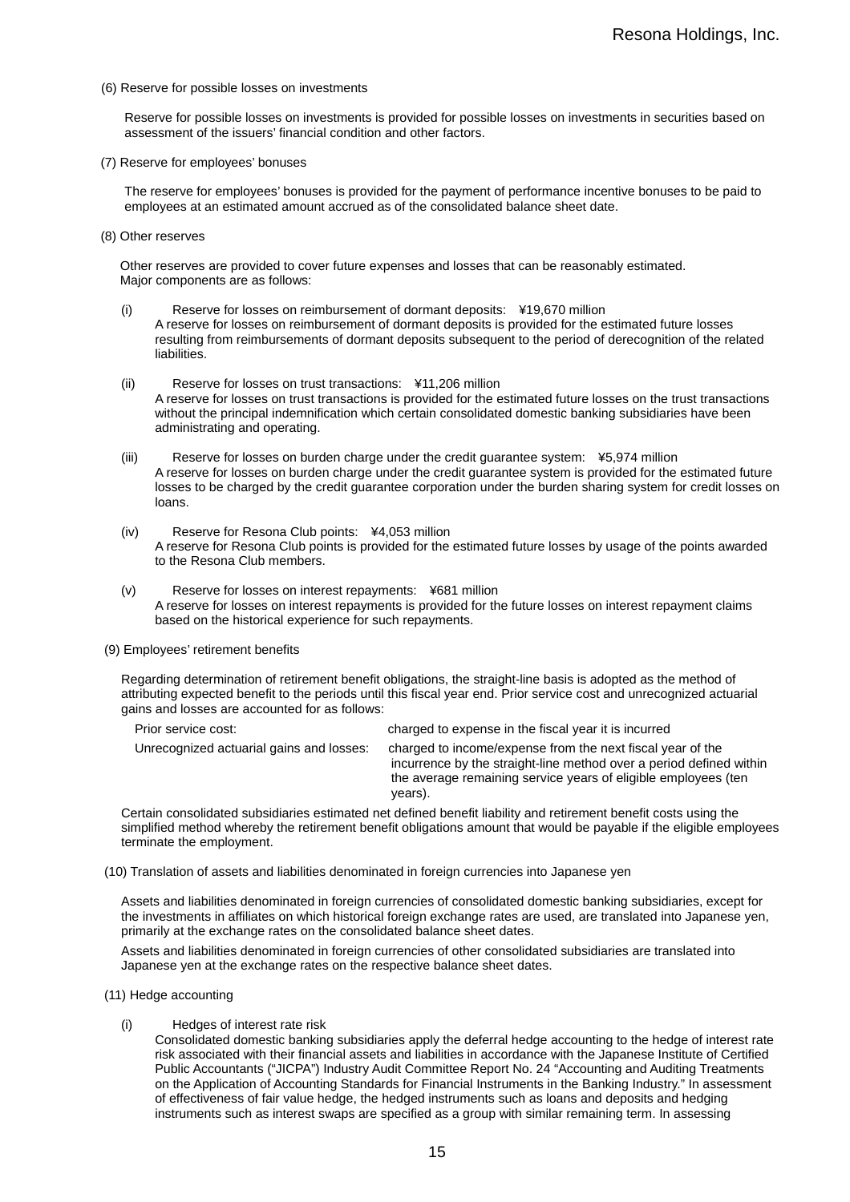(6) Reserve for possible losses on investments

Reserve for possible losses on investments is provided for possible losses on investments in securities based on assessment of the issuers' financial condition and other factors.

(7) Reserve for employees' bonuses

The reserve for employees' bonuses is provided for the payment of performance incentive bonuses to be paid to employees at an estimated amount accrued as of the consolidated balance sheet date.

(8) Other reserves

Other reserves are provided to cover future expenses and losses that can be reasonably estimated. Major components are as follows:

(i) Reserve for losses on reimbursement of dormant deposits: ¥19,670 million
A reserve for losses on reimbursement of dormant deposits is provided for the estimated future losses resulting from reimbursements of dormant deposits subsequent to the period of derecognition of the related liabilities.

(ii) Reserve for losses on trust transactions: ¥11,206 million
A reserve for losses on trust transactions is provided for the estimated future losses on the trust transactions without the principal indemnification which certain consolidated domestic banking subsidiaries have been administrating and operating.

(iii) Reserve for losses on burden charge under the credit guarantee system: ¥5,974 million
A reserve for losses on burden charge under the credit guarantee system is provided for the estimated future losses to be charged by the credit guarantee corporation under the burden sharing system for credit losses on loans.

(iv) Reserve for Resona Club points: ¥4,053 million
A reserve for Resona Club points is provided for the estimated future losses by usage of the points awarded to the Resona Club members.

(v) Reserve for losses on interest repayments: ¥681 million
A reserve for losses on interest repayments is provided for the future losses on interest repayment claims based on the historical experience for such repayments.

(9) Employees' retirement benefits

Regarding determination of retirement benefit obligations, the straight-line basis is adopted as the method of attributing expected benefit to the periods until this fiscal year end. Prior service cost and unrecognized actuarial gains and losses are accounted for as follows:

| | |
|---|---|
| Prior service cost: | charged to expense in the fiscal year it is incurred |
| Unrecognized actuarial gains and losses: | charged to income/expense from the next fiscal year of the incurrence by the straight-line method over a period defined within the average remaining service years of eligible employees (ten years). |

Certain consolidated subsidiaries estimated net defined benefit liability and retirement benefit costs using the simplified method whereby the retirement benefit obligations amount that would be payable if the eligible employees terminate the employment.

(10) Translation of assets and liabilities denominated in foreign currencies into Japanese yen

Assets and liabilities denominated in foreign currencies of consolidated domestic banking subsidiaries, except for the investments in affiliates on which historical foreign exchange rates are used, are translated into Japanese yen, primarily at the exchange rates on the consolidated balance sheet dates.

Assets and liabilities denominated in foreign currencies of other consolidated subsidiaries are translated into Japanese yen at the exchange rates on the respective balance sheet dates.

(11) Hedge accounting

(i) Hedges of interest rate risk
Consolidated domestic banking subsidiaries apply the deferral hedge accounting to the hedge of interest rate risk associated with their financial assets and liabilities in accordance with the Japanese Institute of Certified Public Accountants ("JICPA") Industry Audit Committee Report No. 24 "Accounting and Auditing Treatments on the Application of Accounting Standards for Financial Instruments in the Banking Industry." In assessment of effectiveness of fair value hedge, the hedged instruments such as loans and deposits and hedging instruments such as interest swaps are specified as a group with similar remaining term. In assessing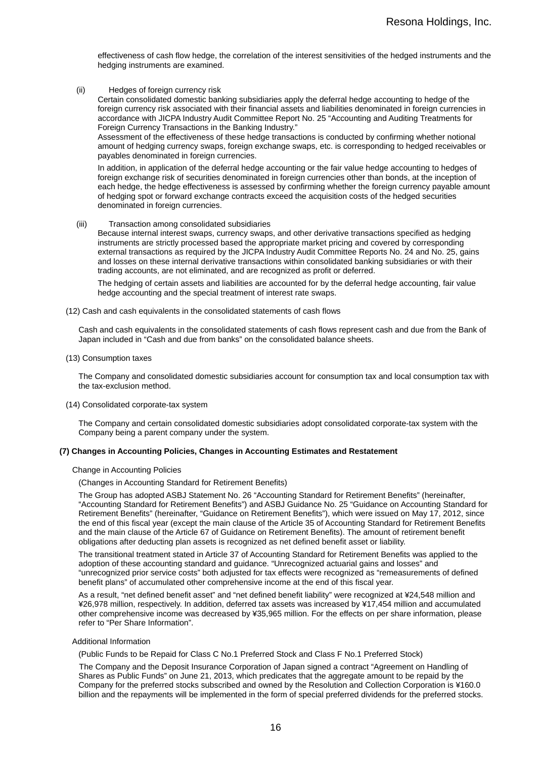effectiveness of cash flow hedge, the correlation of the interest sensitivities of the hedged instruments and the hedging instruments are examined.

(ii) Hedges of foreign currency risk

Certain consolidated domestic banking subsidiaries apply the deferral hedge accounting to hedge of the foreign currency risk associated with their financial assets and liabilities denominated in foreign currencies in accordance with JICPA Industry Audit Committee Report No. 25 "Accounting and Auditing Treatments for Foreign Currency Transactions in the Banking Industry."

Assessment of the effectiveness of these hedge transactions is conducted by confirming whether notional amount of hedging currency swaps, foreign exchange swaps, etc. is corresponding to hedged receivables or payables denominated in foreign currencies.

In addition, in application of the deferral hedge accounting or the fair value hedge accounting to hedges of foreign exchange risk of securities denominated in foreign currencies other than bonds, at the inception of each hedge, the hedge effectiveness is assessed by confirming whether the foreign currency payable amount of hedging spot or forward exchange contracts exceed the acquisition costs of the hedged securities denominated in foreign currencies.

(iii) Transaction among consolidated subsidiaries

Because internal interest swaps, currency swaps, and other derivative transactions specified as hedging instruments are strictly processed based the appropriate market pricing and covered by corresponding external transactions as required by the JICPA Industry Audit Committee Reports No. 24 and No. 25, gains and losses on these internal derivative transactions within consolidated banking subsidiaries or with their trading accounts, are not eliminated, and are recognized as profit or deferred.

The hedging of certain assets and liabilities are accounted for by the deferral hedge accounting, fair value hedge accounting and the special treatment of interest rate swaps.

(12) Cash and cash equivalents in the consolidated statements of cash flows

Cash and cash equivalents in the consolidated statements of cash flows represent cash and due from the Bank of Japan included in "Cash and due from banks" on the consolidated balance sheets.

(13) Consumption taxes

The Company and consolidated domestic subsidiaries account for consumption tax and local consumption tax with the tax-exclusion method.

(14) Consolidated corporate-tax system

The Company and certain consolidated domestic subsidiaries adopt consolidated corporate-tax system with the Company being a parent company under the system.

**(7) Changes in Accounting Policies, Changes in Accounting Estimates and Restatement**

Change in Accounting Policies

(Changes in Accounting Standard for Retirement Benefits)

The Group has adopted ASBJ Statement No. 26 "Accounting Standard for Retirement Benefits" (hereinafter, "Accounting Standard for Retirement Benefits") and ASBJ Guidance No. 25 "Guidance on Accounting Standard for Retirement Benefits" (hereinafter, "Guidance on Retirement Benefits"), which were issued on May 17, 2012, since the end of this fiscal year (except the main clause of the Article 35 of Accounting Standard for Retirement Benefits and the main clause of the Article 67 of Guidance on Retirement Benefits). The amount of retirement benefit obligations after deducting plan assets is recognized as net defined benefit asset or liability.

The transitional treatment stated in Article 37 of Accounting Standard for Retirement Benefits was applied to the adoption of these accounting standard and guidance. "Unrecognized actuarial gains and losses" and "unrecognized prior service costs" both adjusted for tax effects were recognized as "remeasurements of defined benefit plans" of accumulated other comprehensive income at the end of this fiscal year.

As a result, "net defined benefit asset" and "net defined benefit liability" were recognized at ¥24,548 million and ¥26,978 million, respectively. In addition, deferred tax assets was increased by ¥17,454 million and accumulated other comprehensive income was decreased by ¥35,965 million. For the effects on per share information, please refer to "Per Share Information".

Additional Information

(Public Funds to be Repaid for Class C No.1 Preferred Stock and Class F No.1 Preferred Stock)

The Company and the Deposit Insurance Corporation of Japan signed a contract "Agreement on Handling of Shares as Public Funds" on June 21, 2013, which predicates that the aggregate amount to be repaid by the Company for the preferred stocks subscribed and owned by the Resolution and Collection Corporation is ¥160.0 billion and the repayments will be implemented in the form of special preferred dividends for the preferred stocks.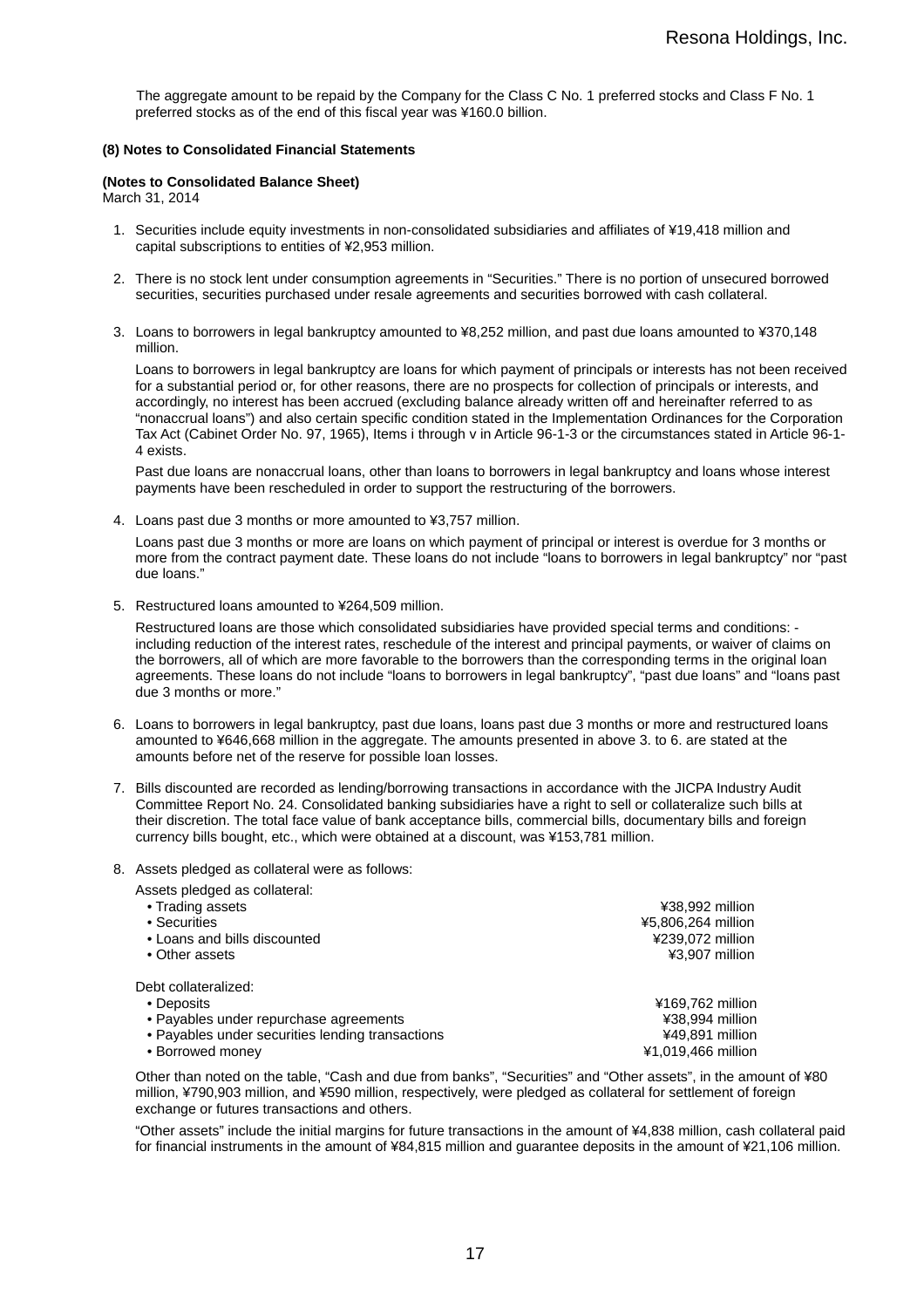The aggregate amount to be repaid by the Company for the Class C No. 1 preferred stocks and Class F No. 1 preferred stocks as of the end of this fiscal year was ¥160.0 billion.

**(8) Notes to Consolidated Financial Statements**

**(Notes to Consolidated Balance Sheet)**

March 31, 2014

1. Securities include equity investments in non-consolidated subsidiaries and affiliates of ¥19,418 million and capital subscriptions to entities of ¥2,953 million.

2. There is no stock lent under consumption agreements in "Securities." There is no portion of unsecured borrowed securities, securities purchased under resale agreements and securities borrowed with cash collateral.

3. Loans to borrowers in legal bankruptcy amounted to ¥8,252 million, and past due loans amounted to ¥370,148 million.

   Loans to borrowers in legal bankruptcy are loans for which payment of principals or interests has not been received for a substantial period or, for other reasons, there are no prospects for collection of principals or interests, and accordingly, no interest has been accrued (excluding balance already written off and hereinafter referred to as "nonaccrual loans") and also certain specific condition stated in the Implementation Ordinances for the Corporation Tax Act (Cabinet Order No. 97, 1965), Items i through v in Article 96-1-3 or the circumstances stated in Article 96-1-4 exists.

   Past due loans are nonaccrual loans, other than loans to borrowers in legal bankruptcy and loans whose interest payments have been rescheduled in order to support the restructuring of the borrowers.

4. Loans past due 3 months or more amounted to ¥3,757 million.

   Loans past due 3 months or more are loans on which payment of principal or interest is overdue for 3 months or more from the contract payment date. These loans do not include "loans to borrowers in legal bankruptcy" nor "past due loans."

5. Restructured loans amounted to ¥264,509 million.

   Restructured loans are those which consolidated subsidiaries have provided special terms and conditions: - including reduction of the interest rates, reschedule of the interest and principal payments, or waiver of claims on the borrowers, all of which are more favorable to the borrowers than the corresponding terms in the original loan agreements. These loans do not include "loans to borrowers in legal bankruptcy", "past due loans" and "loans past due 3 months or more."

6. Loans to borrowers in legal bankruptcy, past due loans, loans past due 3 months or more and restructured loans amounted to ¥646,668 million in the aggregate. The amounts presented in above 3. to 6. are stated at the amounts before net of the reserve for possible loan losses.

7. Bills discounted are recorded as lending/borrowing transactions in accordance with the JICPA Industry Audit Committee Report No. 24. Consolidated banking subsidiaries have a right to sell or collateralize such bills at their discretion. The total face value of bank acceptance bills, commercial bills, documentary bills and foreign currency bills bought, etc., which were obtained at a discount, was ¥153,781 million.

8. Assets pledged as collateral were as follows:

   Assets pledged as collateral:

   | | |
   |---|---|
   | • Trading assets | ¥38,992 million |
   | • Securities | ¥5,806,264 million |
   | • Loans and bills discounted | ¥239,072 million |
   | • Other assets | ¥3,907 million |

   Debt collateralized:

   | | |
   |---|---|
   | • Deposits | ¥169,762 million |
   | • Payables under repurchase agreements | ¥38,994 million |
   | • Payables under securities lending transactions | ¥49,891 million |
   | • Borrowed money | ¥1,019,466 million |

   Other than noted on the table, "Cash and due from banks", "Securities" and "Other assets", in the amount of ¥80 million, ¥790,903 million, and ¥590 million, respectively, were pledged as collateral for settlement of foreign exchange or futures transactions and others.

   "Other assets" include the initial margins for future transactions in the amount of ¥4,838 million, cash collateral paid for financial instruments in the amount of ¥84,815 million and guarantee deposits in the amount of ¥21,106 million.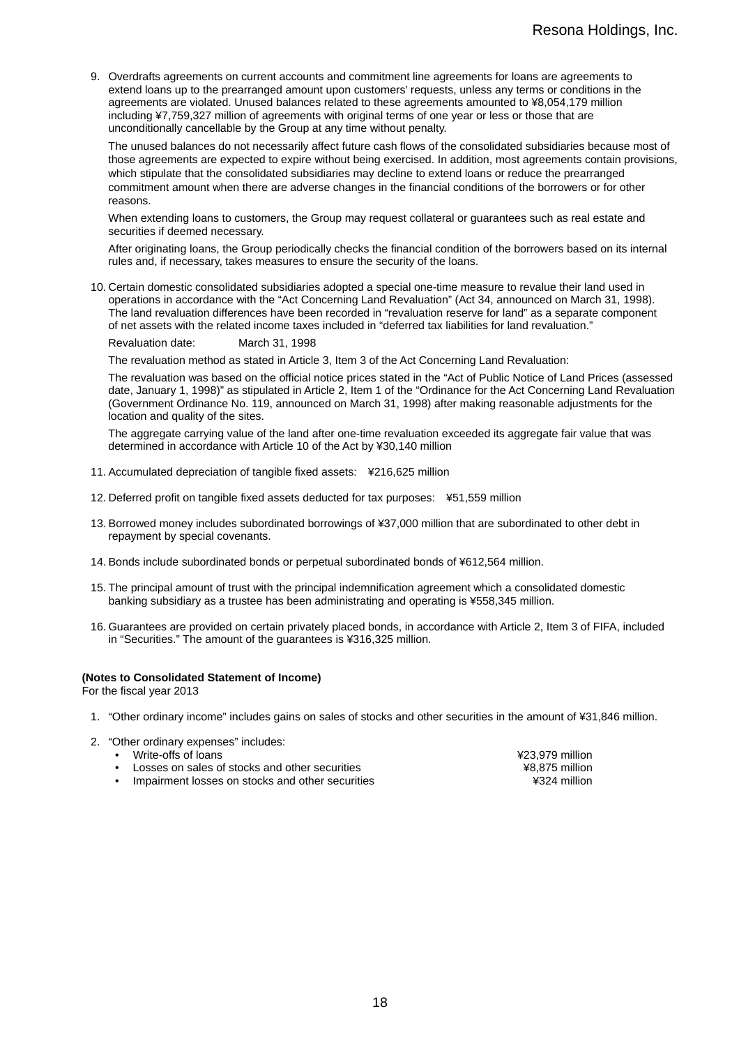9. Overdrafts agreements on current accounts and commitment line agreements for loans are agreements to extend loans up to the prearranged amount upon customers' requests, unless any terms or conditions in the agreements are violated. Unused balances related to these agreements amounted to ¥8,054,179 million including ¥7,759,327 million of agreements with original terms of one year or less or those that are unconditionally cancellable by the Group at any time without penalty.

   The unused balances do not necessarily affect future cash flows of the consolidated subsidiaries because most of those agreements are expected to expire without being exercised. In addition, most agreements contain provisions, which stipulate that the consolidated subsidiaries may decline to extend loans or reduce the prearranged commitment amount when there are adverse changes in the financial conditions of the borrowers or for other reasons.

   When extending loans to customers, the Group may request collateral or guarantees such as real estate and securities if deemed necessary.

   After originating loans, the Group periodically checks the financial condition of the borrowers based on its internal rules and, if necessary, takes measures to ensure the security of the loans.

10. Certain domestic consolidated subsidiaries adopted a special one-time measure to revalue their land used in operations in accordance with the "Act Concerning Land Revaluation" (Act 34, announced on March 31, 1998). The land revaluation differences have been recorded in "revaluation reserve for land" as a separate component of net assets with the related income taxes included in "deferred tax liabilities for land revaluation."

    Revaluation date: March 31, 1998

    The revaluation method as stated in Article 3, Item 3 of the Act Concerning Land Revaluation:

    The revaluation was based on the official notice prices stated in the "Act of Public Notice of Land Prices (assessed date, January 1, 1998)" as stipulated in Article 2, Item 1 of the "Ordinance for the Act Concerning Land Revaluation (Government Ordinance No. 119, announced on March 31, 1998) after making reasonable adjustments for the location and quality of the sites.

    The aggregate carrying value of the land after one-time revaluation exceeded its aggregate fair value that was determined in accordance with Article 10 of the Act by ¥30,140 million

11. Accumulated depreciation of tangible fixed assets: ¥216,625 million

12. Deferred profit on tangible fixed assets deducted for tax purposes: ¥51,559 million

13. Borrowed money includes subordinated borrowings of ¥37,000 million that are subordinated to other debt in repayment by special covenants.

14. Bonds include subordinated bonds or perpetual subordinated bonds of ¥612,564 million.

15. The principal amount of trust with the principal indemnification agreement which a consolidated domestic banking subsidiary as a trustee has been administrating and operating is ¥558,345 million.

16. Guarantees are provided on certain privately placed bonds, in accordance with Article 2, Item 3 of FIFA, included in "Securities." The amount of the guarantees is ¥316,325 million.

**(Notes to Consolidated Statement of Income)**

For the fiscal year 2013

1. "Other ordinary income" includes gains on sales of stocks and other securities in the amount of ¥31,846 million.

2. "Other ordinary expenses" includes:
   - Write-offs of loans ¥23,979 million
   - Losses on sales of stocks and other securities ¥8,875 million
   - Impairment losses on stocks and other securities ¥324 million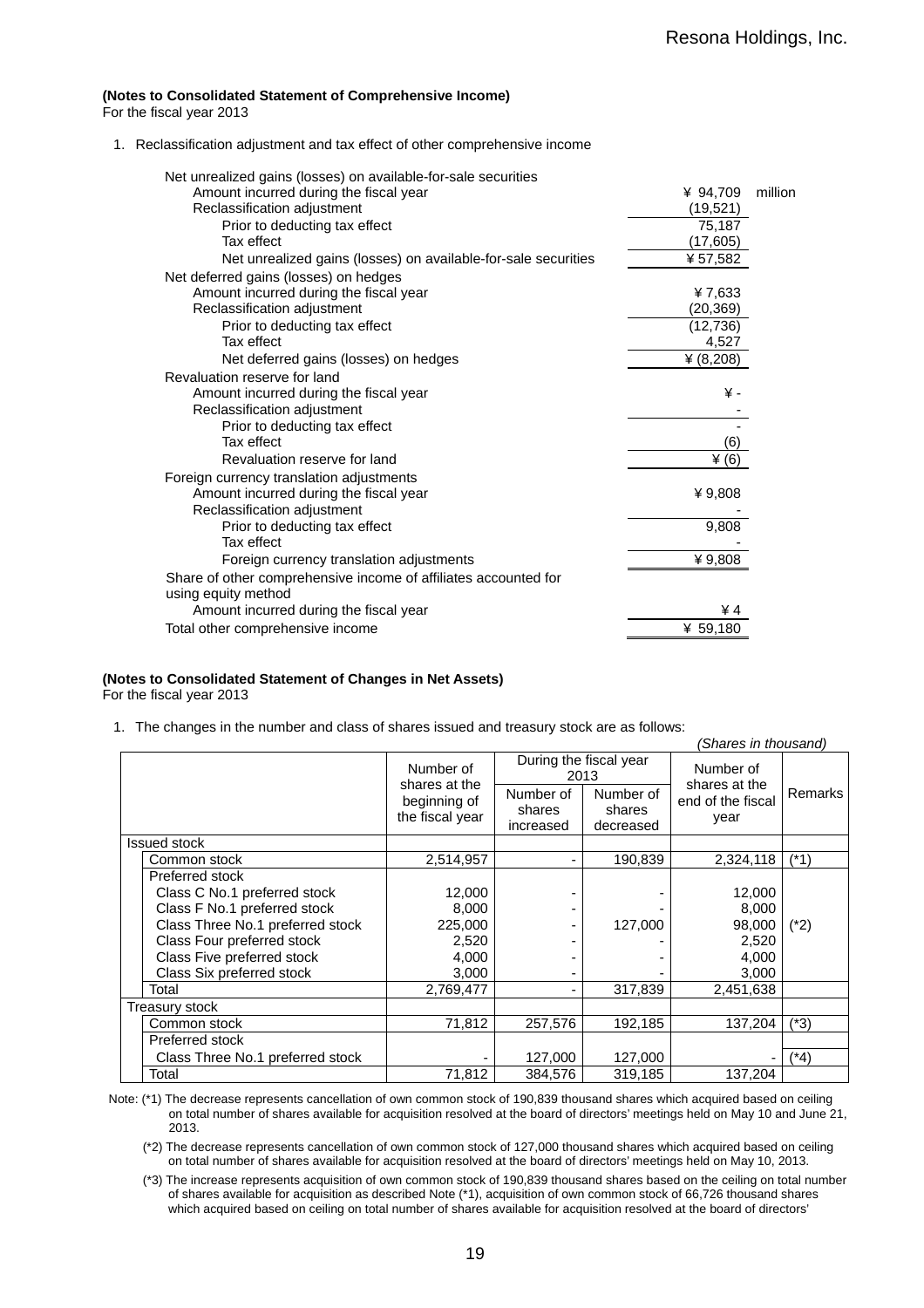**(Notes to Consolidated Statement of Comprehensive Income)**
For the fiscal year 2013

1. Reclassification adjustment and tax effect of other comprehensive income

| | | |
|---|---|---|
| Net unrealized gains (losses) on available-for-sale securities | | |
| Amount incurred during the fiscal year | ¥ 94,709 | million |
| Reclassification adjustment | (19,521) | |
| Prior to deducting tax effect | 75,187 | |
| Tax effect | (17,605) | |
| Net unrealized gains (losses) on available-for-sale securities | ¥ 57,582 | |
| Net deferred gains (losses) on hedges | | |
| Amount incurred during the fiscal year | ¥ 7,633 | |
| Reclassification adjustment | (20,369) | |
| Prior to deducting tax effect | (12,736) | |
| Tax effect | 4,527 | |
| Net deferred gains (losses) on hedges | ¥ (8,208) | |
| Revaluation reserve for land | | |
| Amount incurred during the fiscal year | ¥ - | |
| Reclassification adjustment | - | |
| Prior to deducting tax effect | - | |
| Tax effect | (6) | |
| Revaluation reserve for land | ¥ (6) | |
| Foreign currency translation adjustments | | |
| Amount incurred during the fiscal year | ¥ 9,808 | |
| Reclassification adjustment | - | |
| Prior to deducting tax effect | 9,808 | |
| Tax effect | - | |
| Foreign currency translation adjustments | ¥ 9,808 | |
| Share of other comprehensive income of affiliates accounted for using equity method | | |
| Amount incurred during the fiscal year | ¥ 4 | |
| Total other comprehensive income | ¥ 59,180 | |

**(Notes to Consolidated Statement of Changes in Net Assets)**
For the fiscal year 2013

1. The changes in the number and class of shares issued and treasury stock are as follows:

*(Shares in thousand)*

| | Number of shares at the beginning of the fiscal year | During the fiscal year 2013 | | Number of shares at the end of the fiscal year | Remarks |
|---|---|---|---|---|---|
| | | Number of shares increased | Number of shares decreased | | |
| Issued stock | | | | | |
| Common stock | 2,514,957 | - | 190,839 | 2,324,118 | (*1) |
| Preferred stock | | | | | |
| Class C No.1 preferred stock | 12,000 | - | - | 12,000 | |
| Class F No.1 preferred stock | 8,000 | - | - | 8,000 | |
| Class Three No.1 preferred stock | 225,000 | - | 127,000 | 98,000 | (*2) |
| Class Four preferred stock | 2,520 | - | - | 2,520 | |
| Class Five preferred stock | 4,000 | - | - | 4,000 | |
| Class Six preferred stock | 3,000 | - | - | 3,000 | |
| Total | 2,769,477 | - | 317,839 | 2,451,638 | |
| Treasury stock | | | | | |
| Common stock | 71,812 | 257,576 | 192,185 | 137,204 | (*3) |
| Preferred stock | | | | | |
| Class Three No.1 preferred stock | - | 127,000 | 127,000 | - | (*4) |
| Total | 71,812 | 384,576 | 319,185 | 137,204 | |

Note: (*1) The decrease represents cancellation of own common stock of 190,839 thousand shares which acquired based on ceiling on total number of shares available for acquisition resolved at the board of directors' meetings held on May 10 and June 21, 2013.

(*2) The decrease represents cancellation of own common stock of 127,000 thousand shares which acquired based on ceiling on total number of shares available for acquisition resolved at the board of directors' meetings held on May 10, 2013.

(*3) The increase represents acquisition of own common stock of 190,839 thousand shares based on the ceiling on total number of shares available for acquisition as described Note (*1), acquisition of own common stock of 66,726 thousand shares which acquired based on ceiling on total number of shares available for acquisition resolved at the board of directors'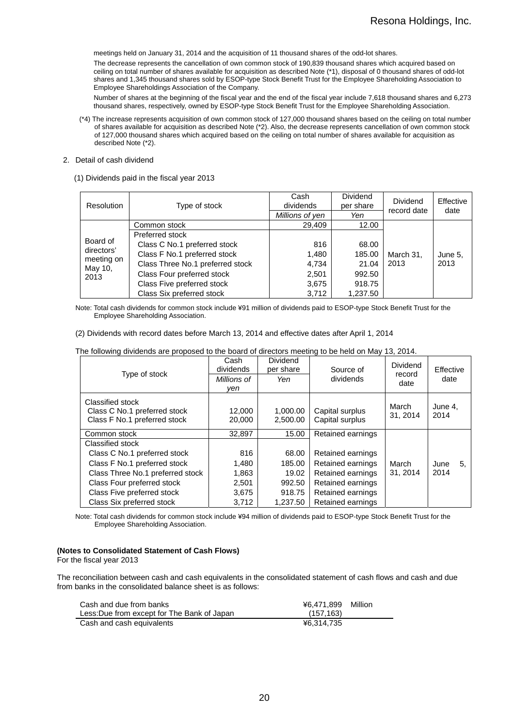meetings held on January 31, 2014 and the acquisition of 11 thousand shares of the odd-lot shares.

The decrease represents the cancellation of own common stock of 190,839 thousand shares which acquired based on ceiling on total number of shares available for acquisition as described Note (*1), disposal of 0 thousand shares of odd-lot shares and 1,345 thousand shares sold by ESOP-type Stock Benefit Trust for the Employee Shareholding Association to Employee Shareholdings Association of the Company.

Number of shares at the beginning of the fiscal year and the end of the fiscal year include 7,618 thousand shares and 6,273 thousand shares, respectively, owned by ESOP-type Stock Benefit Trust for the Employee Shareholding Association.

(*4) The increase represents acquisition of own common stock of 127,000 thousand shares based on the ceiling on total number of shares available for acquisition as described Note (*2). Also, the decrease represents cancellation of own common stock of 127,000 thousand shares which acquired based on the ceiling on total number of shares available for acquisition as described Note (*2).

2. Detail of cash dividend

(1) Dividends paid in the fiscal year 2013

| Resolution | Type of stock | Cash dividends | Dividend per share | Dividend record date | Effective date |
|---|---|---|---|---|---|
| | | *Millions of yen* | *Yen* | | |
| Board of directors' meeting on May 10, 2013 | Common stock | 29,409 | 12.00 | March 31, 2013 | June 5, 2013 |
| | Preferred stock | | | | |
| | Class C No.1 preferred stock | 816 | 68.00 | | |
| | Class F No.1 preferred stock | 1,480 | 185.00 | | |
| | Class Three No.1 preferred stock | 4,734 | 21.04 | | |
| | Class Four preferred stock | 2,501 | 992.50 | | |
| | Class Five preferred stock | 3,675 | 918.75 | | |
| | Class Six preferred stock | 3,712 | 1,237.50 | | |

Note: Total cash dividends for common stock include ¥91 million of dividends paid to ESOP-type Stock Benefit Trust for the Employee Shareholding Association.

(2) Dividends with record dates before March 13, 2014 and effective dates after April 1, 2014

The following dividends are proposed to the board of directors meeting to be held on May 13, 2014.

| Type of stock | Cash dividends | Dividend per share | Source of dividends | Dividend record date | Effective date |
|---|---|---|---|---|---|
| | *Millions of yen* | *Yen* | | | |
| Classified stock | | | | | |
| Class C No.1 preferred stock | 12,000 | 1,000.00 | Capital surplus | March 31, 2014 | June 4, 2014 |
| Class F No.1 preferred stock | 20,000 | 2,500.00 | Capital surplus | | |
| Common stock | 32,897 | 15.00 | Retained earnings | March 31, 2014 | June 5, 2014 |
| Classified stock | | | | | |
| Class C No.1 preferred stock | 816 | 68.00 | Retained earnings | | |
| Class F No.1 preferred stock | 1,480 | 185.00 | Retained earnings | | |
| Class Three No.1 preferred stock | 1,863 | 19.02 | Retained earnings | | |
| Class Four preferred stock | 2,501 | 992.50 | Retained earnings | | |
| Class Five preferred stock | 3,675 | 918.75 | Retained earnings | | |
| Class Six preferred stock | 3,712 | 1,237.50 | Retained earnings | | |

Note: Total cash dividends for common stock include ¥94 million of dividends paid to ESOP-type Stock Benefit Trust for the Employee Shareholding Association.

**(Notes to Consolidated Statement of Cash Flows)**

For the fiscal year 2013

The reconciliation between cash and cash equivalents in the consolidated statement of cash flows and cash and due from banks in the consolidated balance sheet is as follows:

| | |
|---|---|
| Cash and due from banks | ¥6,471,899 Million |
| Less:Due from except for The Bank of Japan | (157,163) |
| Cash and cash equivalents | ¥6,314,735 |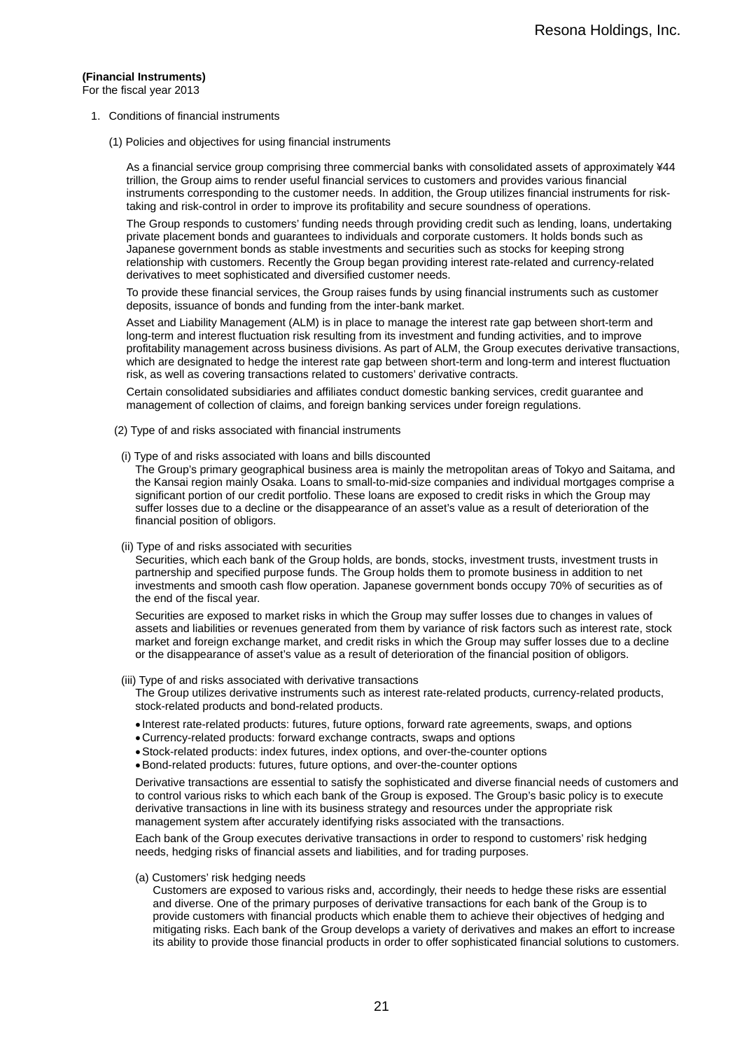**(Financial Instruments)**
For the fiscal year 2013

1. Conditions of financial instruments

(1) Policies and objectives for using financial instruments

As a financial service group comprising three commercial banks with consolidated assets of approximately ¥44 trillion, the Group aims to render useful financial services to customers and provides various financial instruments corresponding to the customer needs. In addition, the Group utilizes financial instruments for risk-taking and risk-control in order to improve its profitability and secure soundness of operations.

The Group responds to customers' funding needs through providing credit such as lending, loans, undertaking private placement bonds and guarantees to individuals and corporate customers. It holds bonds such as Japanese government bonds as stable investments and securities such as stocks for keeping strong relationship with customers. Recently the Group began providing interest rate-related and currency-related derivatives to meet sophisticated and diversified customer needs.

To provide these financial services, the Group raises funds by using financial instruments such as customer deposits, issuance of bonds and funding from the inter-bank market.

Asset and Liability Management (ALM) is in place to manage the interest rate gap between short-term and long-term and interest fluctuation risk resulting from its investment and funding activities, and to improve profitability management across business divisions. As part of ALM, the Group executes derivative transactions, which are designated to hedge the interest rate gap between short-term and long-term and interest fluctuation risk, as well as covering transactions related to customers' derivative contracts.

Certain consolidated subsidiaries and affiliates conduct domestic banking services, credit guarantee and management of collection of claims, and foreign banking services under foreign regulations.

(2) Type of and risks associated with financial instruments

(i) Type of and risks associated with loans and bills discounted

The Group's primary geographical business area is mainly the metropolitan areas of Tokyo and Saitama, and the Kansai region mainly Osaka. Loans to small-to-mid-size companies and individual mortgages comprise a significant portion of our credit portfolio. These loans are exposed to credit risks in which the Group may suffer losses due to a decline or the disappearance of an asset's value as a result of deterioration of the financial position of obligors.

(ii) Type of and risks associated with securities

Securities, which each bank of the Group holds, are bonds, stocks, investment trusts, investment trusts in partnership and specified purpose funds. The Group holds them to promote business in addition to net investments and smooth cash flow operation. Japanese government bonds occupy 70% of securities as of the end of the fiscal year.

Securities are exposed to market risks in which the Group may suffer losses due to changes in values of assets and liabilities or revenues generated from them by variance of risk factors such as interest rate, stock market and foreign exchange market, and credit risks in which the Group may suffer losses due to a decline or the disappearance of asset's value as a result of deterioration of the financial position of obligors.

(iii) Type of and risks associated with derivative transactions

The Group utilizes derivative instruments such as interest rate-related products, currency-related products, stock-related products and bond-related products.

- Interest rate-related products: futures, future options, forward rate agreements, swaps, and options
- Currency-related products: forward exchange contracts, swaps and options
- Stock-related products: index futures, index options, and over-the-counter options
- Bond-related products: futures, future options, and over-the-counter options

Derivative transactions are essential to satisfy the sophisticated and diverse financial needs of customers and to control various risks to which each bank of the Group is exposed. The Group's basic policy is to execute derivative transactions in line with its business strategy and resources under the appropriate risk management system after accurately identifying risks associated with the transactions.

Each bank of the Group executes derivative transactions in order to respond to customers' risk hedging needs, hedging risks of financial assets and liabilities, and for trading purposes.

(a) Customers' risk hedging needs

Customers are exposed to various risks and, accordingly, their needs to hedge these risks are essential and diverse. One of the primary purposes of derivative transactions for each bank of the Group is to provide customers with financial products which enable them to achieve their objectives of hedging and mitigating risks. Each bank of the Group develops a variety of derivatives and makes an effort to increase its ability to provide those financial products in order to offer sophisticated financial solutions to customers.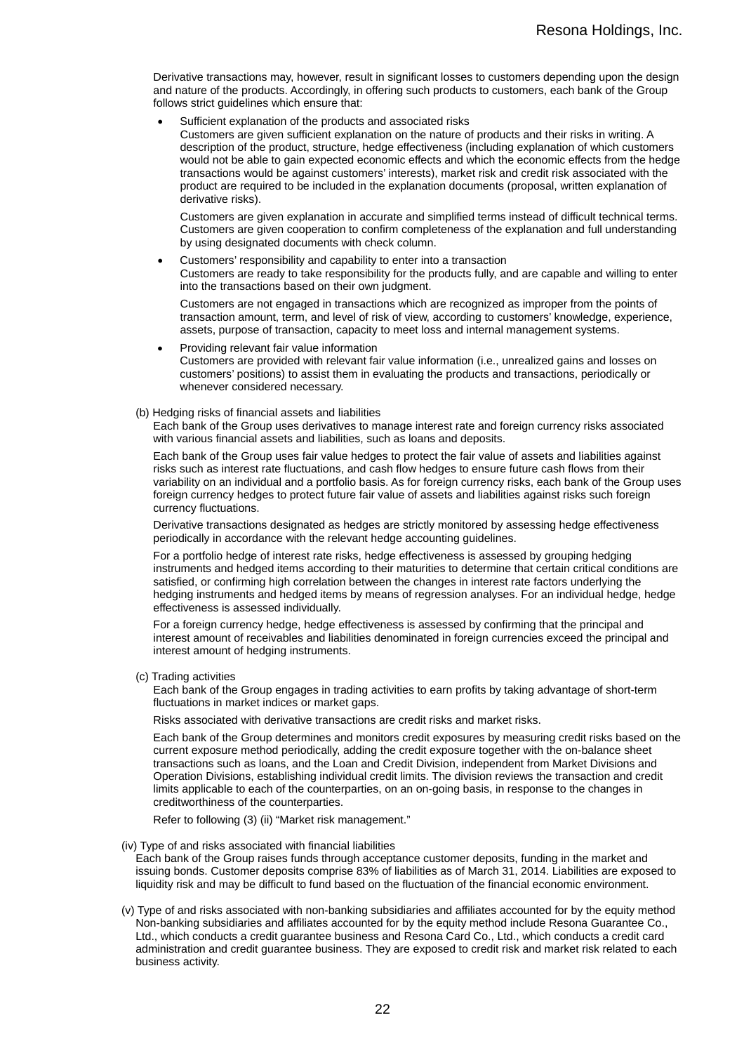Derivative transactions may, however, result in significant losses to customers depending upon the design and nature of the products. Accordingly, in offering such products to customers, each bank of the Group follows strict guidelines which ensure that:

- Sufficient explanation of the products and associated risks
  Customers are given sufficient explanation on the nature of products and their risks in writing. A description of the product, structure, hedge effectiveness (including explanation of which customers would not be able to gain expected economic effects and which the economic effects from the hedge transactions would be against customers' interests), market risk and credit risk associated with the product are required to be included in the explanation documents (proposal, written explanation of derivative risks).

  Customers are given explanation in accurate and simplified terms instead of difficult technical terms. Customers are given cooperation to confirm completeness of the explanation and full understanding by using designated documents with check column.

- Customers' responsibility and capability to enter into a transaction
  Customers are ready to take responsibility for the products fully, and are capable and willing to enter into the transactions based on their own judgment.

  Customers are not engaged in transactions which are recognized as improper from the points of transaction amount, term, and level of risk of view, according to customers' knowledge, experience, assets, purpose of transaction, capacity to meet loss and internal management systems.

- Providing relevant fair value information
  Customers are provided with relevant fair value information (i.e., unrealized gains and losses on customers' positions) to assist them in evaluating the products and transactions, periodically or whenever considered necessary.

(b) Hedging risks of financial assets and liabilities

Each bank of the Group uses derivatives to manage interest rate and foreign currency risks associated with various financial assets and liabilities, such as loans and deposits.

Each bank of the Group uses fair value hedges to protect the fair value of assets and liabilities against risks such as interest rate fluctuations, and cash flow hedges to ensure future cash flows from their variability on an individual and a portfolio basis. As for foreign currency risks, each bank of the Group uses foreign currency hedges to protect future fair value of assets and liabilities against risks such foreign currency fluctuations.

Derivative transactions designated as hedges are strictly monitored by assessing hedge effectiveness periodically in accordance with the relevant hedge accounting guidelines.

For a portfolio hedge of interest rate risks, hedge effectiveness is assessed by grouping hedging instruments and hedged items according to their maturities to determine that certain critical conditions are satisfied, or confirming high correlation between the changes in interest rate factors underlying the hedging instruments and hedged items by means of regression analyses. For an individual hedge, hedge effectiveness is assessed individually.

For a foreign currency hedge, hedge effectiveness is assessed by confirming that the principal and interest amount of receivables and liabilities denominated in foreign currencies exceed the principal and interest amount of hedging instruments.

(c) Trading activities

Each bank of the Group engages in trading activities to earn profits by taking advantage of short-term fluctuations in market indices or market gaps.

Risks associated with derivative transactions are credit risks and market risks.

Each bank of the Group determines and monitors credit exposures by measuring credit risks based on the current exposure method periodically, adding the credit exposure together with the on-balance sheet transactions such as loans, and the Loan and Credit Division, independent from Market Divisions and Operation Divisions, establishing individual credit limits. The division reviews the transaction and credit limits applicable to each of the counterparties, on an on-going basis, in response to the changes in creditworthiness of the counterparties.

Refer to following (3) (ii) "Market risk management."

(iv) Type of and risks associated with financial liabilities

Each bank of the Group raises funds through acceptance customer deposits, funding in the market and issuing bonds. Customer deposits comprise 83% of liabilities as of March 31, 2014. Liabilities are exposed to liquidity risk and may be difficult to fund based on the fluctuation of the financial economic environment.

(v) Type of and risks associated with non-banking subsidiaries and affiliates accounted for by the equity method

Non-banking subsidiaries and affiliates accounted for by the equity method include Resona Guarantee Co., Ltd., which conducts a credit guarantee business and Resona Card Co., Ltd., which conducts a credit card administration and credit guarantee business. They are exposed to credit risk and market risk related to each business activity.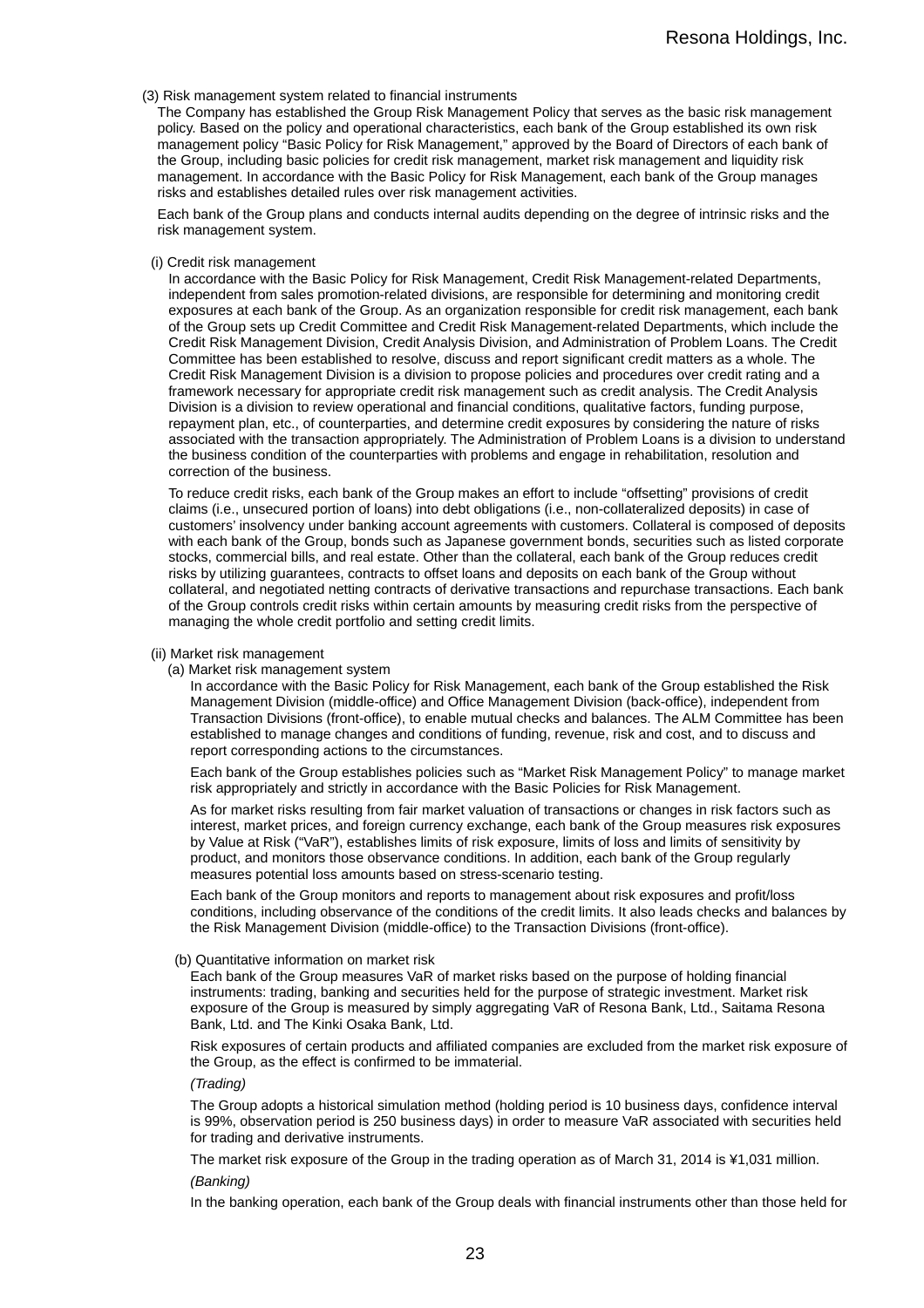(3) Risk management system related to financial instruments

The Company has established the Group Risk Management Policy that serves as the basic risk management policy. Based on the policy and operational characteristics, each bank of the Group established its own risk management policy "Basic Policy for Risk Management," approved by the Board of Directors of each bank of the Group, including basic policies for credit risk management, market risk management and liquidity risk management. In accordance with the Basic Policy for Risk Management, each bank of the Group manages risks and establishes detailed rules over risk management activities.

Each bank of the Group plans and conducts internal audits depending on the degree of intrinsic risks and the risk management system.

(i) Credit risk management

In accordance with the Basic Policy for Risk Management, Credit Risk Management-related Departments, independent from sales promotion-related divisions, are responsible for determining and monitoring credit exposures at each bank of the Group. As an organization responsible for credit risk management, each bank of the Group sets up Credit Committee and Credit Risk Management-related Departments, which include the Credit Risk Management Division, Credit Analysis Division, and Administration of Problem Loans. The Credit Committee has been established to resolve, discuss and report significant credit matters as a whole. The Credit Risk Management Division is a division to propose policies and procedures over credit rating and a framework necessary for appropriate credit risk management such as credit analysis. The Credit Analysis Division is a division to review operational and financial conditions, qualitative factors, funding purpose, repayment plan, etc., of counterparties, and determine credit exposures by considering the nature of risks associated with the transaction appropriately. The Administration of Problem Loans is a division to understand the business condition of the counterparties with problems and engage in rehabilitation, resolution and correction of the business.

To reduce credit risks, each bank of the Group makes an effort to include "offsetting" provisions of credit claims (i.e., unsecured portion of loans) into debt obligations (i.e., non-collateralized deposits) in case of customers' insolvency under banking account agreements with customers. Collateral is composed of deposits with each bank of the Group, bonds such as Japanese government bonds, securities such as listed corporate stocks, commercial bills, and real estate. Other than the collateral, each bank of the Group reduces credit risks by utilizing guarantees, contracts to offset loans and deposits on each bank of the Group without collateral, and negotiated netting contracts of derivative transactions and repurchase transactions. Each bank of the Group controls credit risks within certain amounts by measuring credit risks from the perspective of managing the whole credit portfolio and setting credit limits.

(ii) Market risk management

(a) Market risk management system

In accordance with the Basic Policy for Risk Management, each bank of the Group established the Risk Management Division (middle-office) and Office Management Division (back-office), independent from Transaction Divisions (front-office), to enable mutual checks and balances. The ALM Committee has been established to manage changes and conditions of funding, revenue, risk and cost, and to discuss and report corresponding actions to the circumstances.

Each bank of the Group establishes policies such as "Market Risk Management Policy" to manage market risk appropriately and strictly in accordance with the Basic Policies for Risk Management.

As for market risks resulting from fair market valuation of transactions or changes in risk factors such as interest, market prices, and foreign currency exchange, each bank of the Group measures risk exposures by Value at Risk ("VaR"), establishes limits of risk exposure, limits of loss and limits of sensitivity by product, and monitors those observance conditions. In addition, each bank of the Group regularly measures potential loss amounts based on stress-scenario testing.

Each bank of the Group monitors and reports to management about risk exposures and profit/loss conditions, including observance of the conditions of the credit limits. It also leads checks and balances by the Risk Management Division (middle-office) to the Transaction Divisions (front-office).

(b) Quantitative information on market risk

Each bank of the Group measures VaR of market risks based on the purpose of holding financial instruments: trading, banking and securities held for the purpose of strategic investment. Market risk exposure of the Group is measured by simply aggregating VaR of Resona Bank, Ltd., Saitama Resona Bank, Ltd. and The Kinki Osaka Bank, Ltd.

Risk exposures of certain products and affiliated companies are excluded from the market risk exposure of the Group, as the effect is confirmed to be immaterial.

*(Trading)*

The Group adopts a historical simulation method (holding period is 10 business days, confidence interval is 99%, observation period is 250 business days) in order to measure VaR associated with securities held for trading and derivative instruments.

The market risk exposure of the Group in the trading operation as of March 31, 2014 is ¥1,031 million.

*(Banking)*

In the banking operation, each bank of the Group deals with financial instruments other than those held for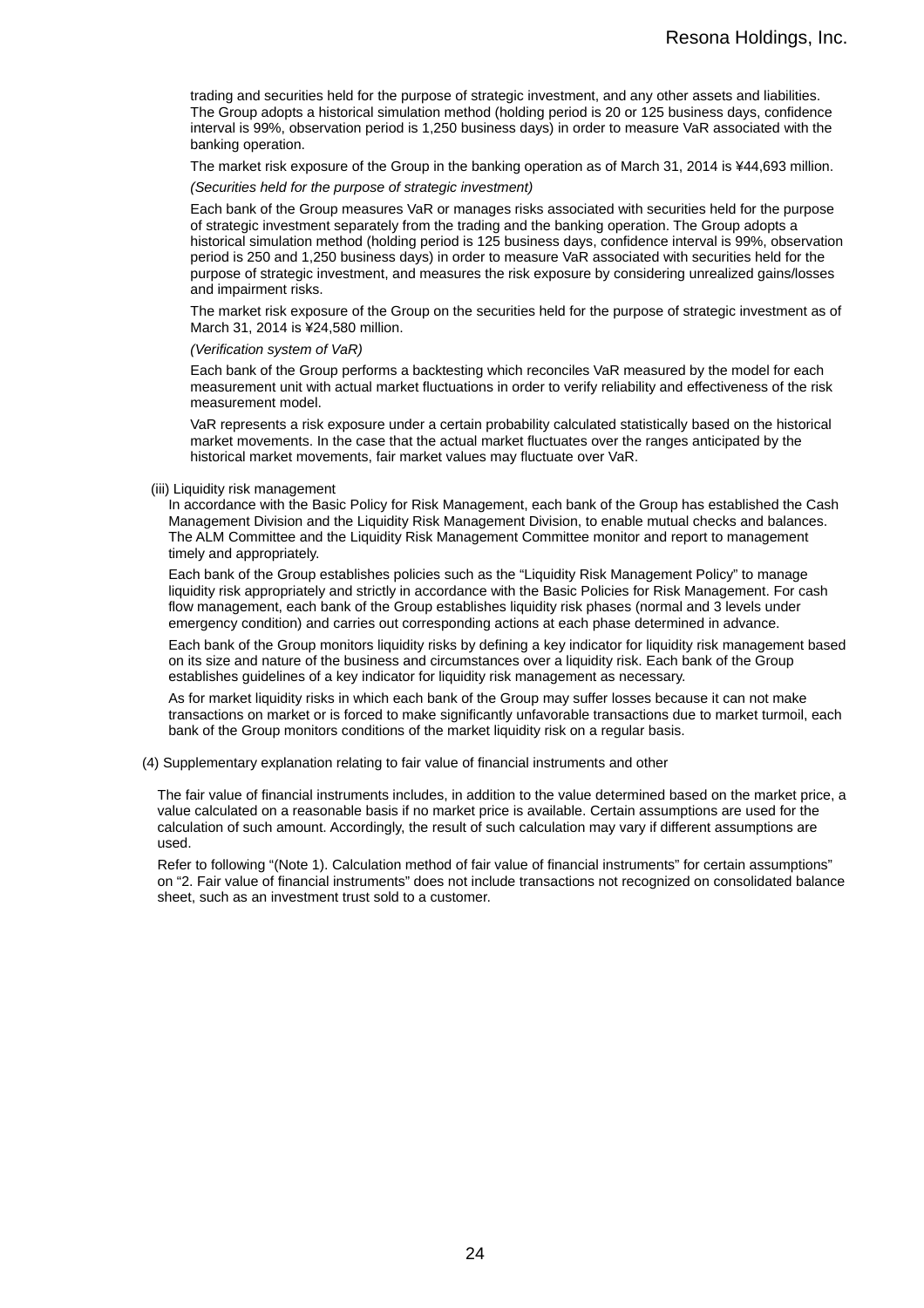trading and securities held for the purpose of strategic investment, and any other assets and liabilities. The Group adopts a historical simulation method (holding period is 20 or 125 business days, confidence interval is 99%, observation period is 1,250 business days) in order to measure VaR associated with the banking operation.

The market risk exposure of the Group in the banking operation as of March 31, 2014 is ¥44,693 million.

*(Securities held for the purpose of strategic investment)*

Each bank of the Group measures VaR or manages risks associated with securities held for the purpose of strategic investment separately from the trading and the banking operation. The Group adopts a historical simulation method (holding period is 125 business days, confidence interval is 99%, observation period is 250 and 1,250 business days) in order to measure VaR associated with securities held for the purpose of strategic investment, and measures the risk exposure by considering unrealized gains/losses and impairment risks.

The market risk exposure of the Group on the securities held for the purpose of strategic investment as of March 31, 2014 is ¥24,580 million.

*(Verification system of VaR)*

Each bank of the Group performs a backtesting which reconciles VaR measured by the model for each measurement unit with actual market fluctuations in order to verify reliability and effectiveness of the risk measurement model.

VaR represents a risk exposure under a certain probability calculated statistically based on the historical market movements. In the case that the actual market fluctuates over the ranges anticipated by the historical market movements, fair market values may fluctuate over VaR.

(iii) Liquidity risk management

In accordance with the Basic Policy for Risk Management, each bank of the Group has established the Cash Management Division and the Liquidity Risk Management Division, to enable mutual checks and balances. The ALM Committee and the Liquidity Risk Management Committee monitor and report to management timely and appropriately.

Each bank of the Group establishes policies such as the “Liquidity Risk Management Policy” to manage liquidity risk appropriately and strictly in accordance with the Basic Policies for Risk Management. For cash flow management, each bank of the Group establishes liquidity risk phases (normal and 3 levels under emergency condition) and carries out corresponding actions at each phase determined in advance.

Each bank of the Group monitors liquidity risks by defining a key indicator for liquidity risk management based on its size and nature of the business and circumstances over a liquidity risk. Each bank of the Group establishes guidelines of a key indicator for liquidity risk management as necessary.

As for market liquidity risks in which each bank of the Group may suffer losses because it can not make transactions on market or is forced to make significantly unfavorable transactions due to market turmoil, each bank of the Group monitors conditions of the market liquidity risk on a regular basis.

(4) Supplementary explanation relating to fair value of financial instruments and other

The fair value of financial instruments includes, in addition to the value determined based on the market price, a value calculated on a reasonable basis if no market price is available. Certain assumptions are used for the calculation of such amount. Accordingly, the result of such calculation may vary if different assumptions are used.

Refer to following “(Note 1). Calculation method of fair value of financial instruments” for certain assumptions” on “2. Fair value of financial instruments” does not include transactions not recognized on consolidated balance sheet, such as an investment trust sold to a customer.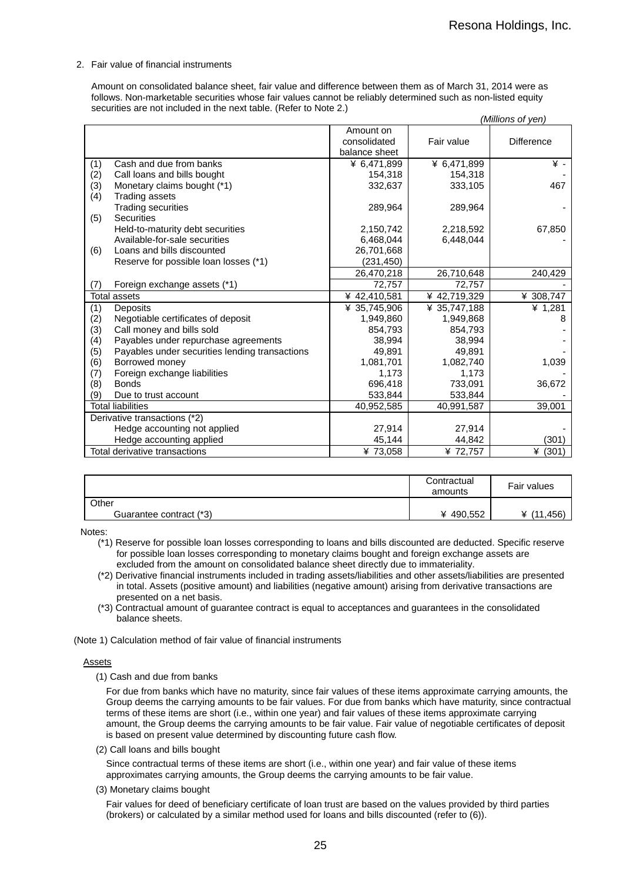2. Fair value of financial instruments

Amount on consolidated balance sheet, fair value and difference between them as of March 31, 2014 were as follows. Non-marketable securities whose fair values cannot be reliably determined such as non-listed equity securities are not included in the next table. (Refer to Note 2.)

*(Millions of yen)*

| | Amount on consolidated balance sheet | Fair value | Difference |
|---|---|---|---|
| (1) Cash and due from banks | ¥ 6,471,899 | ¥ 6,471,899 | ¥ - |
| (2) Call loans and bills bought | 154,318 | 154,318 | - |
| (3) Monetary claims bought (*1) | 332,637 | 333,105 | 467 |
| (4) Trading assets | | | |
| Trading securities | 289,964 | 289,964 | - |
| (5) Securities | | | |
| Held-to-maturity debt securities | 2,150,742 | 2,218,592 | 67,850 |
| Available-for-sale securities | 6,468,044 | 6,448,044 | - |
| (6) Loans and bills discounted | 26,701,668 | | |
| Reserve for possible loan losses (*1) | (231,450) | | |
| | 26,470,218 | 26,710,648 | 240,429 |
| (7) Foreign exchange assets (*1) | 72,757 | 72,757 | - |
| Total assets | ¥ 42,410,581 | ¥ 42,719,329 | ¥ 308,747 |
| (1) Deposits | ¥ 35,745,906 | ¥ 35,747,188 | ¥ 1,281 |
| (2) Negotiable certificates of deposit | 1,949,860 | 1,949,868 | 8 |
| (3) Call money and bills sold | 854,793 | 854,793 | - |
| (4) Payables under repurchase agreements | 38,994 | 38,994 | - |
| (5) Payables under securities lending transactions | 49,891 | 49,891 | - |
| (6) Borrowed money | 1,081,701 | 1,082,740 | 1,039 |
| (7) Foreign exchange liabilities | 1,173 | 1,173 | - |
| (8) Bonds | 696,418 | 733,091 | 36,672 |
| (9) Due to trust account | 533,844 | 533,844 | - |
| Total liabilities | 40,952,585 | 40,991,587 | 39,001 |
| Derivative transactions (*2) | | | |
| Hedge accounting not applied | 27,914 | 27,914 | - |
| Hedge accounting applied | 45,144 | 44,842 | (301) |
| Total derivative transactions | ¥ 73,058 | ¥ 72,757 | ¥ (301) |

| | Contractual amounts | Fair values |
|---|---|---|
| Other | | |
| Guarantee contract (*3) | ¥ 490,552 | ¥ (11,456) |

Notes:

(*1) Reserve for possible loan losses corresponding to loans and bills discounted are deducted. Specific reserve for possible loan losses corresponding to monetary claims bought and foreign exchange assets are excluded from the amount on consolidated balance sheet directly due to immateriality.

(*2) Derivative financial instruments included in trading assets/liabilities and other assets/liabilities are presented in total. Assets (positive amount) and liabilities (negative amount) arising from derivative transactions are presented on a net basis.

(*3) Contractual amount of guarantee contract is equal to acceptances and guarantees in the consolidated balance sheets.

(Note 1) Calculation method of fair value of financial instruments

Assets

(1) Cash and due from banks

For due from banks which have no maturity, since fair values of these items approximate carrying amounts, the Group deems the carrying amounts to be fair values. For due from banks which have maturity, since contractual terms of these items are short (i.e., within one year) and fair values of these items approximate carrying amount, the Group deems the carrying amounts to be fair value. Fair value of negotiable certificates of deposit is based on present value determined by discounting future cash flow.

(2) Call loans and bills bought

Since contractual terms of these items are short (i.e., within one year) and fair value of these items approximates carrying amounts, the Group deems the carrying amounts to be fair value.

(3) Monetary claims bought

Fair values for deed of beneficiary certificate of loan trust are based on the values provided by third parties (brokers) or calculated by a similar method used for loans and bills discounted (refer to (6)).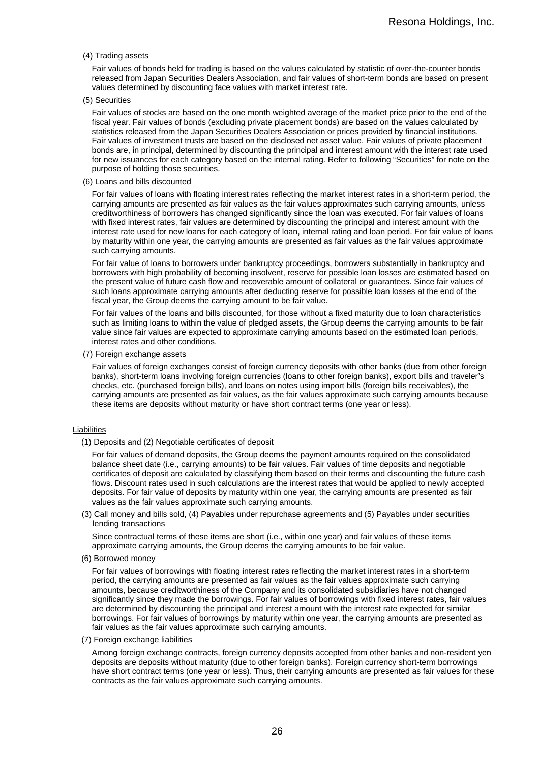(4) Trading assets

Fair values of bonds held for trading is based on the values calculated by statistic of over-the-counter bonds released from Japan Securities Dealers Association, and fair values of short-term bonds are based on present values determined by discounting face values with market interest rate.

(5) Securities

Fair values of stocks are based on the one month weighted average of the market price prior to the end of the fiscal year. Fair values of bonds (excluding private placement bonds) are based on the values calculated by statistics released from the Japan Securities Dealers Association or prices provided by financial institutions. Fair values of investment trusts are based on the disclosed net asset value. Fair values of private placement bonds are, in principal, determined by discounting the principal and interest amount with the interest rate used for new issuances for each category based on the internal rating. Refer to following "Securities" for note on the purpose of holding those securities.

(6) Loans and bills discounted

For fair values of loans with floating interest rates reflecting the market interest rates in a short-term period, the carrying amounts are presented as fair values as the fair values approximates such carrying amounts, unless creditworthiness of borrowers has changed significantly since the loan was executed. For fair values of loans with fixed interest rates, fair values are determined by discounting the principal and interest amount with the interest rate used for new loans for each category of loan, internal rating and loan period. For fair value of loans by maturity within one year, the carrying amounts are presented as fair values as the fair values approximate such carrying amounts.

For fair value of loans to borrowers under bankruptcy proceedings, borrowers substantially in bankruptcy and borrowers with high probability of becoming insolvent, reserve for possible loan losses are estimated based on the present value of future cash flow and recoverable amount of collateral or guarantees. Since fair values of such loans approximate carrying amounts after deducting reserve for possible loan losses at the end of the fiscal year, the Group deems the carrying amount to be fair value.

For fair values of the loans and bills discounted, for those without a fixed maturity due to loan characteristics such as limiting loans to within the value of pledged assets, the Group deems the carrying amounts to be fair value since fair values are expected to approximate carrying amounts based on the estimated loan periods, interest rates and other conditions.

(7) Foreign exchange assets

Fair values of foreign exchanges consist of foreign currency deposits with other banks (due from other foreign banks), short-term loans involving foreign currencies (loans to other foreign banks), export bills and traveler's checks, etc. (purchased foreign bills), and loans on notes using import bills (foreign bills receivables), the carrying amounts are presented as fair values, as the fair values approximate such carrying amounts because these items are deposits without maturity or have short contract terms (one year or less).

Liabilities

(1) Deposits and (2) Negotiable certificates of deposit

For fair values of demand deposits, the Group deems the payment amounts required on the consolidated balance sheet date (i.e., carrying amounts) to be fair values. Fair values of time deposits and negotiable certificates of deposit are calculated by classifying them based on their terms and discounting the future cash flows. Discount rates used in such calculations are the interest rates that would be applied to newly accepted deposits. For fair value of deposits by maturity within one year, the carrying amounts are presented as fair values as the fair values approximate such carrying amounts.

(3) Call money and bills sold, (4) Payables under repurchase agreements and (5) Payables under securities lending transactions

Since contractual terms of these items are short (i.e., within one year) and fair values of these items approximate carrying amounts, the Group deems the carrying amounts to be fair value.

(6) Borrowed money

For fair values of borrowings with floating interest rates reflecting the market interest rates in a short-term period, the carrying amounts are presented as fair values as the fair values approximate such carrying amounts, because creditworthiness of the Company and its consolidated subsidiaries have not changed significantly since they made the borrowings. For fair values of borrowings with fixed interest rates, fair values are determined by discounting the principal and interest amount with the interest rate expected for similar borrowings. For fair values of borrowings by maturity within one year, the carrying amounts are presented as fair values as the fair values approximate such carrying amounts.

(7) Foreign exchange liabilities

Among foreign exchange contracts, foreign currency deposits accepted from other banks and non-resident yen deposits are deposits without maturity (due to other foreign banks). Foreign currency short-term borrowings have short contract terms (one year or less). Thus, their carrying amounts are presented as fair values for these contracts as the fair values approximate such carrying amounts.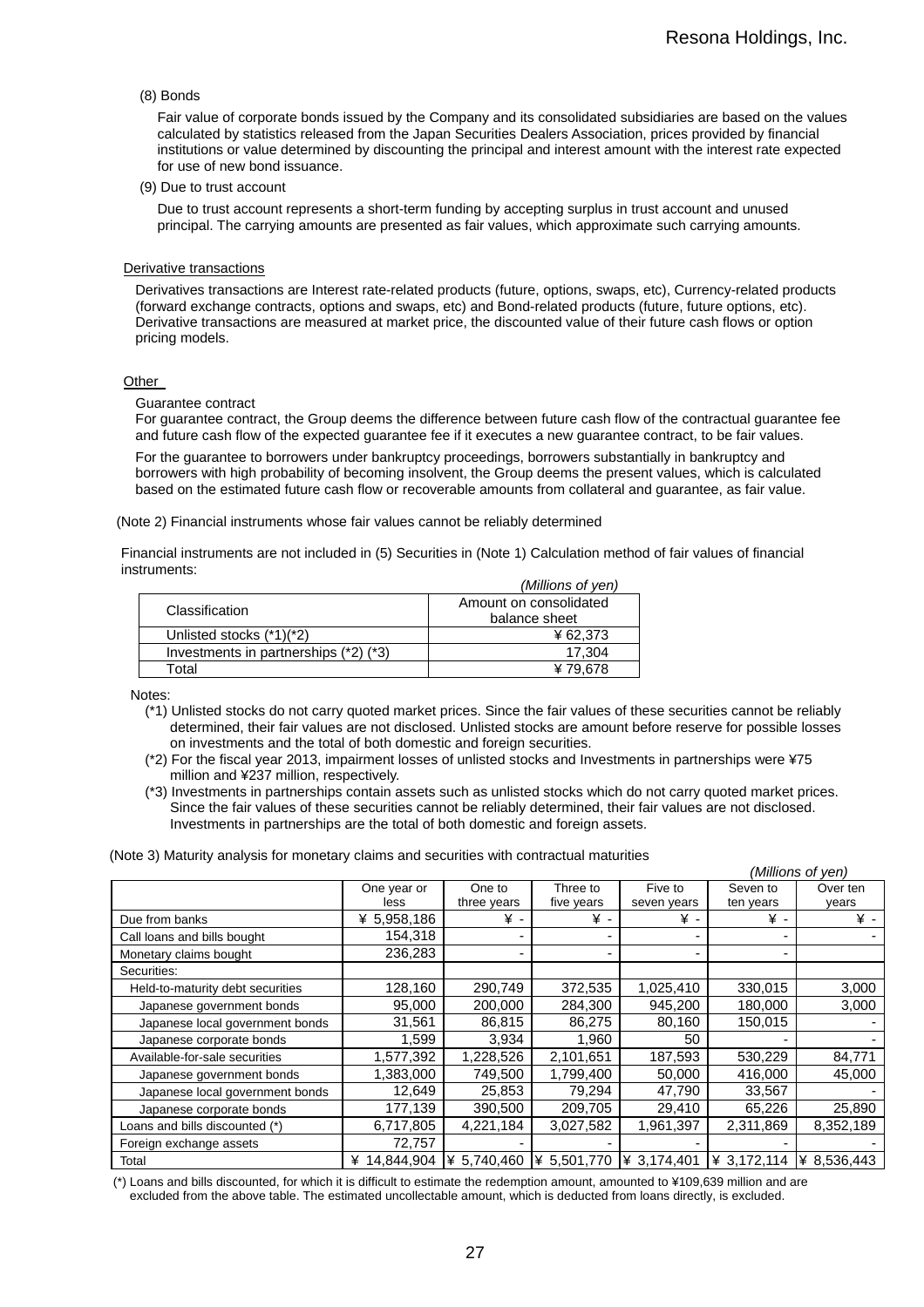(8) Bonds

Fair value of corporate bonds issued by the Company and its consolidated subsidiaries are based on the values calculated by statistics released from the Japan Securities Dealers Association, prices provided by financial institutions or value determined by discounting the principal and interest amount with the interest rate expected for use of new bond issuance.

(9) Due to trust account

Due to trust account represents a short-term funding by accepting surplus in trust account and unused principal. The carrying amounts are presented as fair values, which approximate such carrying amounts.

Derivative transactions

Derivatives transactions are Interest rate-related products (future, options, swaps, etc), Currency-related products (forward exchange contracts, options and swaps, etc) and Bond-related products (future, future options, etc). Derivative transactions are measured at market price, the discounted value of their future cash flows or option pricing models.

Other

Guarantee contract

For guarantee contract, the Group deems the difference between future cash flow of the contractual guarantee fee and future cash flow of the expected guarantee fee if it executes a new guarantee contract, to be fair values.

For the guarantee to borrowers under bankruptcy proceedings, borrowers substantially in bankruptcy and borrowers with high probability of becoming insolvent, the Group deems the present values, which is calculated based on the estimated future cash flow or recoverable amounts from collateral and guarantee, as fair value.

(Note 2) Financial instruments whose fair values cannot be reliably determined

Financial instruments are not included in (5) Securities in (Note 1) Calculation method of fair values of financial instruments:

*(Millions of yen)*

| Classification | Amount on consolidated balance sheet |
|---|---|
| Unlisted stocks (*1)(*2) | ¥ 62,373 |
| Investments in partnerships (*2) (*3) | 17,304 |
| Total | ¥ 79,678 |

Notes:

(*1) Unlisted stocks do not carry quoted market prices. Since the fair values of these securities cannot be reliably determined, their fair values are not disclosed. Unlisted stocks are amount before reserve for possible losses on investments and the total of both domestic and foreign securities.

(*2) For the fiscal year 2013, impairment losses of unlisted stocks and Investments in partnerships were ¥75 million and ¥237 million, respectively.

(*3) Investments in partnerships contain assets such as unlisted stocks which do not carry quoted market prices. Since the fair values of these securities cannot be reliably determined, their fair values are not disclosed. Investments in partnerships are the total of both domestic and foreign assets.

(Note 3) Maturity analysis for monetary claims and securities with contractual maturities

*(Millions of yen)*

| | One year or less | One to three years | Three to five years | Five to seven years | Seven to ten years | Over ten years |
|---|---|---|---|---|---|---|
| Due from banks | ¥ 5,958,186 | ¥ - | ¥ - | ¥ - | ¥ - | ¥ - |
| Call loans and bills bought | 154,318 | - | - | - | - | - |
| Monetary claims bought | 236,283 | - | - | - | - | |
| Securities: | | | | | | |
| Held-to-maturity debt securities | 128,160 | 290,749 | 372,535 | 1,025,410 | 330,015 | 3,000 |
| Japanese government bonds | 95,000 | 200,000 | 284,300 | 945,200 | 180,000 | 3,000 |
| Japanese local government bonds | 31,561 | 86,815 | 86,275 | 80,160 | 150,015 | - |
| Japanese corporate bonds | 1,599 | 3,934 | 1,960 | 50 | - | - |
| Available-for-sale securities | 1,577,392 | 1,228,526 | 2,101,651 | 187,593 | 530,229 | 84,771 |
| Japanese government bonds | 1,383,000 | 749,500 | 1,799,400 | 50,000 | 416,000 | 45,000 |
| Japanese local government bonds | 12,649 | 25,853 | 79,294 | 47,790 | 33,567 | - |
| Japanese corporate bonds | 177,139 | 390,500 | 209,705 | 29,410 | 65,226 | 25,890 |
| Loans and bills discounted (*) | 6,717,805 | 4,221,184 | 3,027,582 | 1,961,397 | 2,311,869 | 8,352,189 |
| Foreign exchange assets | 72,757 | - | - | - | - | - |
| Total | ¥ 14,844,904 | ¥ 5,740,460 | ¥ 5,501,770 | ¥ 3,174,401 | ¥ 3,172,114 | ¥ 8,536,443 |

(*) Loans and bills discounted, for which it is difficult to estimate the redemption amount, amounted to ¥109,639 million and are excluded from the above table. The estimated uncollectable amount, which is deducted from loans directly, is excluded.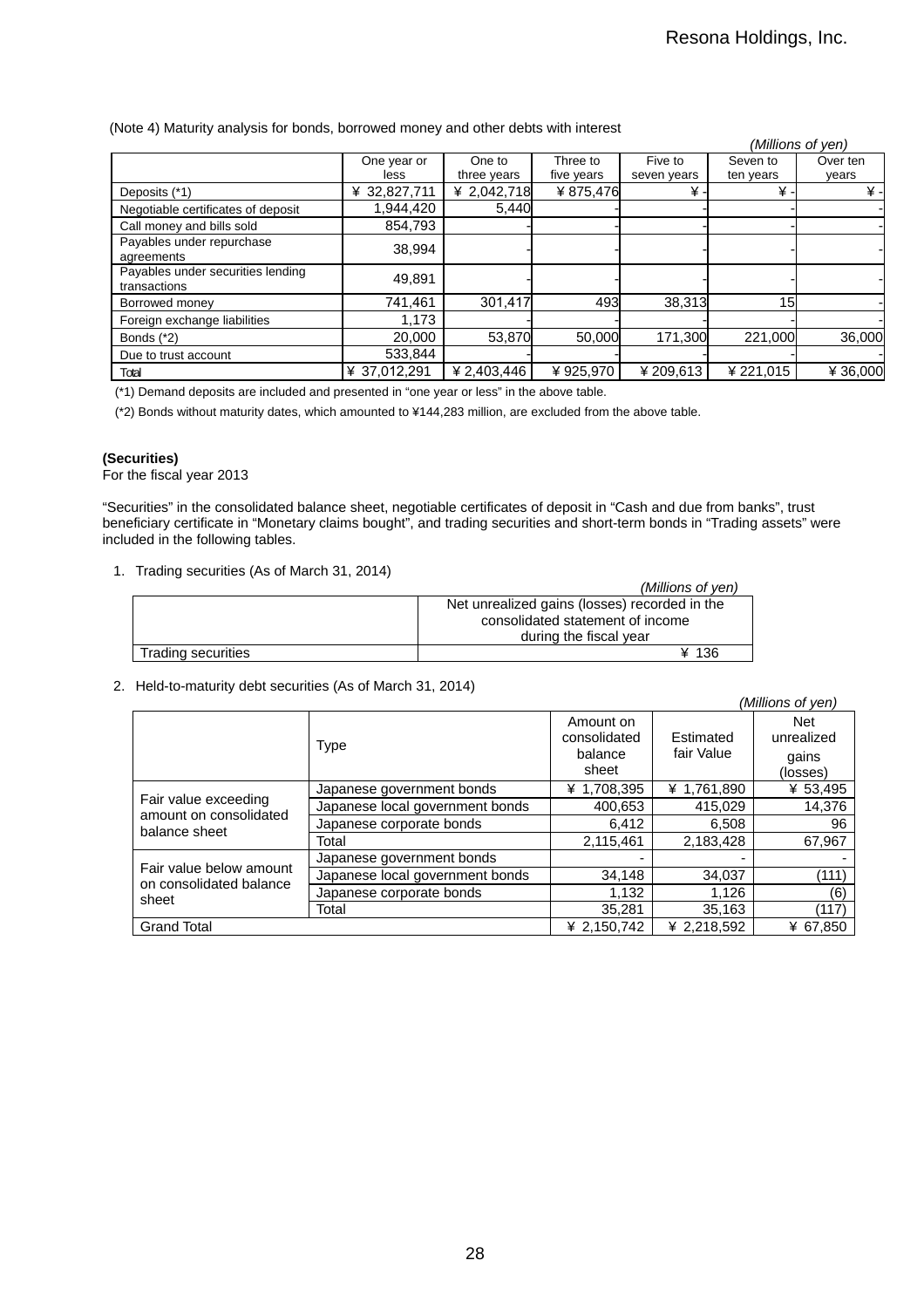(Note 4) Maturity analysis for bonds, borrowed money and other debts with interest

*(Millions of yen)*

| | One year or less | One to three years | Three to five years | Five to seven years | Seven to ten years | Over ten years |
|---|---|---|---|---|---|---|
| Deposits (*1) | ¥ 32,827,711 | ¥ 2,042,718 | ¥ 875,476 | ¥ - | ¥ - | ¥ - |
| Negotiable certificates of deposit | 1,944,420 | 5,440 | - | - | - | - |
| Call money and bills sold | 854,793 | - | - | - | - | - |
| Payables under repurchase agreements | 38,994 | - | - | - | - | - |
| Payables under securities lending transactions | 49,891 | - | - | - | - | - |
| Borrowed money | 741,461 | 301,417 | 493 | 38,313 | 15 | - |
| Foreign exchange liabilities | 1,173 | - | - | - | - | - |
| Bonds (*2) | 20,000 | 53,870 | 50,000 | 171,300 | 221,000 | 36,000 |
| Due to trust account | 533,844 | - | - | - | - | - |
| Total | ¥ 37,012,291 | ¥ 2,403,446 | ¥ 925,970 | ¥ 209,613 | ¥ 221,015 | ¥ 36,000 |

(*1) Demand deposits are included and presented in "one year or less" in the above table.

(*2) Bonds without maturity dates, which amounted to ¥144,283 million, are excluded from the above table.

**(Securities)**

For the fiscal year 2013

"Securities" in the consolidated balance sheet, negotiable certificates of deposit in "Cash and due from banks", trust beneficiary certificate in "Monetary claims bought", and trading securities and short-term bonds in "Trading assets" were included in the following tables.

1. Trading securities (As of March 31, 2014)

*(Millions of yen)*

| | Net unrealized gains (losses) recorded in the consolidated statement of income during the fiscal year |
|---|---|
| Trading securities | ¥ 136 |

2. Held-to-maturity debt securities (As of March 31, 2014)

*(Millions of yen)*

| | Type | Amount on consolidated balance sheet | Estimated fair Value | Net unrealized gains (losses) |
|---|---|---|---|---|
| Fair value exceeding amount on consolidated balance sheet | Japanese government bonds | ¥ 1,708,395 | ¥ 1,761,890 | ¥ 53,495 |
| | Japanese local government bonds | 400,653 | 415,029 | 14,376 |
| | Japanese corporate bonds | 6,412 | 6,508 | 96 |
| | Total | 2,115,461 | 2,183,428 | 67,967 |
| Fair value below amount on consolidated balance sheet | Japanese government bonds | - | - | - |
| | Japanese local government bonds | 34,148 | 34,037 | (111) |
| | Japanese corporate bonds | 1,132 | 1,126 | (6) |
| | Total | 35,281 | 35,163 | (117) |
| Grand Total | | ¥ 2,150,742 | ¥ 2,218,592 | ¥ 67,850 |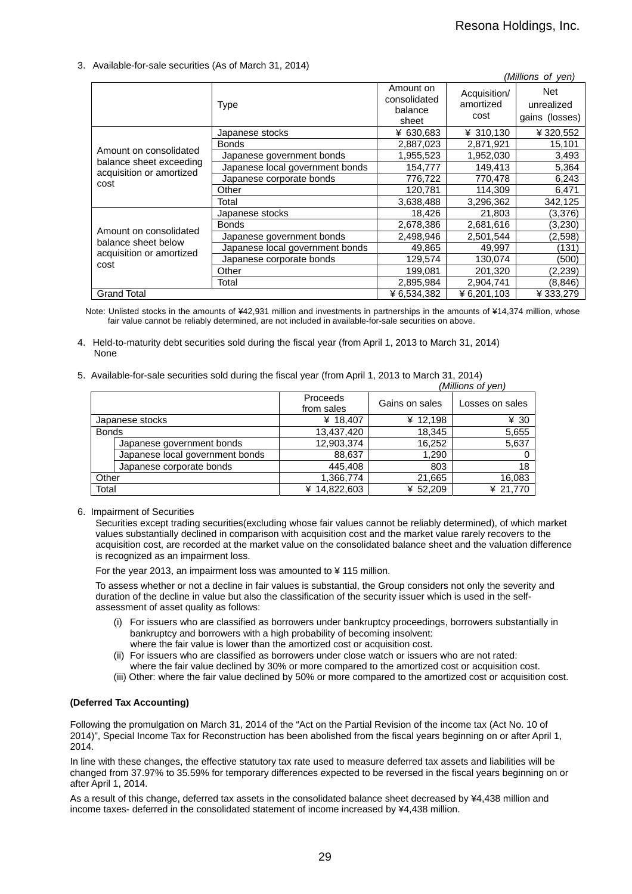3. Available-for-sale securities (As of March 31, 2014)

*(Millions of yen)*

| | Type | Amount on consolidated balance sheet | Acquisition/ amortized cost | Net unrealized gains (losses) |
|---|---|---|---|---|
| Amount on consolidated balance sheet exceeding acquisition or amortized cost | Japanese stocks | ¥ 630,683 | ¥ 310,130 | ¥ 320,552 |
| | Bonds | 2,887,023 | 2,871,921 | 15,101 |
| | Japanese government bonds | 1,955,523 | 1,952,030 | 3,493 |
| | Japanese local government bonds | 154,777 | 149,413 | 5,364 |
| | Japanese corporate bonds | 776,722 | 770,478 | 6,243 |
| | Other | 120,781 | 114,309 | 6,471 |
| | Total | 3,638,488 | 3,296,362 | 342,125 |
| Amount on consolidated balance sheet below acquisition or amortized cost | Japanese stocks | 18,426 | 21,803 | (3,376) |
| | Bonds | 2,678,386 | 2,681,616 | (3,230) |
| | Japanese government bonds | 2,498,946 | 2,501,544 | (2,598) |
| | Japanese local government bonds | 49,865 | 49,997 | (131) |
| | Japanese corporate bonds | 129,574 | 130,074 | (500) |
| | Other | 199,081 | 201,320 | (2,239) |
| | Total | 2,895,984 | 2,904,741 | (8,846) |
| Grand Total | | ¥ 6,534,382 | ¥ 6,201,103 | ¥ 333,279 |

Note: Unlisted stocks in the amounts of ¥42,931 million and investments in partnerships in the amounts of ¥14,374 million, whose fair value cannot be reliably determined, are not included in available-for-sale securities on above.

4. Held-to-maturity debt securities sold during the fiscal year (from April 1, 2013 to March 31, 2014)
None

5. Available-for-sale securities sold during the fiscal year (from April 1, 2013 to March 31, 2014)

*(Millions of yen)*

| | Proceeds from sales | Gains on sales | Losses on sales |
|---|---|---|---|
| Japanese stocks | ¥ 18,407 | ¥ 12,198 | ¥ 30 |
| Bonds | 13,437,420 | 18,345 | 5,655 |
| Japanese government bonds | 12,903,374 | 16,252 | 5,637 |
| Japanese local government bonds | 88,637 | 1,290 | 0 |
| Japanese corporate bonds | 445,408 | 803 | 18 |
| Other | 1,366,774 | 21,665 | 16,083 |
| Total | ¥ 14,822,603 | ¥ 52,209 | ¥ 21,770 |

6. Impairment of Securities

Securities except trading securities(excluding whose fair values cannot be reliably determined), of which market values substantially declined in comparison with acquisition cost and the market value rarely recovers to the acquisition cost, are recorded at the market value on the consolidated balance sheet and the valuation difference is recognized as an impairment loss.

For the year 2013, an impairment loss was amounted to ¥ 115 million.

To assess whether or not a decline in fair values is substantial, the Group considers not only the severity and duration of the decline in value but also the classification of the security issuer which is used in the self-assessment of asset quality as follows:

(i) For issuers who are classified as borrowers under bankruptcy proceedings, borrowers substantially in bankruptcy and borrowers with a high probability of becoming insolvent:
where the fair value is lower than the amortized cost or acquisition cost.

(ii) For issuers who are classified as borrowers under close watch or issuers who are not rated:
where the fair value declined by 30% or more compared to the amortized cost or acquisition cost.

(iii) Other: where the fair value declined by 50% or more compared to the amortized cost or acquisition cost.

**(Deferred Tax Accounting)**

Following the promulgation on March 31, 2014 of the "Act on the Partial Revision of the income tax (Act No. 10 of 2014)", Special Income Tax for Reconstruction has been abolished from the fiscal years beginning on or after April 1, 2014.

In line with these changes, the effective statutory tax rate used to measure deferred tax assets and liabilities will be changed from 37.97% to 35.59% for temporary differences expected to be reversed in the fiscal years beginning on or after April 1, 2014.

As a result of this change, deferred tax assets in the consolidated balance sheet decreased by ¥4,438 million and income taxes- deferred in the consolidated statement of income increased by ¥4,438 million.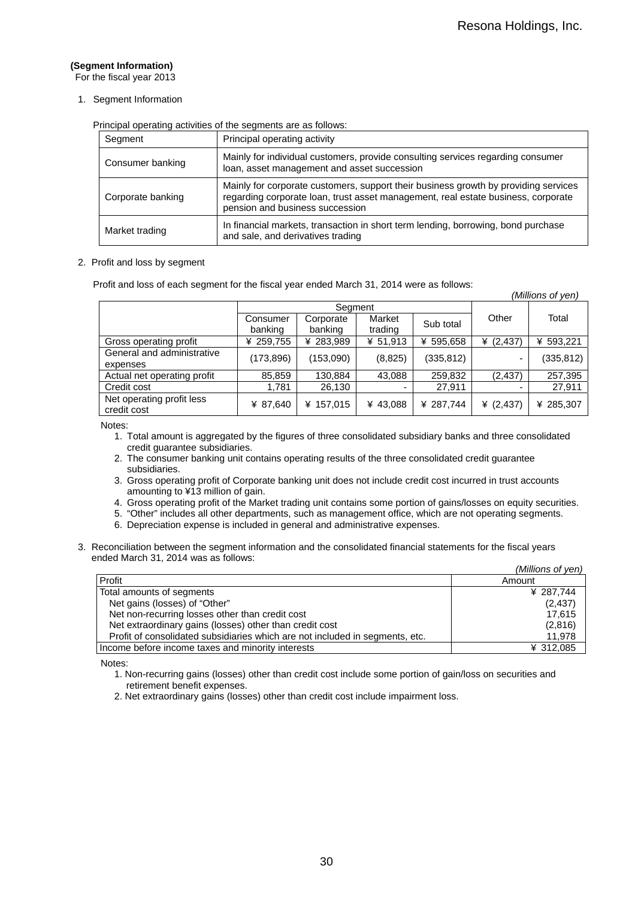**(Segment Information)**
For the fiscal year 2013

1. Segment Information

Principal operating activities of the segments are as follows:

| Segment | Principal operating activity |
|---|---|
| Consumer banking | Mainly for individual customers, provide consulting services regarding consumer loan, asset management and asset succession |
| Corporate banking | Mainly for corporate customers, support their business growth by providing services regarding corporate loan, trust asset management, real estate business, corporate pension and business succession |
| Market trading | In financial markets, transaction in short term lending, borrowing, bond purchase and sale, and derivatives trading |

2. Profit and loss by segment

Profit and loss of each segment for the fiscal year ended March 31, 2014 were as follows:

*(Millions of yen)*

| | Segment | | | | Other | Total |
|---|---|---|---|---|---|---|
| | Consumer banking | Corporate banking | Market trading | Sub total | | |
| Gross operating profit | ¥ 259,755 | ¥ 283,989 | ¥ 51,913 | ¥ 595,658 | ¥ (2,437) | ¥ 593,221 |
| General and administrative expenses | (173,896) | (153,090) | (8,825) | (335,812) | - | (335,812) |
| Actual net operating profit | 85,859 | 130,884 | 43,088 | 259,832 | (2,437) | 257,395 |
| Credit cost | 1,781 | 26,130 | - | 27,911 | - | 27,911 |
| Net operating profit less credit cost | ¥ 87,640 | ¥ 157,015 | ¥ 43,088 | ¥ 287,744 | ¥ (2,437) | ¥ 285,307 |

Notes:

1. Total amount is aggregated by the figures of three consolidated subsidiary banks and three consolidated credit guarantee subsidiaries.
2. The consumer banking unit contains operating results of the three consolidated credit guarantee subsidiaries.
3. Gross operating profit of Corporate banking unit does not include credit cost incurred in trust accounts amounting to ¥13 million of gain.
4. Gross operating profit of the Market trading unit contains some portion of gains/losses on equity securities.
5. "Other" includes all other departments, such as management office, which are not operating segments.
6. Depreciation expense is included in general and administrative expenses.

3. Reconciliation between the segment information and the consolidated financial statements for the fiscal years ended March 31, 2014 was as follows:

*(Millions of yen)*

| Profit | Amount |
|---|---|
| Total amounts of segments | ¥ 287,744 |
| Net gains (losses) of "Other" | (2,437) |
| Net non-recurring losses other than credit cost | 17,615 |
| Net extraordinary gains (losses) other than credit cost | (2,816) |
| Profit of consolidated subsidiaries which are not included in segments, etc. | 11,978 |
| Income before income taxes and minority interests | ¥ 312,085 |

Notes:

1. Non-recurring gains (losses) other than credit cost include some portion of gain/loss on securities and retirement benefit expenses.
2. Net extraordinary gains (losses) other than credit cost include impairment loss.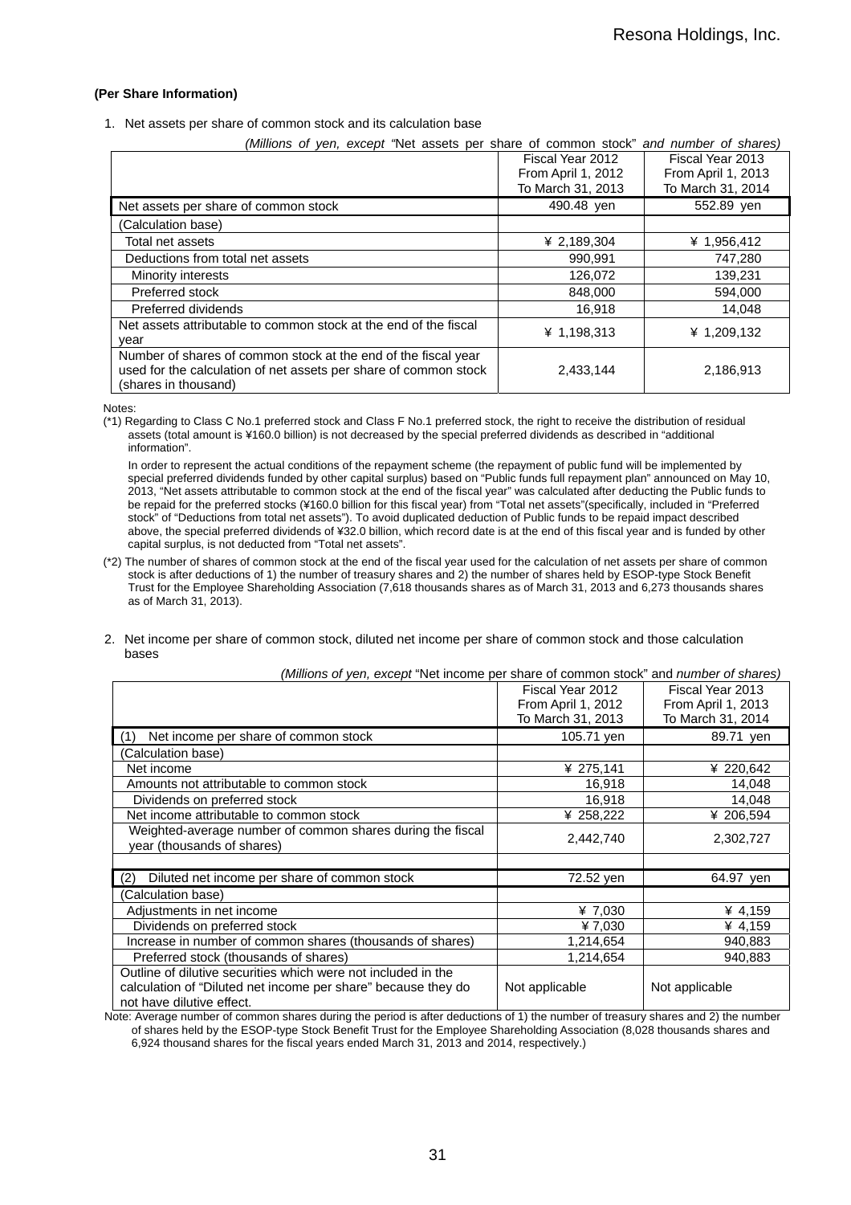**(Per Share Information)**

1. Net assets per share of common stock and its calculation base

*(Millions of yen, except "*Net assets per share of common stock" *and number of shares)*

| | Fiscal Year 2012 From April 1, 2012 To March 31, 2013 | Fiscal Year 2013 From April 1, 2013 To March 31, 2014 |
|---|---|---|
| Net assets per share of common stock | 490.48 yen | 552.89 yen |
| (Calculation base) | | |
| Total net assets | ¥ 2,189,304 | ¥ 1,956,412 |
| Deductions from total net assets | 990,991 | 747,280 |
| Minority interests | 126,072 | 139,231 |
| Preferred stock | 848,000 | 594,000 |
| Preferred dividends | 16,918 | 14,048 |
| Net assets attributable to common stock at the end of the fiscal year | ¥ 1,198,313 | ¥ 1,209,132 |
| Number of shares of common stock at the end of the fiscal year used for the calculation of net assets per share of common stock (shares in thousand) | 2,433,144 | 2,186,913 |

Notes:

(*1) Regarding to Class C No.1 preferred stock and Class F No.1 preferred stock, the right to receive the distribution of residual assets (total amount is ¥160.0 billion) is not decreased by the special preferred dividends as described in "additional information".

In order to represent the actual conditions of the repayment scheme (the repayment of public fund will be implemented by special preferred dividends funded by other capital surplus) based on "Public funds full repayment plan" announced on May 10, 2013, "Net assets attributable to common stock at the end of the fiscal year" was calculated after deducting the Public funds to be repaid for the preferred stocks (¥160.0 billion for this fiscal year) from "Total net assets"(specifically, included in "Preferred stock" of "Deductions from total net assets"). To avoid duplicated deduction of Public funds to be repaid impact described above, the special preferred dividends of ¥32.0 billion, which record date is at the end of this fiscal year and is funded by other capital surplus, is not deducted from "Total net assets".

(*2) The number of shares of common stock at the end of the fiscal year used for the calculation of net assets per share of common stock is after deductions of 1) the number of treasury shares and 2) the number of shares held by ESOP-type Stock Benefit Trust for the Employee Shareholding Association (7,618 thousands shares as of March 31, 2013 and 6,273 thousands shares as of March 31, 2013).

2. Net income per share of common stock, diluted net income per share of common stock and those calculation bases

*(Millions of yen, except* "Net income per share of common stock" and *number of shares)*

| | Fiscal Year 2012 From April 1, 2012 To March 31, 2013 | Fiscal Year 2013 From April 1, 2013 To March 31, 2014 |
|---|---|---|
| (1) Net income per share of common stock | 105.71 yen | 89.71 yen |
| (Calculation base) | | |
| Net income | ¥ 275,141 | ¥ 220,642 |
| Amounts not attributable to common stock | 16,918 | 14,048 |
| Dividends on preferred stock | 16,918 | 14,048 |
| Net income attributable to common stock | ¥ 258,222 | ¥ 206,594 |
| Weighted-average number of common shares during the fiscal year (thousands of shares) | 2,442,740 | 2,302,727 |
| | | |
| (2) Diluted net income per share of common stock | 72.52 yen | 64.97 yen |
| (Calculation base) | | |
| Adjustments in net income | ¥ 7,030 | ¥ 4,159 |
| Dividends on preferred stock | ¥ 7,030 | ¥ 4,159 |
| Increase in number of common shares (thousands of shares) | 1,214,654 | 940,883 |
| Preferred stock (thousands of shares) | 1,214,654 | 940,883 |
| Outline of dilutive securities which were not included in the calculation of "Diluted net income per share" because they do not have dilutive effect. | Not applicable | Not applicable |

Note: Average number of common shares during the period is after deductions of 1) the number of treasury shares and 2) the number of shares held by the ESOP-type Stock Benefit Trust for the Employee Shareholding Association (8,028 thousands shares and 6,924 thousand shares for the fiscal years ended March 31, 2013 and 2014, respectively.)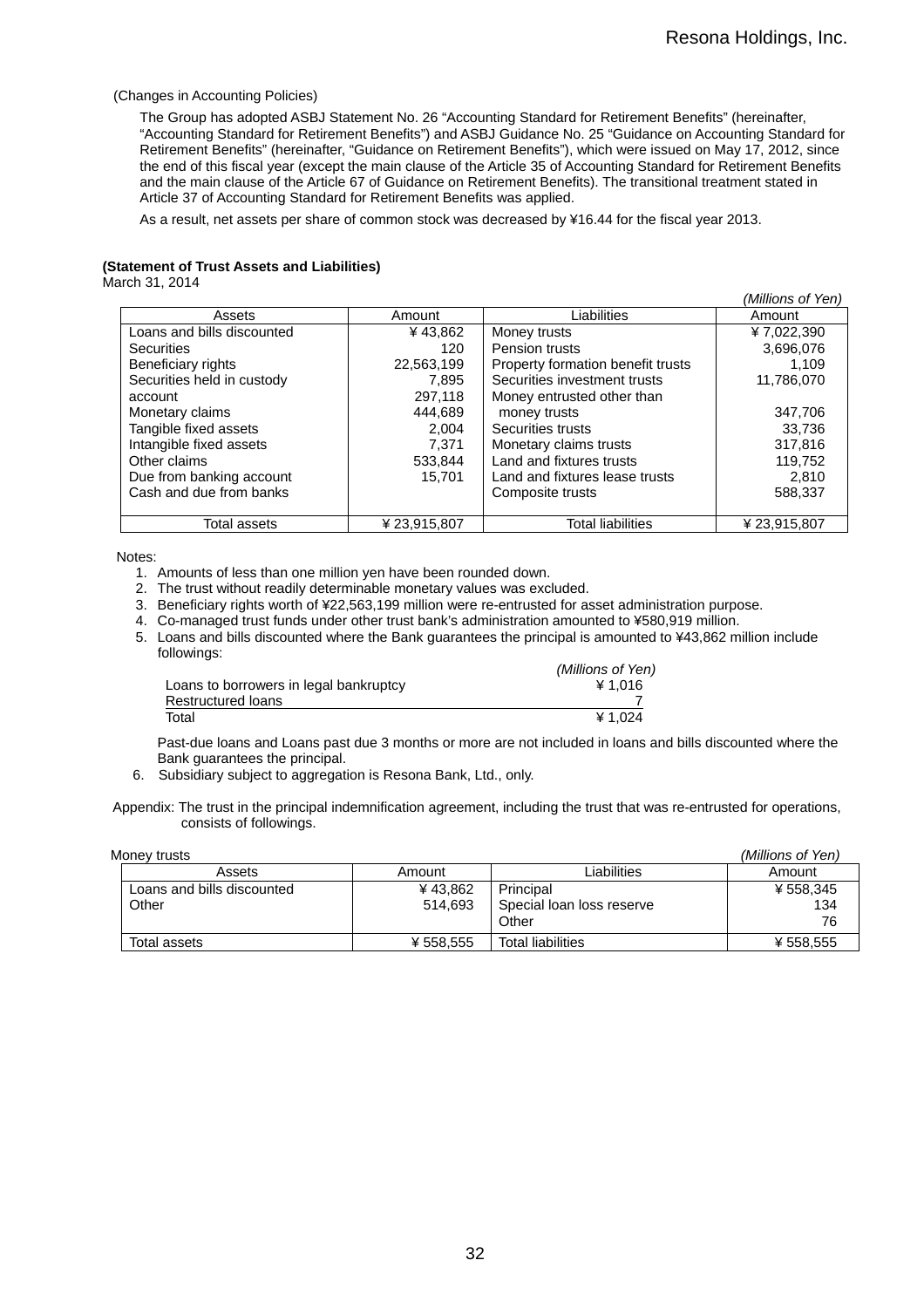(Changes in Accounting Policies)

The Group has adopted ASBJ Statement No. 26 "Accounting Standard for Retirement Benefits" (hereinafter, "Accounting Standard for Retirement Benefits") and ASBJ Guidance No. 25 "Guidance on Accounting Standard for Retirement Benefits" (hereinafter, "Guidance on Retirement Benefits"), which were issued on May 17, 2012, since the end of this fiscal year (except the main clause of the Article 35 of Accounting Standard for Retirement Benefits and the main clause of the Article 67 of Guidance on Retirement Benefits). The transitional treatment stated in Article 37 of Accounting Standard for Retirement Benefits was applied.

As a result, net assets per share of common stock was decreased by ¥16.44 for the fiscal year 2013.

**(Statement of Trust Assets and Liabilities)**
March 31, 2014

*(Millions of Yen)*

| Assets | Amount | Liabilities | Amount |
|---|---|---|---|
| Loans and bills discounted | ¥ 43,862 | Money trusts | ¥ 7,022,390 |
| Securities | 120 | Pension trusts | 3,696,076 |
| Beneficiary rights | 22,563,199 | Property formation benefit trusts | 1,109 |
| Securities held in custody account | 7,895 | Securities investment trusts | 11,786,070 |
| Monetary claims | 297,118 | Money entrusted other than money trusts | 347,706 |
| Tangible fixed assets | 444,689 | Securities trusts | 33,736 |
| Intangible fixed assets | 2,004 | Monetary claims trusts | 317,816 |
| Other claims | 7,371 | Land and fixtures trusts | 119,752 |
| Due from banking account | 533,844 | Land and fixtures lease trusts | 2,810 |
| Cash and due from banks | 15,701 | Composite trusts | 588,337 |
| Total assets | ¥ 23,915,807 | Total liabilities | ¥ 23,915,807 |

Notes:

1. Amounts of less than one million yen have been rounded down.
2. The trust without readily determinable monetary values was excluded.
3. Beneficiary rights worth of ¥22,563,199 million were re-entrusted for asset administration purpose.
4. Co-managed trust funds under other trust bank's administration amounted to ¥580,919 million.
5. Loans and bills discounted where the Bank guarantees the principal is amounted to ¥43,862 million include followings:

| | *(Millions of Yen)* |
|---|---|
| Loans to borrowers in legal bankruptcy | ¥ 1,016 |
| Restructured loans | 7 |
| Total | ¥ 1,024 |

Past-due loans and Loans past due 3 months or more are not included in loans and bills discounted where the Bank guarantees the principal.

6. Subsidiary subject to aggregation is Resona Bank, Ltd., only.

Appendix: The trust in the principal indemnification agreement, including the trust that was re-entrusted for operations, consists of followings.

Money trusts *(Millions of Yen)*

| Assets | Amount | Liabilities | Amount |
|---|---|---|---|
| Loans and bills discounted | ¥ 43,862 | Principal | ¥ 558,345 |
| Other | 514,693 | Special loan loss reserve | 134 |
| | | Other | 76 |
| Total assets | ¥ 558,555 | Total liabilities | ¥ 558,555 |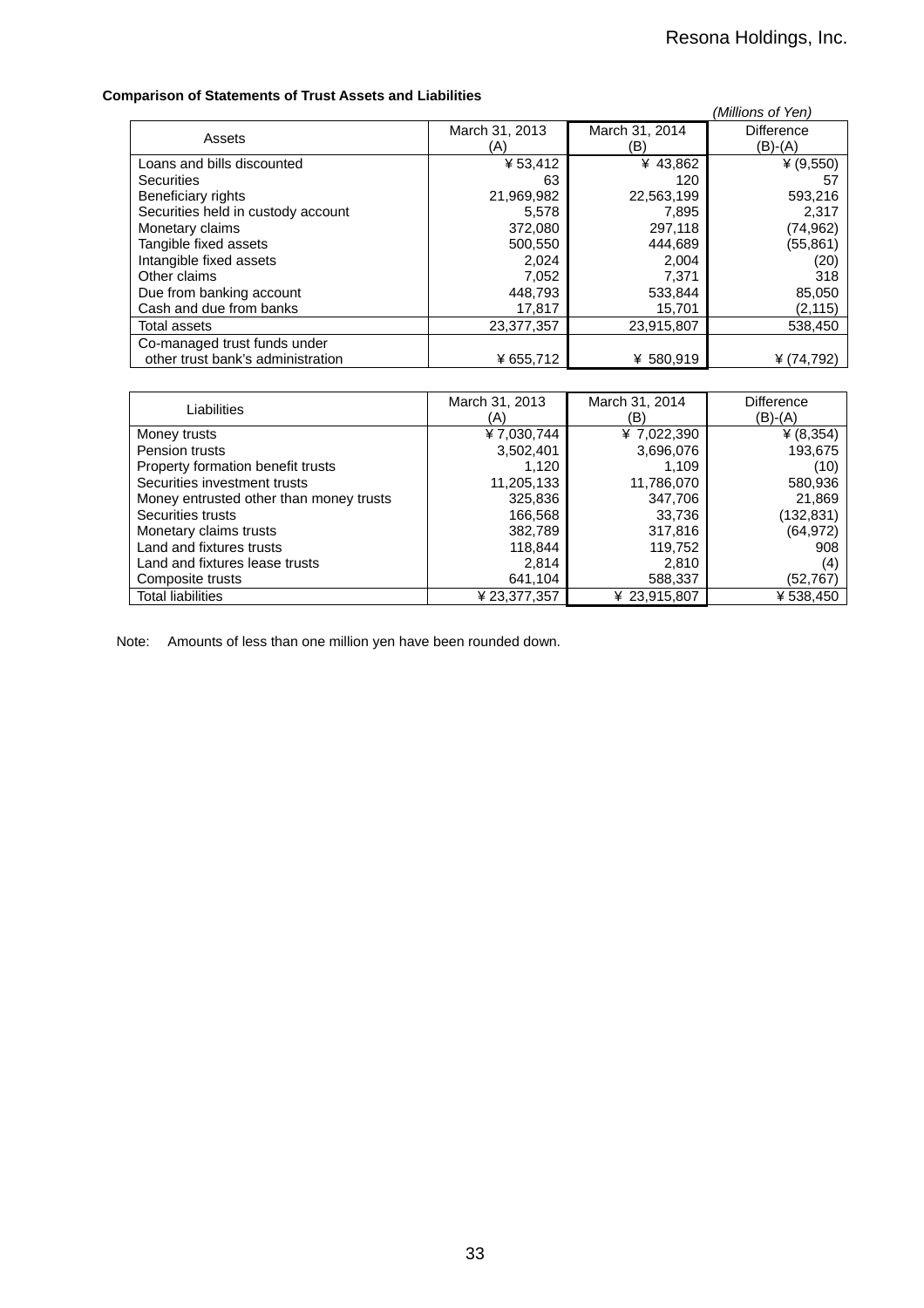**Comparison of Statements of Trust Assets and Liabilities**

*(Millions of Yen)*

| Assets | March 31, 2013 (A) | March 31, 2014 (B) | Difference (B)-(A) |
|---|---|---|---|
| Loans and bills discounted | ¥ 53,412 | ¥ 43,862 | ¥ (9,550) |
| Securities | 63 | 120 | 57 |
| Beneficiary rights | 21,969,982 | 22,563,199 | 593,216 |
| Securities held in custody account | 5,578 | 7,895 | 2,317 |
| Monetary claims | 372,080 | 297,118 | (74,962) |
| Tangible fixed assets | 500,550 | 444,689 | (55,861) |
| Intangible fixed assets | 2,024 | 2,004 | (20) |
| Other claims | 7,052 | 7,371 | 318 |
| Due from banking account | 448,793 | 533,844 | 85,050 |
| Cash and due from banks | 17,817 | 15,701 | (2,115) |
| Total assets | 23,377,357 | 23,915,807 | 538,450 |
| Co-managed trust funds under other trust bank's administration | ¥ 655,712 | ¥ 580,919 | ¥ (74,792) |

| Liabilities | March 31, 2013 (A) | March 31, 2014 (B) | Difference (B)-(A) |
|---|---|---|---|
| Money trusts | ¥ 7,030,744 | ¥ 7,022,390 | ¥ (8,354) |
| Pension trusts | 3,502,401 | 3,696,076 | 193,675 |
| Property formation benefit trusts | 1,120 | 1,109 | (10) |
| Securities investment trusts | 11,205,133 | 11,786,070 | 580,936 |
| Money entrusted other than money trusts | 325,836 | 347,706 | 21,869 |
| Securities trusts | 166,568 | 33,736 | (132,831) |
| Monetary claims trusts | 382,789 | 317,816 | (64,972) |
| Land and fixtures trusts | 118,844 | 119,752 | 908 |
| Land and fixtures lease trusts | 2,814 | 2,810 | (4) |
| Composite trusts | 641,104 | 588,337 | (52,767) |
| Total liabilities | ¥ 23,377,357 | ¥ 23,915,807 | ¥ 538,450 |

Note: Amounts of less than one million yen have been rounded down.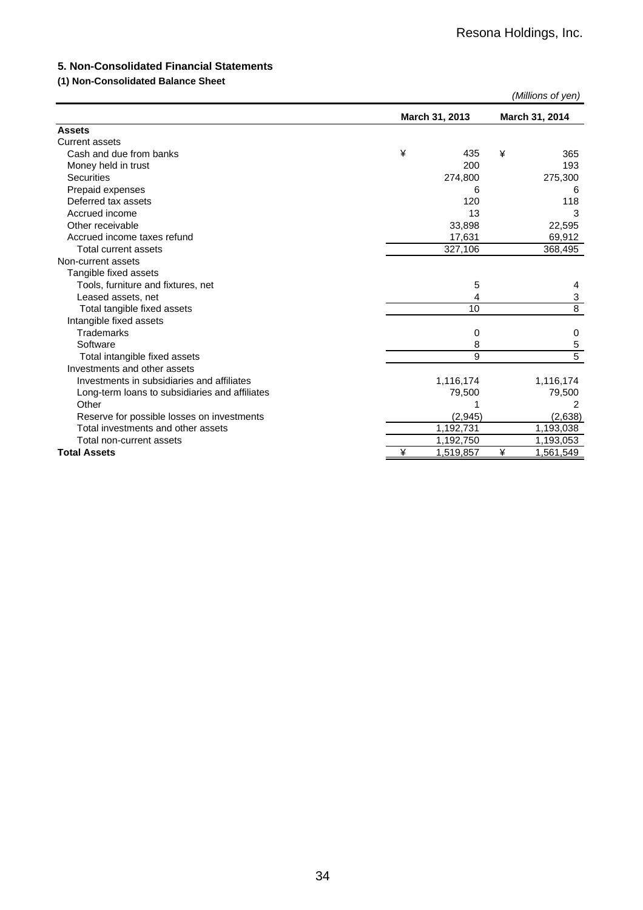## 5. Non-Consolidated Financial Statements

### (1) Non-Consolidated Balance Sheet

*(Millions of yen)*

| | March 31, 2013 | March 31, 2014 |
|---|---|---|
| **Assets** | | |
| Current assets | | |
| Cash and due from banks | ¥ 435 | ¥ 365 |
| Money held in trust | 200 | 193 |
| Securities | 274,800 | 275,300 |
| Prepaid expenses | 6 | 6 |
| Deferred tax assets | 120 | 118 |
| Accrued income | 13 | 3 |
| Other receivable | 33,898 | 22,595 |
| Accrued income taxes refund | 17,631 | 69,912 |
| Total current assets | 327,106 | 368,495 |
| Non-current assets | | |
| Tangible fixed assets | | |
| Tools, furniture and fixtures, net | 5 | 4 |
| Leased assets, net | 4 | 3 |
| Total tangible fixed assets | 10 | 8 |
| Intangible fixed assets | | |
| Trademarks | 0 | 0 |
| Software | 8 | 5 |
| Total intangible fixed assets | 9 | 5 |
| Investments and other assets | | |
| Investments in subsidiaries and affiliates | 1,116,174 | 1,116,174 |
| Long-term loans to subsidiaries and affiliates | 79,500 | 79,500 |
| Other | 1 | 2 |
| Reserve for possible losses on investments | (2,945) | (2,638) |
| Total investments and other assets | 1,192,731 | 1,193,038 |
| Total non-current assets | 1,192,750 | 1,193,053 |
| **Total Assets** | ¥ 1,519,857 | ¥ 1,561,549 |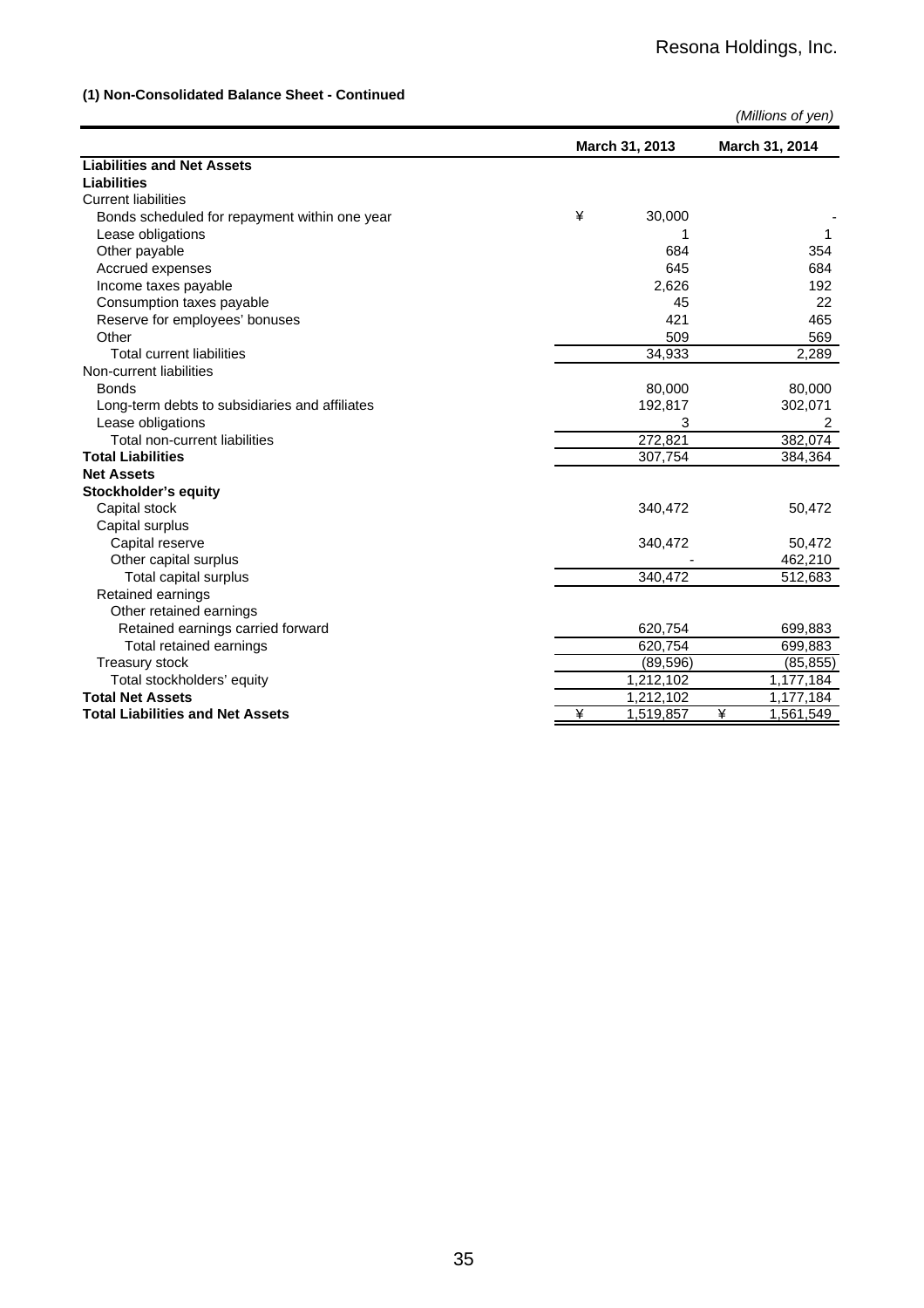**(1) Non-Consolidated Balance Sheet - Continued**

*(Millions of yen)*

| | March 31, 2013 | March 31, 2014 |
|---|---|---|
| **Liabilities and Net Assets** | | |
| **Liabilities** | | |
| Current liabilities | | |
| Bonds scheduled for repayment within one year | ¥ 30,000 | - |
| Lease obligations | 1 | 1 |
| Other payable | 684 | 354 |
| Accrued expenses | 645 | 684 |
| Income taxes payable | 2,626 | 192 |
| Consumption taxes payable | 45 | 22 |
| Reserve for employees' bonuses | 421 | 465 |
| Other | 509 | 569 |
| Total current liabilities | 34,933 | 2,289 |
| Non-current liabilities | | |
| Bonds | 80,000 | 80,000 |
| Long-term debts to subsidiaries and affiliates | 192,817 | 302,071 |
| Lease obligations | 3 | 2 |
| Total non-current liabilities | 272,821 | 382,074 |
| **Total Liabilities** | 307,754 | 384,364 |
| **Net Assets** | | |
| **Stockholder's equity** | | |
| Capital stock | 340,472 | 50,472 |
| Capital surplus | | |
| Capital reserve | 340,472 | 50,472 |
| Other capital surplus | - | 462,210 |
| Total capital surplus | 340,472 | 512,683 |
| Retained earnings | | |
| Other retained earnings | | |
| Retained earnings carried forward | 620,754 | 699,883 |
| Total retained earnings | 620,754 | 699,883 |
| Treasury stock | (89,596) | (85,855) |
| Total stockholders' equity | 1,212,102 | 1,177,184 |
| **Total Net Assets** | 1,212,102 | 1,177,184 |
| **Total Liabilities and Net Assets** | ¥ 1,519,857 | ¥ 1,561,549 |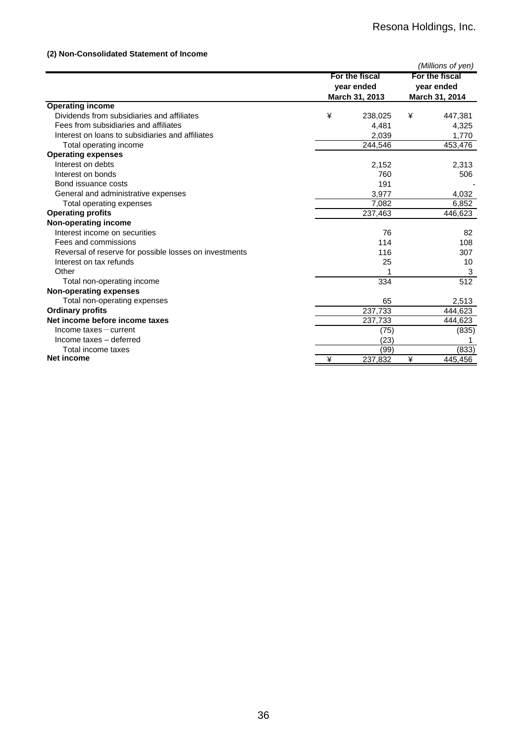### (2) Non-Consolidated Statement of Income

*(Millions of yen)*

| | For the fiscal year ended March 31, 2013 | For the fiscal year ended March 31, 2014 |
|---|---|---|
| **Operating income** | | |
| Dividends from subsidiaries and affiliates | ¥ 238,025 | ¥ 447,381 |
| Fees from subsidiaries and affiliates | 4,481 | 4,325 |
| Interest on loans to subsidiaries and affiliates | 2,039 | 1,770 |
| Total operating income | 244,546 | 453,476 |
| **Operating expenses** | | |
| Interest on debts | 2,152 | 2,313 |
| Interest on bonds | 760 | 506 |
| Bond issuance costs | 191 | - |
| General and administrative expenses | 3,977 | 4,032 |
| Total operating expenses | 7,082 | 6,852 |
| **Operating profits** | 237,463 | 446,623 |
| **Non-operating income** | | |
| Interest income on securities | 76 | 82 |
| Fees and commissions | 114 | 108 |
| Reversal of reserve for possible losses on investments | 116 | 307 |
| Interest on tax refunds | 25 | 10 |
| Other | 1 | 3 |
| Total non-operating income | 334 | 512 |
| **Non-operating expenses** | | |
| Total non-operating expenses | 65 | 2,513 |
| **Ordinary profits** | 237,733 | 444,623 |
| **Net income before income taxes** | 237,733 | 444,623 |
| Income taxes－current | (75) | (835) |
| Income taxes – deferred | (23) | 1 |
| Total income taxes | (99) | (833) |
| **Net income** | ¥ 237,832 | ¥ 445,456 |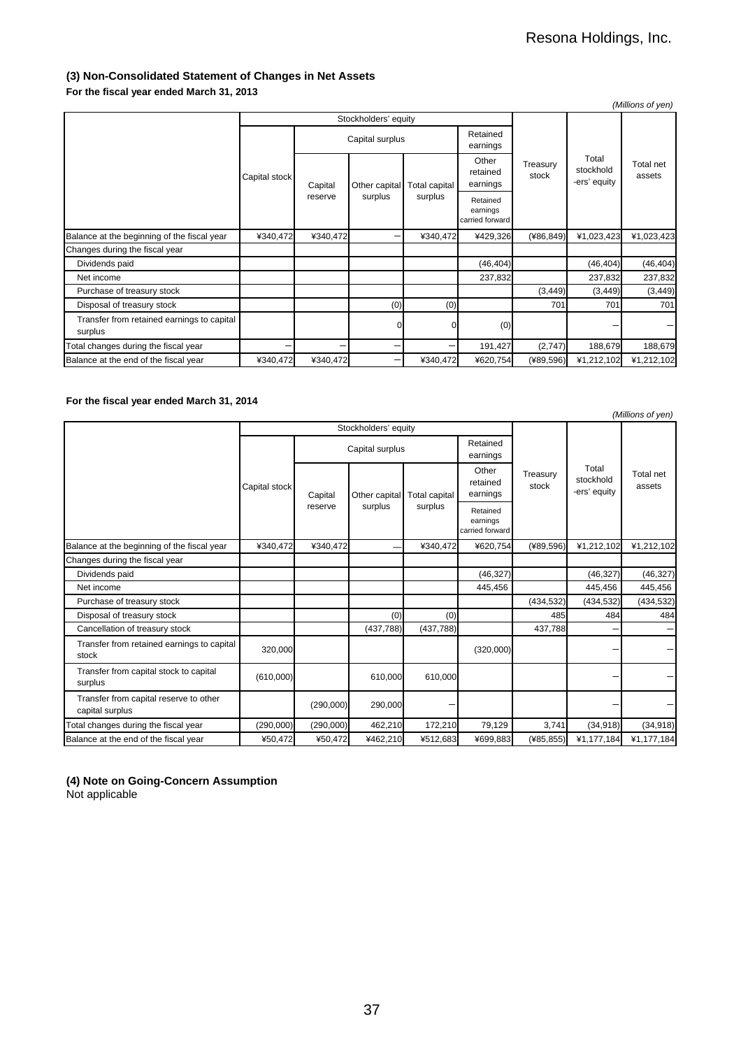### (3) Non-Consolidated Statement of Changes in Net Assets

**For the fiscal year ended March 31, 2013**

*(Millions of yen)*

| | Stockholders' equity | | | | | | | |
|---|---|---|---|---|---|---|---|---|
| | Capital stock | Capital surplus | | | Retained earnings | Treasury stock | Total stockhold-ers' equity | Total net assets |
| | | Capital reserve | Other capital surplus | Total capital surplus | Other retained earnings | | | |
| | | | | | Retained earnings carried forward | | | |
| Balance at the beginning of the fiscal year | ¥340,472 | ¥340,472 | ― | ¥340,472 | ¥429,326 | (¥86,849) | ¥1,023,423 | ¥1,023,423 |
| Changes during the fiscal year | | | | | | | | |
| Dividends paid | | | | | (46,404) | | (46,404) | (46,404) |
| Net income | | | | | 237,832 | | 237,832 | 237,832 |
| Purchase of treasury stock | | | | | | (3,449) | (3,449) | (3,449) |
| Disposal of treasury stock | | | (0) | (0) | | 701 | 701 | 701 |
| Transfer from retained earnings to capital surplus | | | 0 | 0 | (0) | | ― | ― |
| Total changes during the fiscal year | ― | ― | ― | ― | 191,427 | (2,747) | 188,679 | 188,679 |
| Balance at the end of the fiscal year | ¥340,472 | ¥340,472 | ― | ¥340,472 | ¥620,754 | (¥89,596) | ¥1,212,102 | ¥1,212,102 |

**For the fiscal year ended March 31, 2014**

*(Millions of yen)*

| | Stockholders' equity | | | | | | | |
|---|---|---|---|---|---|---|---|---|
| | Capital stock | Capital surplus | | | Retained earnings | Treasury stock | Total stockhold-ers' equity | Total net assets |
| | | Capital reserve | Other capital surplus | Total capital surplus | Other retained earnings | | | |
| | | | | | Retained earnings carried forward | | | |
| Balance at the beginning of the fiscal year | ¥340,472 | ¥340,472 | ― | ¥340,472 | ¥620,754 | (¥89,596) | ¥1,212,102 | ¥1,212,102 |
| Changes during the fiscal year | | | | | | | | |
| Dividends paid | | | | | (46,327) | | (46,327) | (46,327) |
| Net income | | | | | 445,456 | | 445,456 | 445,456 |
| Purchase of treasury stock | | | | | | (434,532) | (434,532) | (434,532) |
| Disposal of treasury stock | | | (0) | (0) | | 485 | 484 | 484 |
| Cancellation of treasury stock | | | (437,788) | (437,788) | | 437,788 | ― | ― |
| Transfer from retained earnings to capital stock | 320,000 | | | | (320,000) | | ― | ― |
| Transfer from capital stock to capital surplus | (610,000) | | 610,000 | 610,000 | | | ― | ― |
| Transfer from capital reserve to other capital surplus | | (290,000) | 290,000 | ― | | | ― | ― |
| Total changes during the fiscal year | (290,000) | (290,000) | 462,210 | 172,210 | 79,129 | 3,741 | (34,918) | (34,918) |
| Balance at the end of the fiscal year | ¥50,472 | ¥50,472 | ¥462,210 | ¥512,683 | ¥699,883 | (¥85,855) | ¥1,177,184 | ¥1,177,184 |

### (4) Note on Going-Concern Assumption

Not applicable